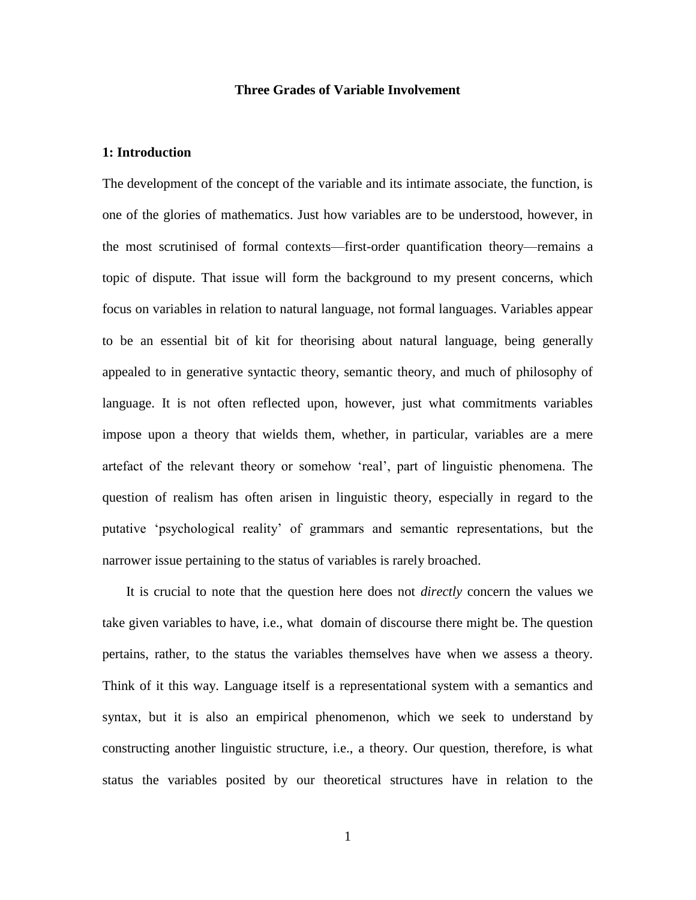# Three Grades of Variable Involvement

## 1: Introduction

The development of the concept of the variable and its intimate associate, the function, is one of the glories of mathematics. Just how variables are to be understood, however, in the most scrutinised of formal contexts—first-order quantification theory—remains a topic of dispute. That issue will form the background to my present concerns, which focus on variables in relation to natural language, not formal languages. Variables appear to be an essential bit of kit for theorising about natural language, being generally appealed to in generative syntactic theory, semantic theory, and much of philosophy of language. It is not often reflected upon, however, just what commitments variables impose upon a theory that wields them, whether, in particular, variables are a mere artefact of the relevant theory or somehow 'real', part of linguistic phenomena. The question of realism has often arisen in linguistic theory, especially in regard to the putative 'psychological reality' of grammars and semantic representations, but the narrower issue pertaining to the status of variables is rarely broached.

It is crucial to note that the question here does not *directly* concern the values we take given variables to have, i.e., what domain of discourse there might be. The question pertains, rather, to the status the variables themselves have when we assess a theory. Think of it this way. Language itself is a representational system with a semantics and syntax, but it is also an empirical phenomenon, which we seek to understand by constructing another linguistic structure, i.e., a theory. Our question, therefore, is what status the variables posited by our theoretical structures have in relation to the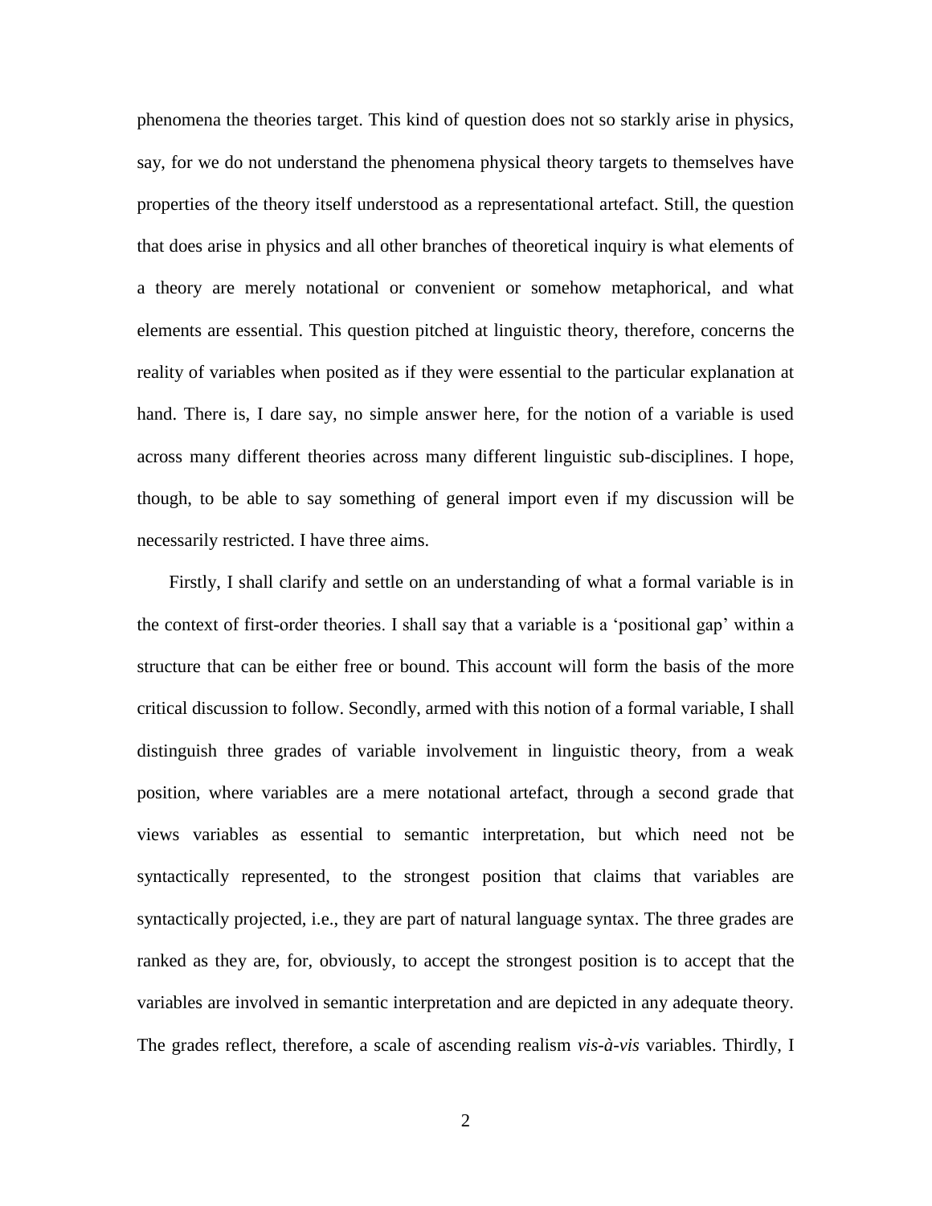phenomena the theories target. This kind of question does not so starkly arise in physics, say, for we do not understand the phenomena physical theory targets to themselves have properties of the theory itself understood as a representational artefact. Still, the question that does arise in physics and all other branches of theoretical inquiry is what elements of a theory are merely notational or convenient or somehow metaphorical, and what elements are essential. This question pitched at linguistic theory, therefore, concerns the reality of variables when posited as if they were essential to the particular explanation at hand. There is, I dare say, no simple answer here, for the notion of a variable is used across many different theories across many different linguistic sub-disciplines. I hope, though, to be able to say something of general import even if my discussion will be necessarily restricted. I have three aims.

Firstly, I shall clarify and settle on an understanding of what a formal variable is in the context of first-order theories. I shall say that a variable is a 'positional gap' within a structure that can be either free or bound. This account will form the basis of the more critical discussion to follow. Secondly, armed with this notion of a formal variable, I shall distinguish three grades of variable involvement in linguistic theory, from a weak position, where variables are a mere notational artefact, through a second grade that views variables as essential to semantic interpretation, but which need not be syntactically represented, to the strongest position that claims that variables are syntactically projected, i.e., they are part of natural language syntax. The three grades are ranked as they are, for, obviously, to accept the strongest position is to accept that the variables are involved in semantic interpretation and are depicted in any adequate theory. The grades reflect, therefore, a scale of ascending realism *vis-à-vis* variables. Thirdly, I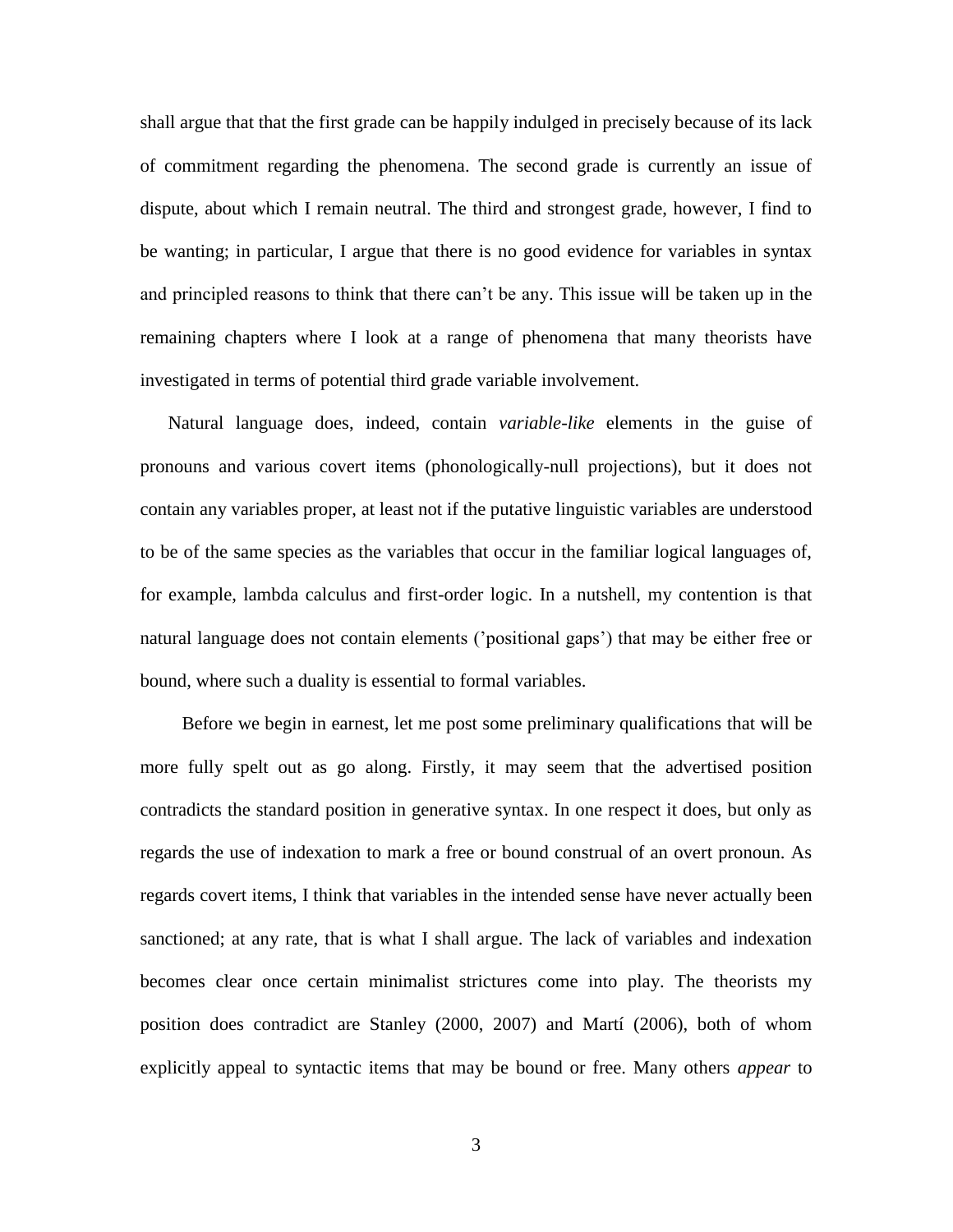shall argue that that the first grade can be happily indulged in precisely because of its lack of commitment regarding the phenomena. The second grade is currently an issue of dispute, about which I remain neutral. The third and strongest grade, however, I find to be wanting; in particular, I argue that there is no good evidence for variables in syntax and principled reasons to think that there can't be any. This issue will be taken up in the remaining chapters where I look at a range of phenomena that many theorists have investigated in terms of potential third grade variable involvement.

Natural language does, indeed, contain *variable-like* elements in the guise of pronouns and various covert items (phonologically-null projections), but it does not contain any variables proper, at least not if the putative linguistic variables are understood to be of the same species as the variables that occur in the familiar logical languages of, for example, lambda calculus and first-order logic. In a nutshell, my contention is that natural language does not contain elements ('positional gaps') that may be either free or bound, where such a duality is essential to formal variables.

Before we begin in earnest, let me post some preliminary qualifications that will be more fully spelt out as go along. Firstly, it may seem that the advertised position contradicts the standard position in generative syntax. In one respect it does, but only as regards the use of indexation to mark a free or bound construal of an overt pronoun. As regards covert items, I think that variables in the intended sense have never actually been sanctioned; at any rate, that is what I shall argue. The lack of variables and indexation becomes clear once certain minimalist strictures come into play. The theorists my position does contradict are Stanley (2000, 2007) and Martí (2006), both of whom explicitly appeal to syntactic items that may be bound or free. Many others *appear* to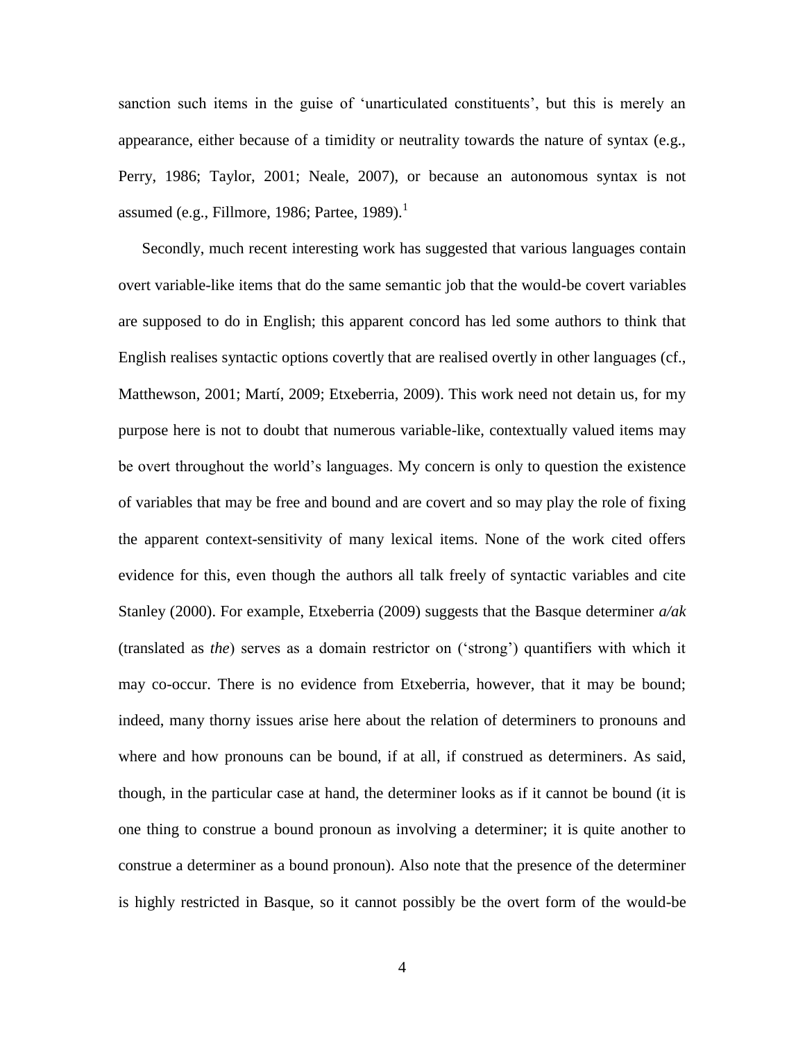sanction such items in the guise of 'unarticulated constituents', but this is merely an appearance, either because of a timidity or neutrality towards the nature of syntax (e.g., Perry, 1986; Taylor, 2001; Neale, 2007), or because an autonomous syntax is not assumed (e.g., Fillmore, 1986; Partee, 1989).[1]

Secondly, much recent interesting work has suggested that various languages contain overt variable-like items that do the same semantic job that the would-be covert variables are supposed to do in English; this apparent concord has led some authors to think that English realises syntactic options covertly that are realised overtly in other languages (cf., Matthewson, 2001; Martí, 2009; Etxeberria, 2009). This work need not detain us, for my purpose here is not to doubt that numerous variable-like, contextually valued items may be overt throughout the world's languages. My concern is only to question the existence of variables that may be free and bound and are covert and so may play the role of fixing the apparent context-sensitivity of many lexical items. None of the work cited offers evidence for this, even though the authors all talk freely of syntactic variables and cite Stanley (2000). For example, Etxeberria (2009) suggests that the Basque determiner *a/ak* (translated as *the*) serves as a domain restrictor on ('strong') quantifiers with which it may co-occur. There is no evidence from Etxeberria, however, that it may be bound; indeed, many thorny issues arise here about the relation of determiners to pronouns and where and how pronouns can be bound, if at all, if construed as determiners. As said, though, in the particular case at hand, the determiner looks as if it cannot be bound (it is one thing to construe a bound pronoun as involving a determiner; it is quite another to construe a determiner as a bound pronoun). Also note that the presence of the determiner is highly restricted in Basque, so it cannot possibly be the overt form of the would-be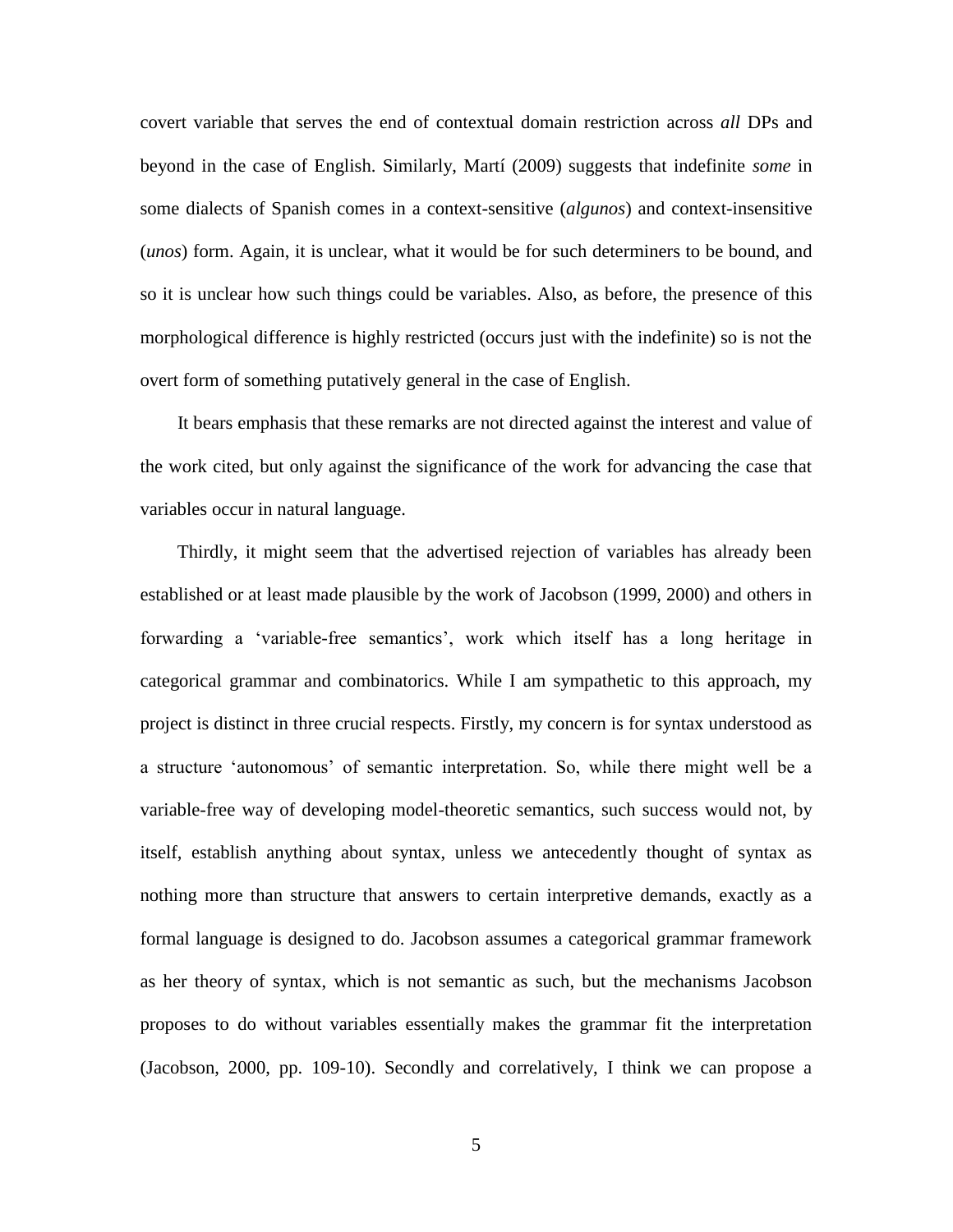covert variable that serves the end of contextual domain restriction across *all* DPs and beyond in the case of English. Similarly, Martí (2009) suggests that indefinite *some* in some dialects of Spanish comes in a context-sensitive (*algunos*) and context-insensitive (*unos*) form. Again, it is unclear, what it would be for such determiners to be bound, and so it is unclear how such things could be variables. Also, as before, the presence of this morphological difference is highly restricted (occurs just with the indefinite) so is not the overt form of something putatively general in the case of English.

It bears emphasis that these remarks are not directed against the interest and value of the work cited, but only against the significance of the work for advancing the case that variables occur in natural language.

Thirdly, it might seem that the advertised rejection of variables has already been established or at least made plausible by the work of Jacobson (1999, 2000) and others in forwarding a 'variable-free semantics', work which itself has a long heritage in categorical grammar and combinatorics. While I am sympathetic to this approach, my project is distinct in three crucial respects. Firstly, my concern is for syntax understood as a structure 'autonomous' of semantic interpretation. So, while there might well be a variable-free way of developing model-theoretic semantics, such success would not, by itself, establish anything about syntax, unless we antecedently thought of syntax as nothing more than structure that answers to certain interpretive demands, exactly as a formal language is designed to do. Jacobson assumes a categorical grammar framework as her theory of syntax, which is not semantic as such, but the mechanisms Jacobson proposes to do without variables essentially makes the grammar fit the interpretation (Jacobson, 2000, pp. 109-10). Secondly and correlatively, I think we can propose a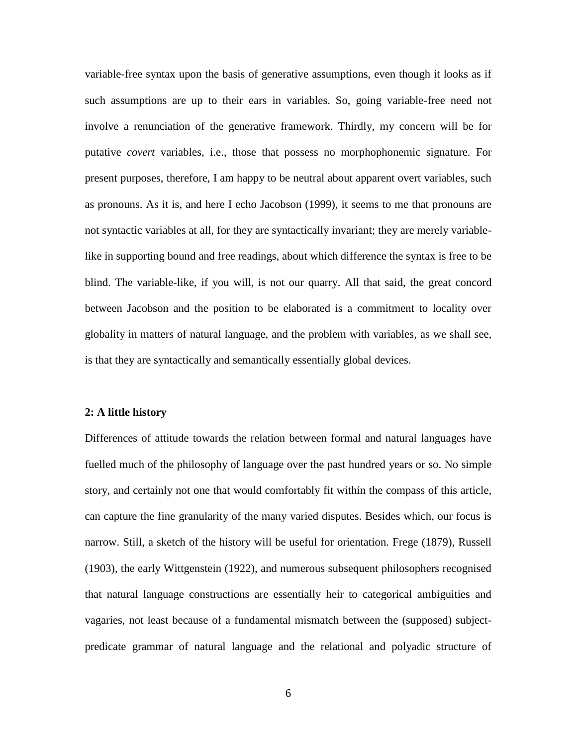variable-free syntax upon the basis of generative assumptions, even though it looks as if such assumptions are up to their ears in variables. So, going variable-free need not involve a renunciation of the generative framework. Thirdly, my concern will be for putative *covert* variables, i.e., those that possess no morphophonemic signature. For present purposes, therefore, I am happy to be neutral about apparent overt variables, such as pronouns. As it is, and here I echo Jacobson (1999), it seems to me that pronouns are not syntactic variables at all, for they are syntactically invariant; they are merely variable-like in supporting bound and free readings, about which difference the syntax is free to be blind. The variable-like, if you will, is not our quarry. All that said, the great concord between Jacobson and the position to be elaborated is a commitment to locality over globality in matters of natural language, and the problem with variables, as we shall see, is that they are syntactically and semantically essentially global devices.

## 2: A little history

Differences of attitude towards the relation between formal and natural languages have fuelled much of the philosophy of language over the past hundred years or so. No simple story, and certainly not one that would comfortably fit within the compass of this article, can capture the fine granularity of the many varied disputes. Besides which, our focus is narrow. Still, a sketch of the history will be useful for orientation. Frege (1879), Russell (1903), the early Wittgenstein (1922), and numerous subsequent philosophers recognised that natural language constructions are essentially heir to categorical ambiguities and vagaries, not least because of a fundamental mismatch between the (supposed) subject-predicate grammar of natural language and the relational and polyadic structure of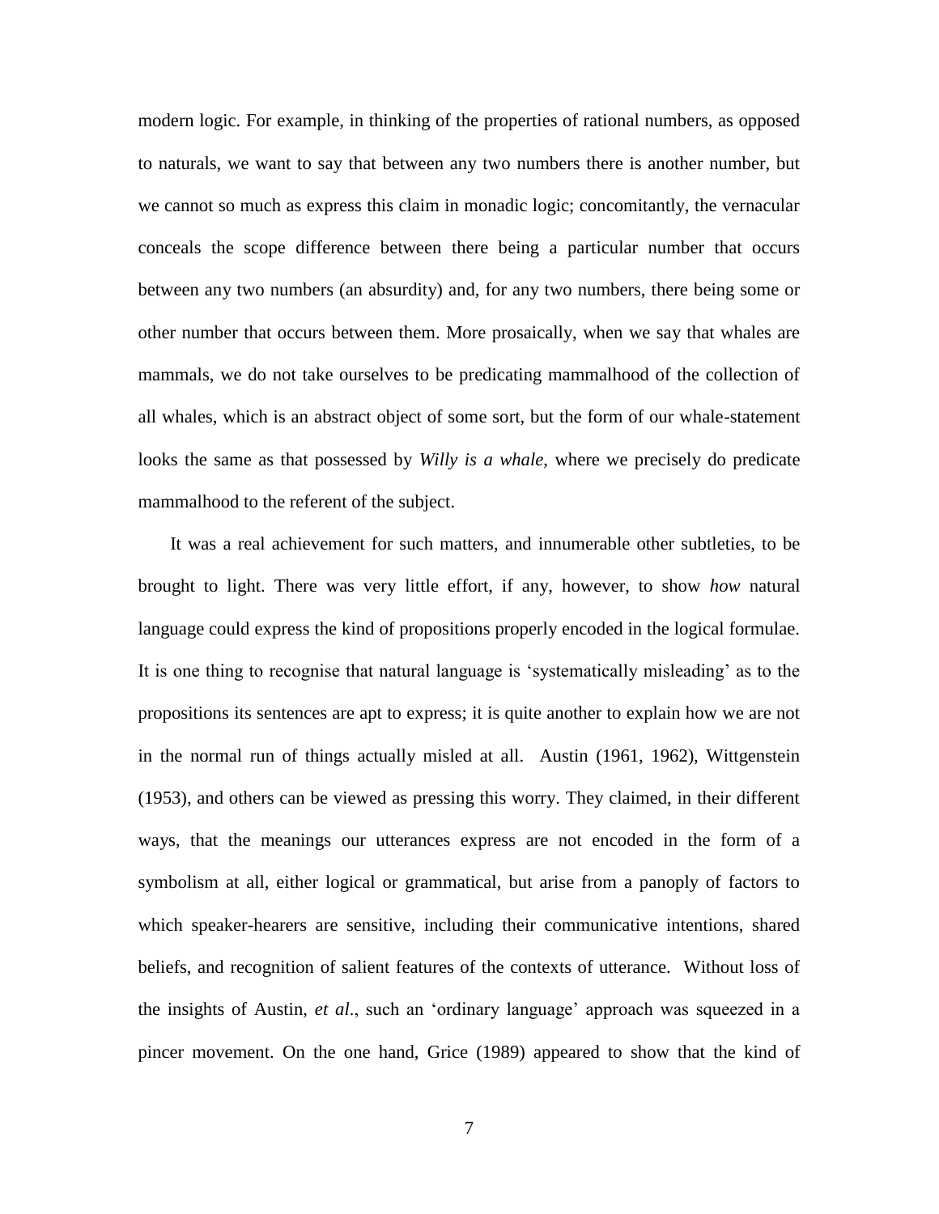modern logic. For example, in thinking of the properties of rational numbers, as opposed to naturals, we want to say that between any two numbers there is another number, but we cannot so much as express this claim in monadic logic; concomitantly, the vernacular conceals the scope difference between there being a particular number that occurs between any two numbers (an absurdity) and, for any two numbers, there being some or other number that occurs between them. More prosaically, when we say that whales are mammals, we do not take ourselves to be predicating mammalhood of the collection of all whales, which is an abstract object of some sort, but the form of our whale-statement looks the same as that possessed by *Willy is a whale*, where we precisely do predicate mammalhood to the referent of the subject.

It was a real achievement for such matters, and innumerable other subtleties, to be brought to light. There was very little effort, if any, however, to show *how* natural language could express the kind of propositions properly encoded in the logical formulae. It is one thing to recognise that natural language is 'systematically misleading' as to the propositions its sentences are apt to express; it is quite another to explain how we are not in the normal run of things actually misled at all. Austin (1961, 1962), Wittgenstein (1953), and others can be viewed as pressing this worry. They claimed, in their different ways, that the meanings our utterances express are not encoded in the form of a symbolism at all, either logical or grammatical, but arise from a panoply of factors to which speaker-hearers are sensitive, including their communicative intentions, shared beliefs, and recognition of salient features of the contexts of utterance. Without loss of the insights of Austin, *et al*., such an 'ordinary language' approach was squeezed in a pincer movement. On the one hand, Grice (1989) appeared to show that the kind of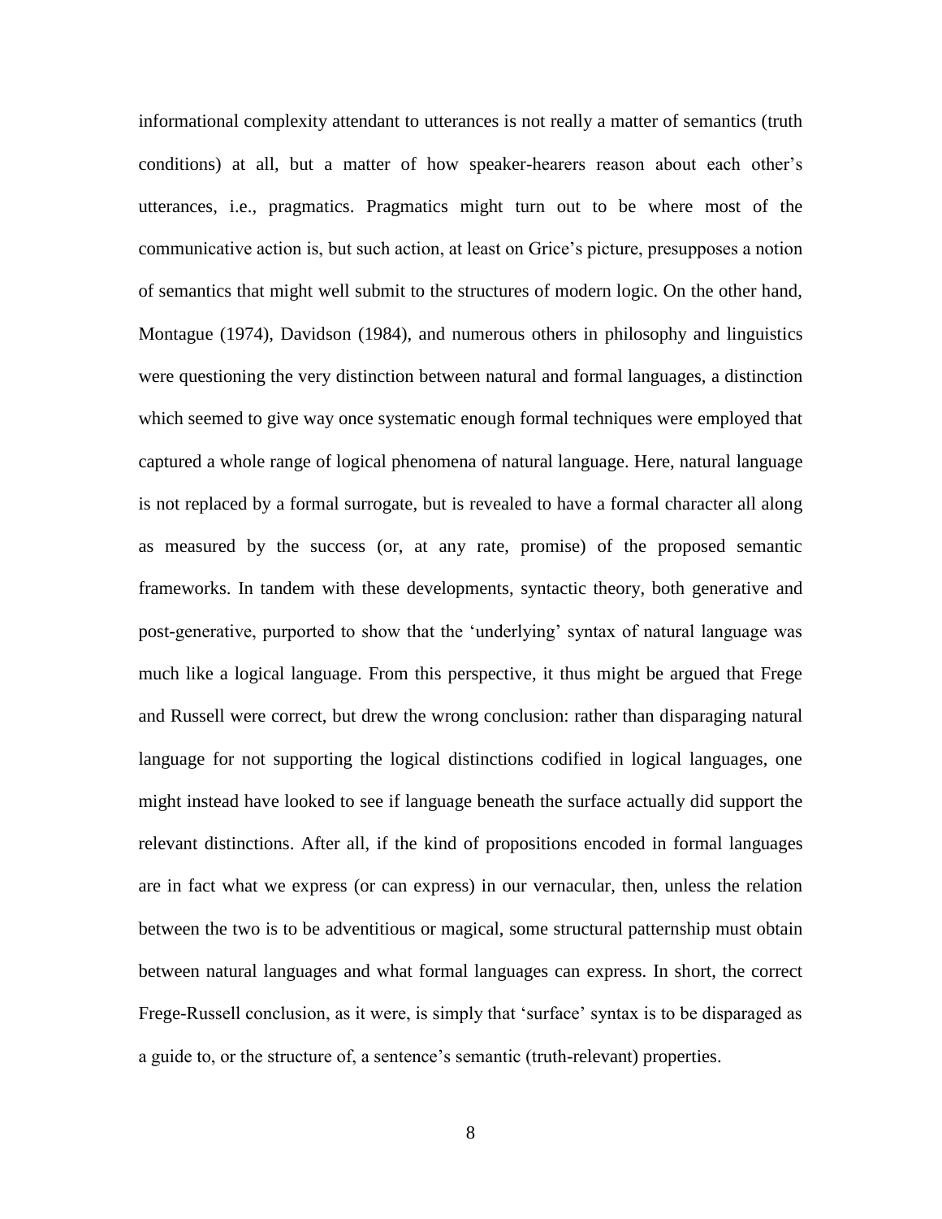informational complexity attendant to utterances is not really a matter of semantics (truth conditions) at all, but a matter of how speaker-hearers reason about each other's utterances, i.e., pragmatics. Pragmatics might turn out to be where most of the communicative action is, but such action, at least on Grice's picture, presupposes a notion of semantics that might well submit to the structures of modern logic. On the other hand, Montague (1974), Davidson (1984), and numerous others in philosophy and linguistics were questioning the very distinction between natural and formal languages, a distinction which seemed to give way once systematic enough formal techniques were employed that captured a whole range of logical phenomena of natural language. Here, natural language is not replaced by a formal surrogate, but is revealed to have a formal character all along as measured by the success (or, at any rate, promise) of the proposed semantic frameworks. In tandem with these developments, syntactic theory, both generative and post-generative, purported to show that the 'underlying' syntax of natural language was much like a logical language. From this perspective, it thus might be argued that Frege and Russell were correct, but drew the wrong conclusion: rather than disparaging natural language for not supporting the logical distinctions codified in logical languages, one might instead have looked to see if language beneath the surface actually did support the relevant distinctions. After all, if the kind of propositions encoded in formal languages are in fact what we express (or can express) in our vernacular, then, unless the relation between the two is to be adventitious or magical, some structural patternship must obtain between natural languages and what formal languages can express. In short, the correct Frege-Russell conclusion, as it were, is simply that 'surface' syntax is to be disparaged as a guide to, or the structure of, a sentence's semantic (truth-relevant) properties.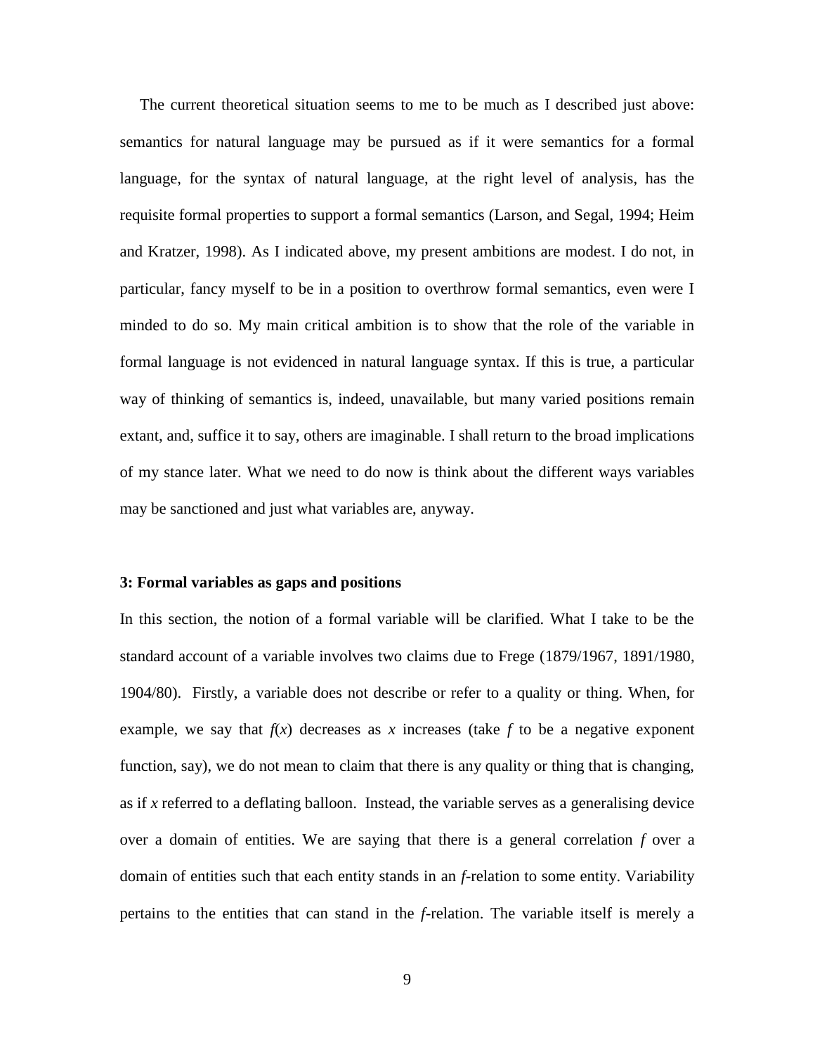The current theoretical situation seems to me to be much as I described just above: semantics for natural language may be pursued as if it were semantics for a formal language, for the syntax of natural language, at the right level of analysis, has the requisite formal properties to support a formal semantics (Larson, and Segal, 1994; Heim and Kratzer, 1998). As I indicated above, my present ambitions are modest. I do not, in particular, fancy myself to be in a position to overthrow formal semantics, even were I minded to do so. My main critical ambition is to show that the role of the variable in formal language is not evidenced in natural language syntax. If this is true, a particular way of thinking of semantics is, indeed, unavailable, but many varied positions remain extant, and, suffice it to say, others are imaginable. I shall return to the broad implications of my stance later. What we need to do now is think about the different ways variables may be sanctioned and just what variables are, anyway.

**3: Formal variables as gaps and positions**

In this section, the notion of a formal variable will be clarified. What I take to be the standard account of a variable involves two claims due to Frege (1879/1967, 1891/1980, 1904/80). Firstly, a variable does not describe or refer to a quality or thing. When, for example, we say that $f(x)$ decreases as $x$ increases (take $f$ to be a negative exponent function, say), we do not mean to claim that there is any quality or thing that is changing, as if $x$ referred to a deflating balloon. Instead, the variable serves as a generalising device over a domain of entities. We are saying that there is a general correlation $f$ over a domain of entities such that each entity stands in an $f$-relation to some entity. Variability pertains to the entities that can stand in the $f$-relation. The variable itself is merely a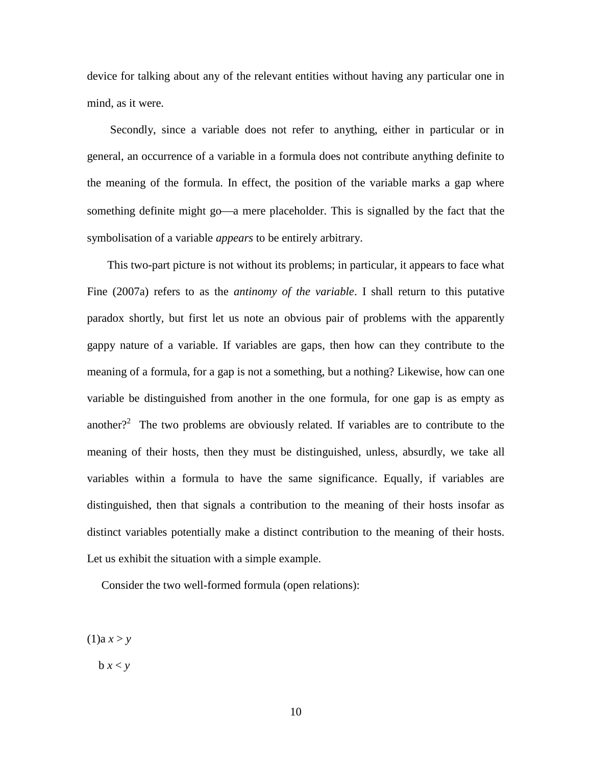device for talking about any of the relevant entities without having any particular one in mind, as it were.

Secondly, since a variable does not refer to anything, either in particular or in general, an occurrence of a variable in a formula does not contribute anything definite to the meaning of the formula. In effect, the position of the variable marks a gap where something definite might go—a mere placeholder. This is signalled by the fact that the symbolisation of a variable *appears* to be entirely arbitrary.

This two-part picture is not without its problems; in particular, it appears to face what Fine (2007a) refers to as the *antinomy of the variable*. I shall return to this putative paradox shortly, but first let us note an obvious pair of problems with the apparently gappy nature of a variable. If variables are gaps, then how can they contribute to the meaning of a formula, for a gap is not a something, but a nothing? Likewise, how can one variable be distinguished from another in the one formula, for one gap is as empty as another?[2] The two problems are obviously related. If variables are to contribute to the meaning of their hosts, then they must be distinguished, unless, absurdly, we take all variables within a formula to have the same significance. Equally, if variables are distinguished, then that signals a contribution to the meaning of their hosts insofar as distinct variables potentially make a distinct contribution to the meaning of their hosts. Let us exhibit the situation with a simple example.

Consider the two well-formed formula (open relations):

(1)a $x > y$

b $x < y$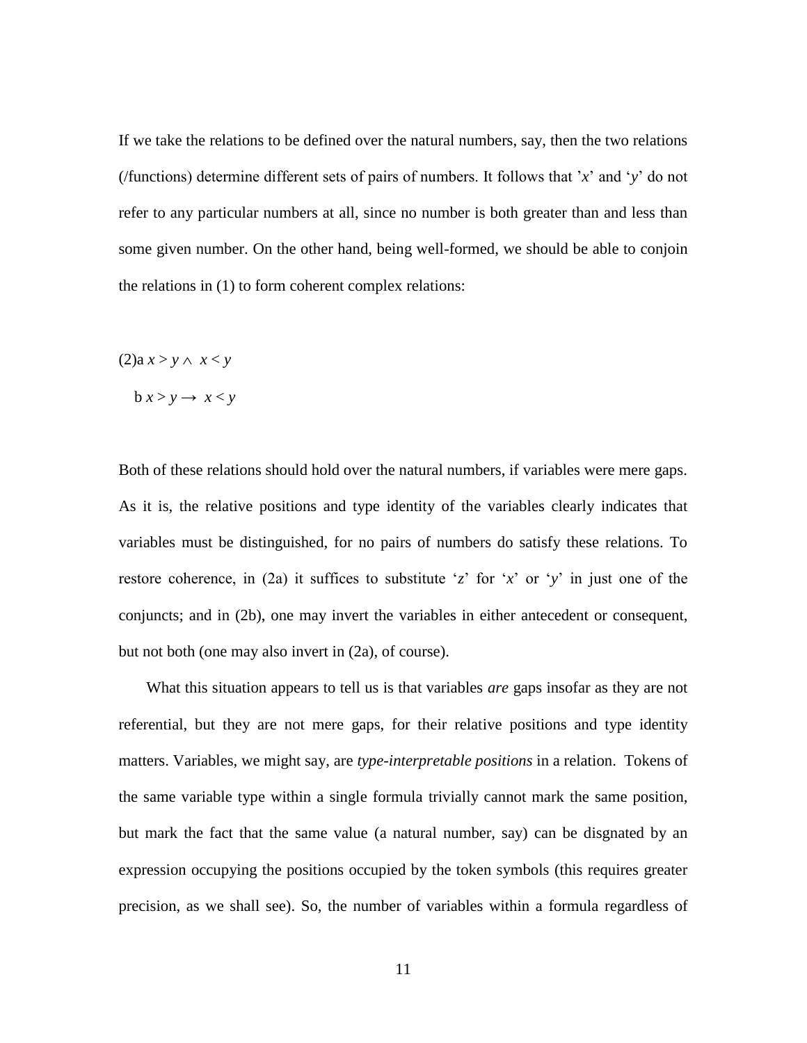If we take the relations to be defined over the natural numbers, say, then the two relations (/functions) determine different sets of pairs of numbers. It follows that '*x*' and '*y*' do not refer to any particular numbers at all, since no number is both greater than and less than some given number. On the other hand, being well-formed, we should be able to conjoin the relations in (1) to form coherent complex relations:

(2)a $x > y \wedge x < y$

b $x > y \rightarrow x < y$

Both of these relations should hold over the natural numbers, if variables were mere gaps. As it is, the relative positions and type identity of the variables clearly indicates that variables must be distinguished, for no pairs of numbers do satisfy these relations. To restore coherence, in (2a) it suffices to substitute '*z*' for '*x*' or '*y*' in just one of the conjuncts; and in (2b), one may invert the variables in either antecedent or consequent, but not both (one may also invert in (2a), of course).

What this situation appears to tell us is that variables *are* gaps insofar as they are not referential, but they are not mere gaps, for their relative positions and type identity matters. Variables, we might say, are *type-interpretable positions* in a relation. Tokens of the same variable type within a single formula trivially cannot mark the same position, but mark the fact that the same value (a natural number, say) can be disgnated by an expression occupying the positions occupied by the token symbols (this requires greater precision, as we shall see). So, the number of variables within a formula regardless of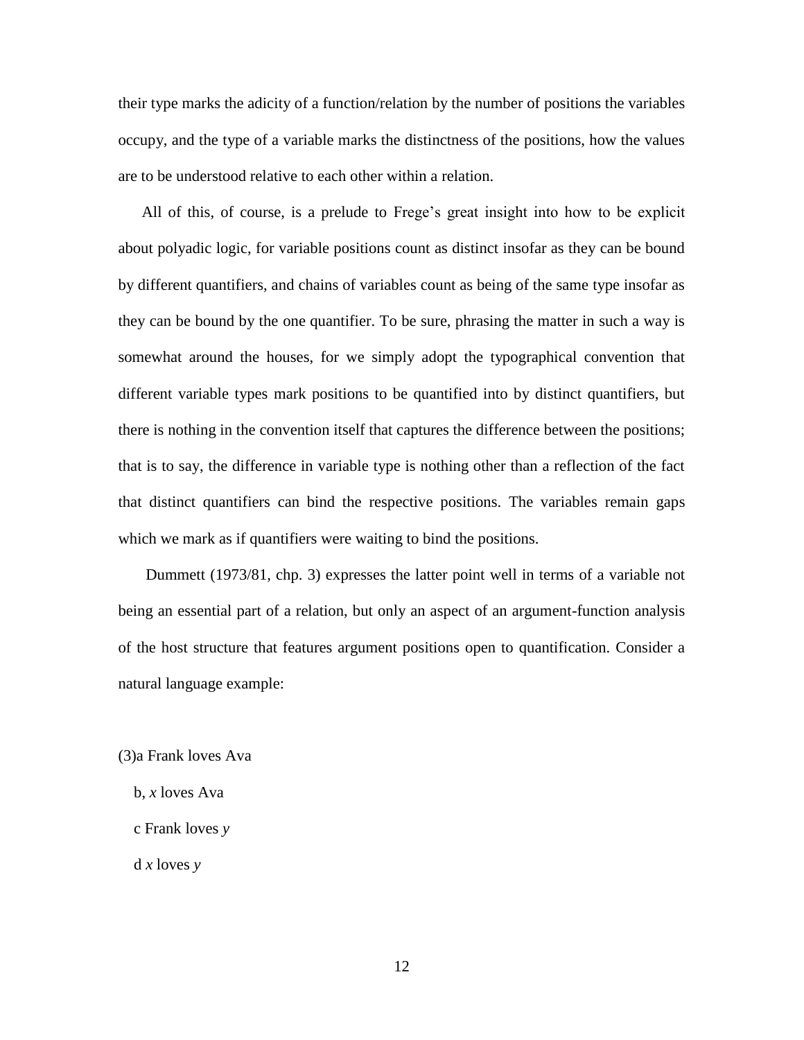their type marks the adicity of a function/relation by the number of positions the variables occupy, and the type of a variable marks the distinctness of the positions, how the values are to be understood relative to each other within a relation.

All of this, of course, is a prelude to Frege's great insight into how to be explicit about polyadic logic, for variable positions count as distinct insofar as they can be bound by different quantifiers, and chains of variables count as being of the same type insofar as they can be bound by the one quantifier. To be sure, phrasing the matter in such a way is somewhat around the houses, for we simply adopt the typographical convention that different variable types mark positions to be quantified into by distinct quantifiers, but there is nothing in the convention itself that captures the difference between the positions; that is to say, the difference in variable type is nothing other than a reflection of the fact that distinct quantifiers can bind the respective positions. The variables remain gaps which we mark as if quantifiers were waiting to bind the positions.

Dummett (1973/81, chp. 3) expresses the latter point well in terms of a variable not being an essential part of a relation, but only an aspect of an argument-function analysis of the host structure that features argument positions open to quantification. Consider a natural language example:

(3)a Frank loves Ava

b, *x* loves Ava

c Frank loves *y*

d *x* loves *y*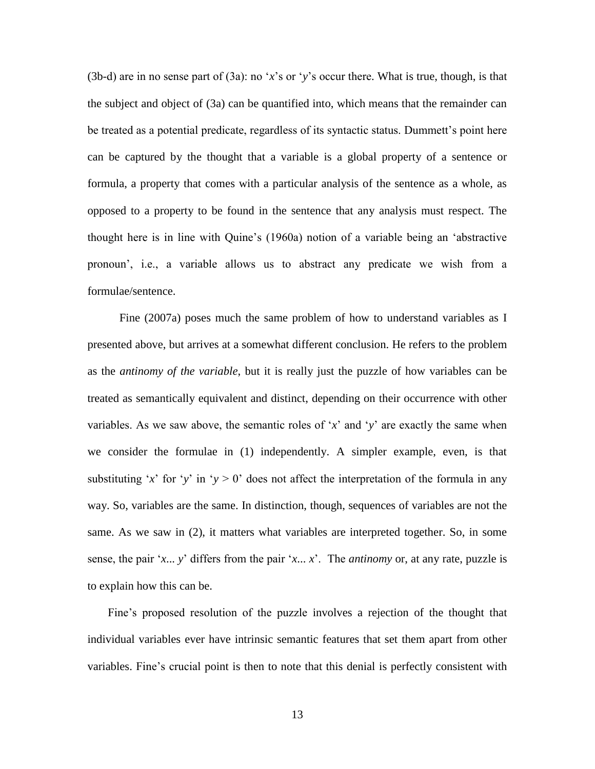(3b-d) are in no sense part of (3a): no '*x*'s or '*y*'s occur there. What is true, though, is that the subject and object of (3a) can be quantified into, which means that the remainder can be treated as a potential predicate, regardless of its syntactic status. Dummett's point here can be captured by the thought that a variable is a global property of a sentence or formula, a property that comes with a particular analysis of the sentence as a whole, as opposed to a property to be found in the sentence that any analysis must respect. The thought here is in line with Quine's (1960a) notion of a variable being an 'abstractive pronoun', i.e., a variable allows us to abstract any predicate we wish from a formulae/sentence.

Fine (2007a) poses much the same problem of how to understand variables as I presented above, but arrives at a somewhat different conclusion. He refers to the problem as the *antinomy of the variable*, but it is really just the puzzle of how variables can be treated as semantically equivalent and distinct, depending on their occurrence with other variables. As we saw above, the semantic roles of '*x*' and '*y*' are exactly the same when we consider the formulae in (1) independently. A simpler example, even, is that substituting '*x*' for '*y*' in '$y > 0$' does not affect the interpretation of the formula in any way. So, variables are the same. In distinction, though, sequences of variables are not the same. As we saw in (2), it matters what variables are interpreted together. So, in some sense, the pair '*x*... *y*' differs from the pair '*x*... *x*'. The *antinomy* or, at any rate, puzzle is to explain how this can be.

Fine's proposed resolution of the puzzle involves a rejection of the thought that individual variables ever have intrinsic semantic features that set them apart from other variables. Fine's crucial point is then to note that this denial is perfectly consistent with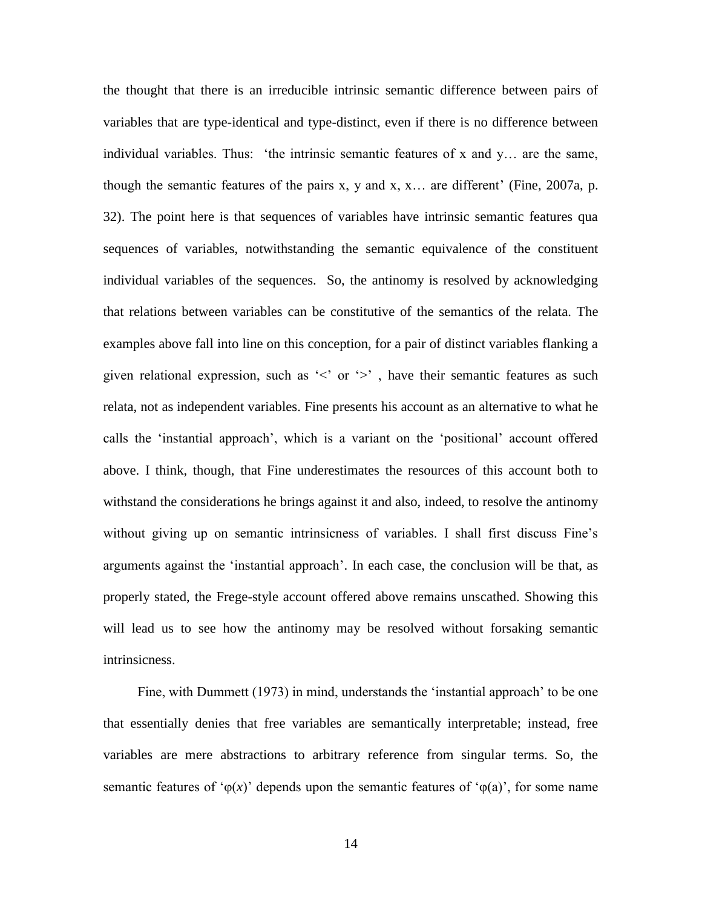the thought that there is an irreducible intrinsic semantic difference between pairs of variables that are type-identical and type-distinct, even if there is no difference between individual variables. Thus: 'the intrinsic semantic features of x and y… are the same, though the semantic features of the pairs x, y and x, x… are different' (Fine, 2007a, p. 32). The point here is that sequences of variables have intrinsic semantic features qua sequences of variables, notwithstanding the semantic equivalence of the constituent individual variables of the sequences. So, the antinomy is resolved by acknowledging that relations between variables can be constitutive of the semantics of the relata. The examples above fall into line on this conception, for a pair of distinct variables flanking a given relational expression, such as '<' or '>' , have their semantic features as such relata, not as independent variables. Fine presents his account as an alternative to what he calls the 'instantial approach', which is a variant on the 'positional' account offered above. I think, though, that Fine underestimates the resources of this account both to withstand the considerations he brings against it and also, indeed, to resolve the antinomy without giving up on semantic intrinsicness of variables. I shall first discuss Fine's arguments against the 'instantial approach'. In each case, the conclusion will be that, as properly stated, the Frege-style account offered above remains unscathed. Showing this will lead us to see how the antinomy may be resolved without forsaking semantic intrinsicness.

Fine, with Dummett (1973) in mind, understands the 'instantial approach' to be one that essentially denies that free variables are semantically interpretable; instead, free variables are mere abstractions to arbitrary reference from singular terms. So, the semantic features of '$\varphi(x)$' depends upon the semantic features of '$\varphi$(a)', for some name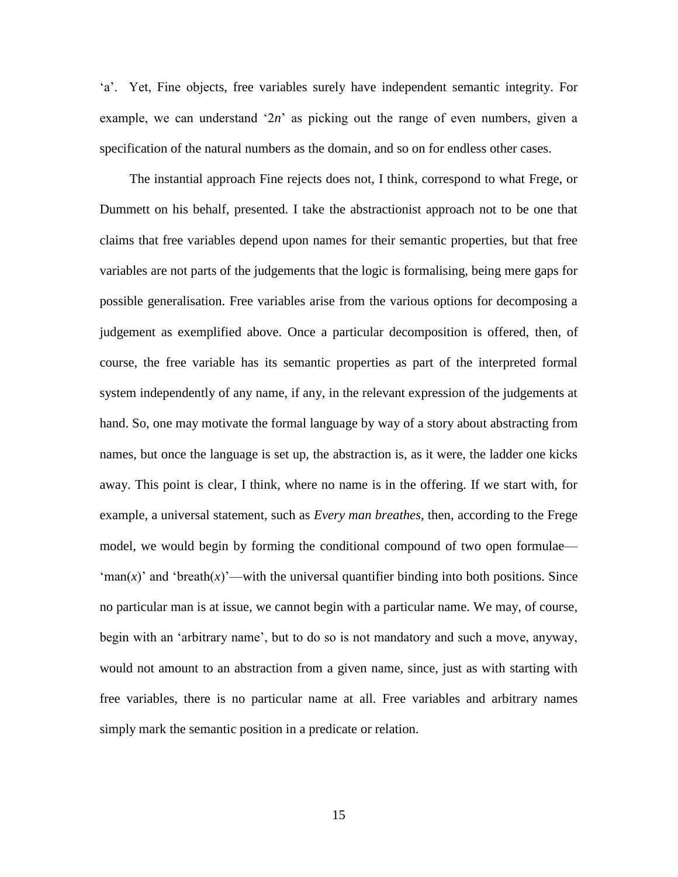'a'. Yet, Fine objects, free variables surely have independent semantic integrity. For example, we can understand '$2n$' as picking out the range of even numbers, given a specification of the natural numbers as the domain, and so on for endless other cases.

The instantial approach Fine rejects does not, I think, correspond to what Frege, or Dummett on his behalf, presented. I take the abstractionist approach not to be one that claims that free variables depend upon names for their semantic properties, but that free variables are not parts of the judgements that the logic is formalising, being mere gaps for possible generalisation. Free variables arise from the various options for decomposing a judgement as exemplified above. Once a particular decomposition is offered, then, of course, the free variable has its semantic properties as part of the interpreted formal system independently of any name, if any, in the relevant expression of the judgements at hand. So, one may motivate the formal language by way of a story about abstracting from names, but once the language is set up, the abstraction is, as it were, the ladder one kicks away. This point is clear, I think, where no name is in the offering. If we start with, for example, a universal statement, such as *Every man breathes*, then, according to the Frege model, we would begin by forming the conditional compound of two open formulae—'man($x$)' and 'breath($x$)'—with the universal quantifier binding into both positions. Since no particular man is at issue, we cannot begin with a particular name. We may, of course, begin with an 'arbitrary name', but to do so is not mandatory and such a move, anyway, would not amount to an abstraction from a given name, since, just as with starting with free variables, there is no particular name at all. Free variables and arbitrary names simply mark the semantic position in a predicate or relation.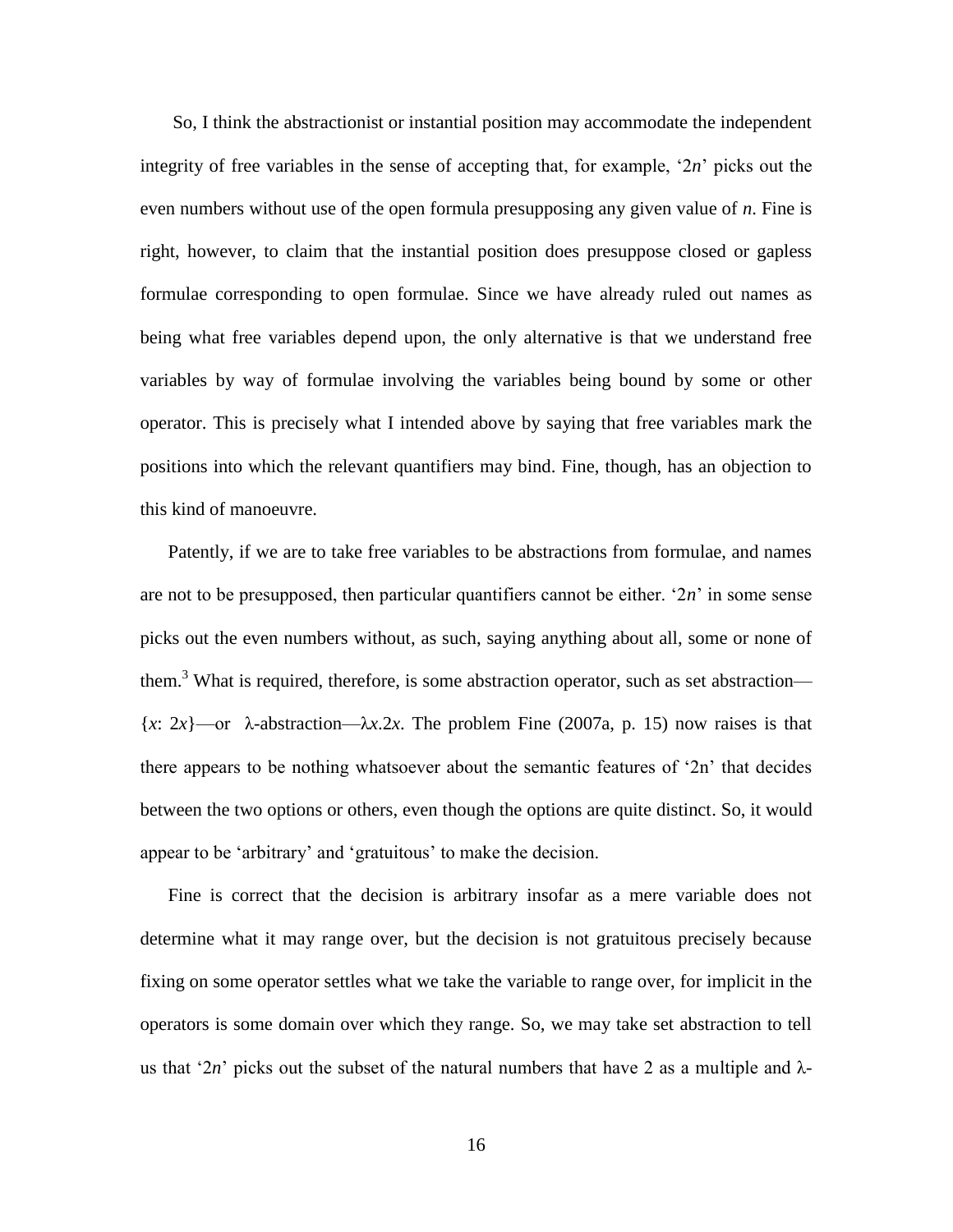So, I think the abstractionist or instantial position may accommodate the independent integrity of free variables in the sense of accepting that, for example, '2*n*' picks out the even numbers without use of the open formula presupposing any given value of *n*. Fine is right, however, to claim that the instantial position does presuppose closed or gapless formulae corresponding to open formulae. Since we have already ruled out names as being what free variables depend upon, the only alternative is that we understand free variables by way of formulae involving the variables being bound by some or other operator. This is precisely what I intended above by saying that free variables mark the positions into which the relevant quantifiers may bind. Fine, though, has an objection to this kind of manoeuvre.

Patently, if we are to take free variables to be abstractions from formulae, and names are not to be presupposed, then particular quantifiers cannot be either. '2*n*' in some sense picks out the even numbers without, as such, saying anything about all, some or none of them.[3] What is required, therefore, is some abstraction operator, such as set abstraction—$\{x: 2x\}$—or λ-abstraction—$\lambda x.2x$. The problem Fine (2007a, p. 15) now raises is that there appears to be nothing whatsoever about the semantic features of '2n' that decides between the two options or others, even though the options are quite distinct. So, it would appear to be 'arbitrary' and 'gratuitous' to make the decision.

Fine is correct that the decision is arbitrary insofar as a mere variable does not determine what it may range over, but the decision is not gratuitous precisely because fixing on some operator settles what we take the variable to range over, for implicit in the operators is some domain over which they range. So, we may take set abstraction to tell us that '2*n*' picks out the subset of the natural numbers that have 2 as a multiple and λ-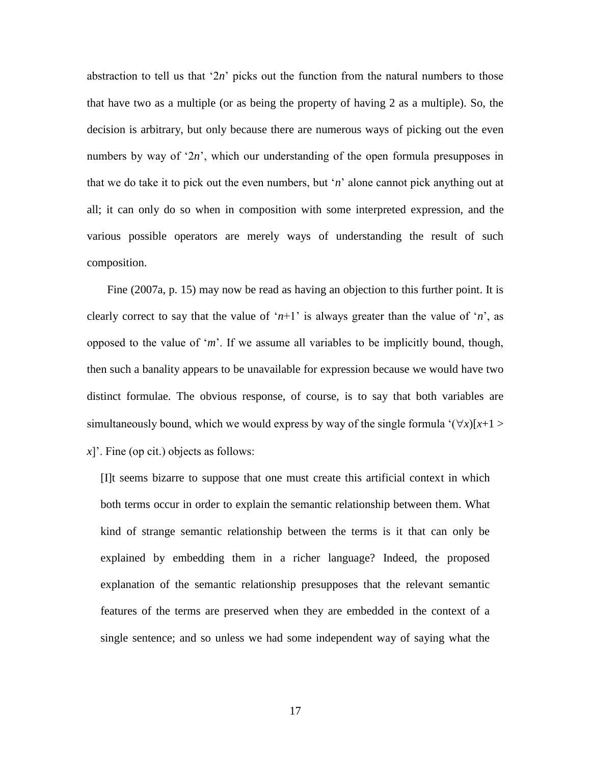abstraction to tell us that '$2n$' picks out the function from the natural numbers to those that have two as a multiple (or as being the property of having 2 as a multiple). So, the decision is arbitrary, but only because there are numerous ways of picking out the even numbers by way of '$2n$', which our understanding of the open formula presupposes in that we do take it to pick out the even numbers, but '$n$' alone cannot pick anything out at all; it can only do so when in composition with some interpreted expression, and the various possible operators are merely ways of understanding the result of such composition.

Fine (2007a, p. 15) may now be read as having an objection to this further point. It is clearly correct to say that the value of '$n$+1' is always greater than the value of '$n$', as opposed to the value of '$m$'. If we assume all variables to be implicitly bound, though, then such a banality appears to be unavailable for expression because we would have two distinct formulae. The obvious response, of course, is to say that both variables are simultaneously bound, which we would express by way of the single formula '$(\forall x)[x+1 > x]$'. Fine (op cit.) objects as follows:

> [I]t seems bizarre to suppose that one must create this artificial context in which both terms occur in order to explain the semantic relationship between them. What kind of strange semantic relationship between the terms is it that can only be explained by embedding them in a richer language? Indeed, the proposed explanation of the semantic relationship presupposes that the relevant semantic features of the terms are preserved when they are embedded in the context of a single sentence; and so unless we had some independent way of saying what the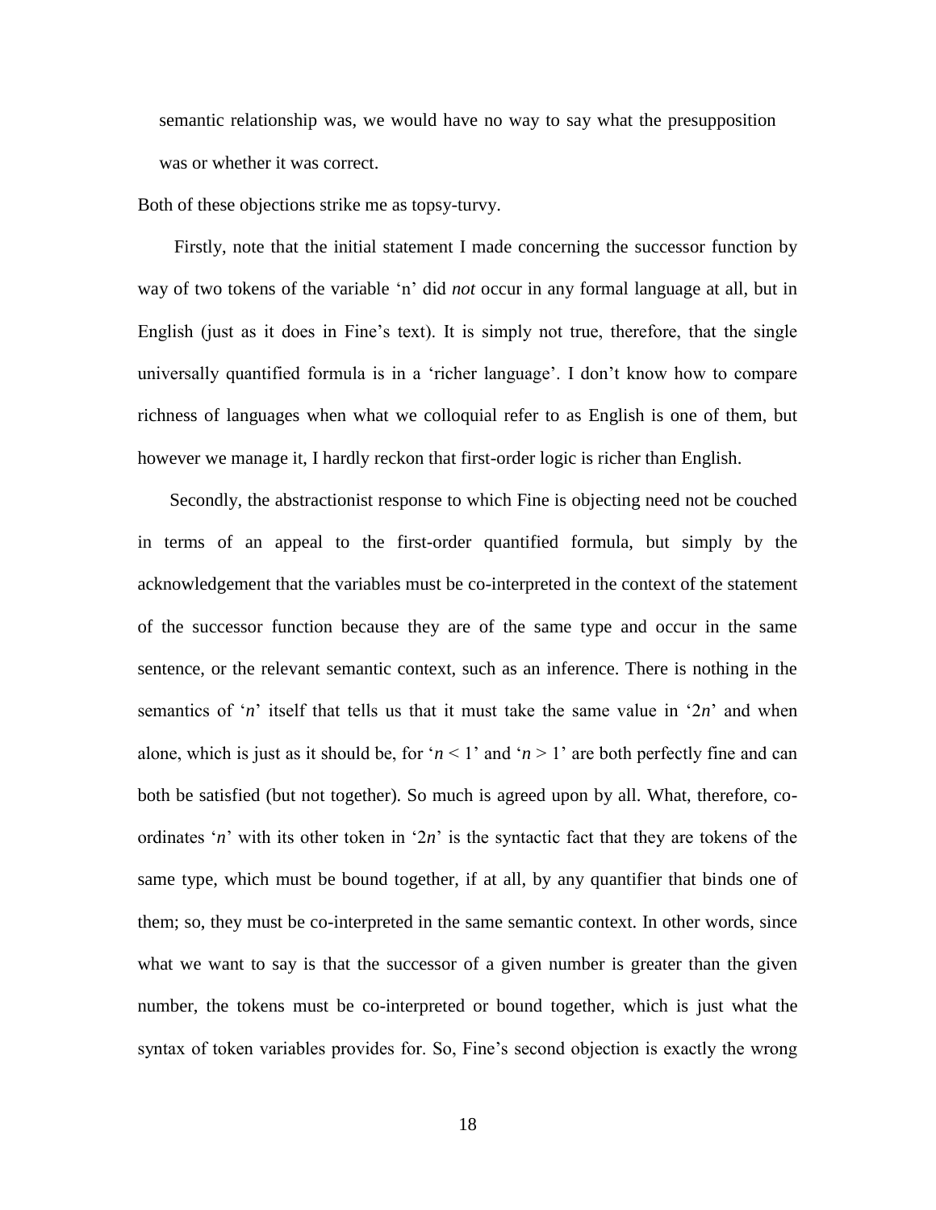semantic relationship was, we would have no way to say what the presupposition was or whether it was correct.

Both of these objections strike me as topsy-turvy.

Firstly, note that the initial statement I made concerning the successor function by way of two tokens of the variable ‘n’ did *not* occur in any formal language at all, but in English (just as it does in Fine’s text). It is simply not true, therefore, that the single universally quantified formula is in a ‘richer language’. I don’t know how to compare richness of languages when what we colloquial refer to as English is one of them, but however we manage it, I hardly reckon that first-order logic is richer than English.

Secondly, the abstractionist response to which Fine is objecting need not be couched in terms of an appeal to the first-order quantified formula, but simply by the acknowledgement that the variables must be co-interpreted in the context of the statement of the successor function because they are of the same type and occur in the same sentence, or the relevant semantic context, such as an inference. There is nothing in the semantics of ‘$n$’ itself that tells us that it must take the same value in ‘$2n$’ and when alone, which is just as it should be, for ‘$n < 1$’ and ‘$n > 1$’ are both perfectly fine and can both be satisfied (but not together). So much is agreed upon by all. What, therefore, co-ordinates ‘$n$’ with its other token in ‘$2n$’ is the syntactic fact that they are tokens of the same type, which must be bound together, if at all, by any quantifier that binds one of them; so, they must be co-interpreted in the same semantic context. In other words, since what we want to say is that the successor of a given number is greater than the given number, the tokens must be co-interpreted or bound together, which is just what the syntax of token variables provides for. So, Fine’s second objection is exactly the wrong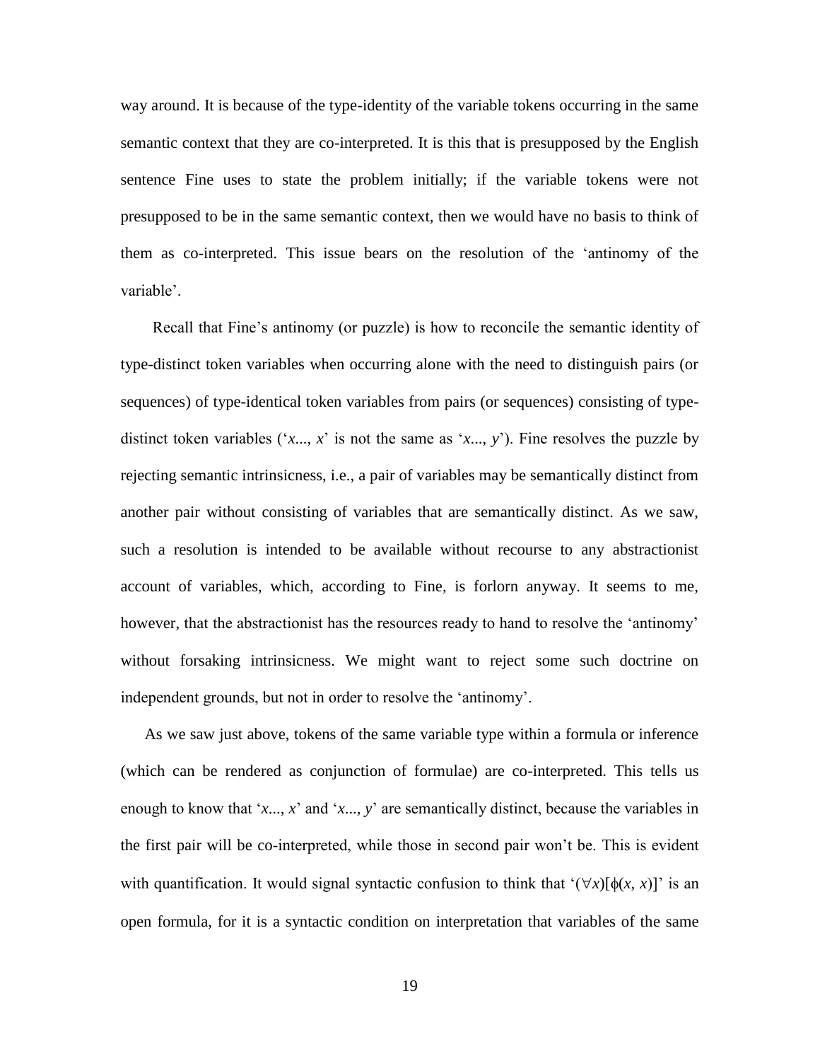way around. It is because of the type-identity of the variable tokens occurring in the same semantic context that they are co-interpreted. It is this that is presupposed by the English sentence Fine uses to state the problem initially; if the variable tokens were not presupposed to be in the same semantic context, then we would have no basis to think of them as co-interpreted. This issue bears on the resolution of the 'antinomy of the variable'.

Recall that Fine's antinomy (or puzzle) is how to reconcile the semantic identity of type-distinct token variables when occurring alone with the need to distinguish pairs (or sequences) of type-identical token variables from pairs (or sequences) consisting of type-distinct token variables ('*x*..., *x*' is not the same as '*x*..., *y*'). Fine resolves the puzzle by rejecting semantic intrinsicness, i.e., a pair of variables may be semantically distinct from another pair without consisting of variables that are semantically distinct. As we saw, such a resolution is intended to be available without recourse to any abstractionist account of variables, which, according to Fine, is forlorn anyway. It seems to me, however, that the abstractionist has the resources ready to hand to resolve the 'antinomy' without forsaking intrinsicness. We might want to reject some such doctrine on independent grounds, but not in order to resolve the 'antinomy'.

As we saw just above, tokens of the same variable type within a formula or inference (which can be rendered as conjunction of formulae) are co-interpreted. This tells us enough to know that '*x*..., *x*' and '*x*..., *y*' are semantically distinct, because the variables in the first pair will be co-interpreted, while those in second pair won't be. This is evident with quantification. It would signal syntactic confusion to think that '$(\forall x)[\phi(x, x)]$' is an open formula, for it is a syntactic condition on interpretation that variables of the same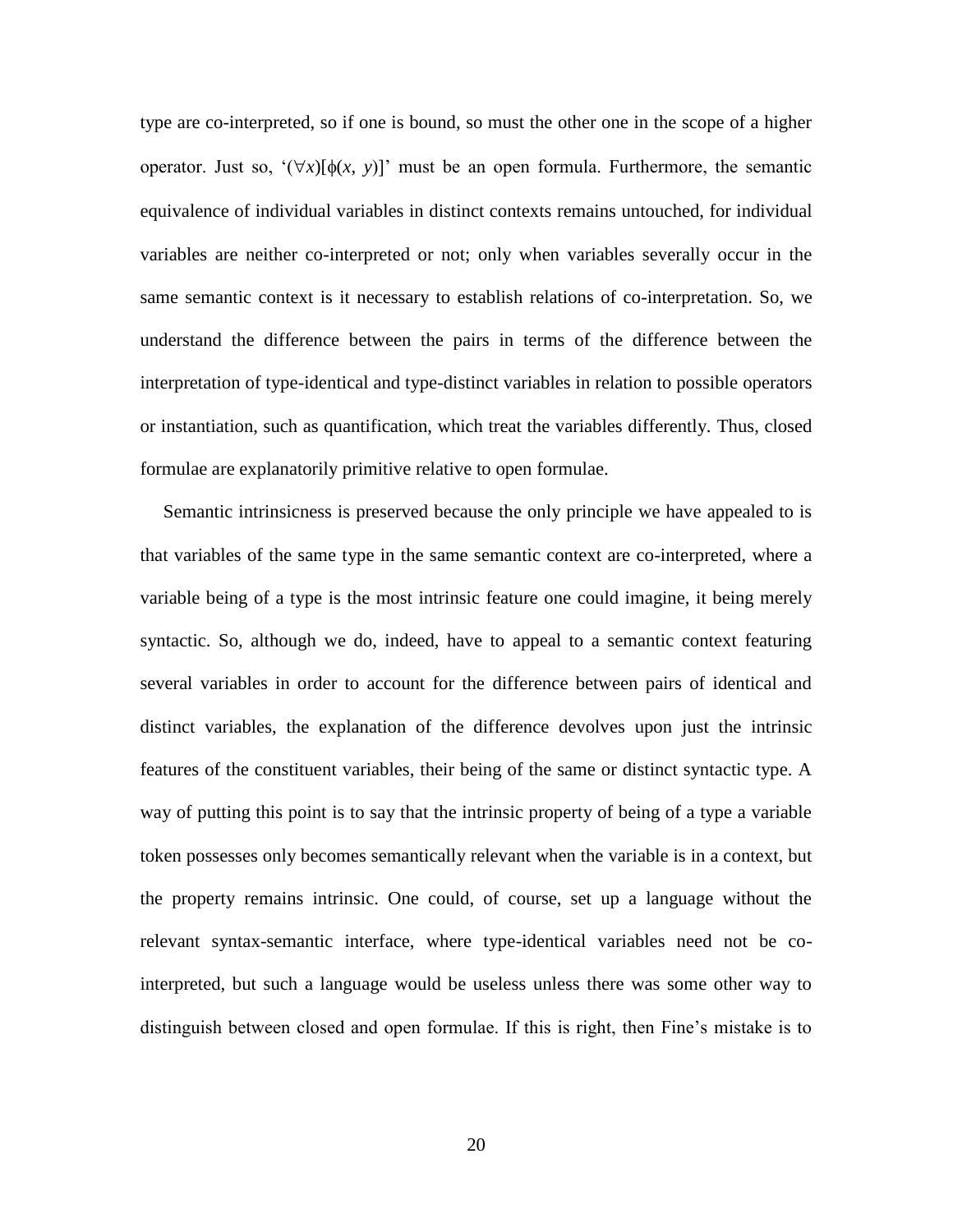type are co-interpreted, so if one is bound, so must the other one in the scope of a higher operator. Just so, '$(\forall x)[\phi(x, y)]$' must be an open formula. Furthermore, the semantic equivalence of individual variables in distinct contexts remains untouched, for individual variables are neither co-interpreted or not; only when variables severally occur in the same semantic context is it necessary to establish relations of co-interpretation. So, we understand the difference between the pairs in terms of the difference between the interpretation of type-identical and type-distinct variables in relation to possible operators or instantiation, such as quantification, which treat the variables differently. Thus, closed formulae are explanatorily primitive relative to open formulae.

Semantic intrinsicness is preserved because the only principle we have appealed to is that variables of the same type in the same semantic context are co-interpreted, where a variable being of a type is the most intrinsic feature one could imagine, it being merely syntactic. So, although we do, indeed, have to appeal to a semantic context featuring several variables in order to account for the difference between pairs of identical and distinct variables, the explanation of the difference devolves upon just the intrinsic features of the constituent variables, their being of the same or distinct syntactic type. A way of putting this point is to say that the intrinsic property of being of a type a variable token possesses only becomes semantically relevant when the variable is in a context, but the property remains intrinsic. One could, of course, set up a language without the relevant syntax-semantic interface, where type-identical variables need not be co-interpreted, but such a language would be useless unless there was some other way to distinguish between closed and open formulae. If this is right, then Fine's mistake is to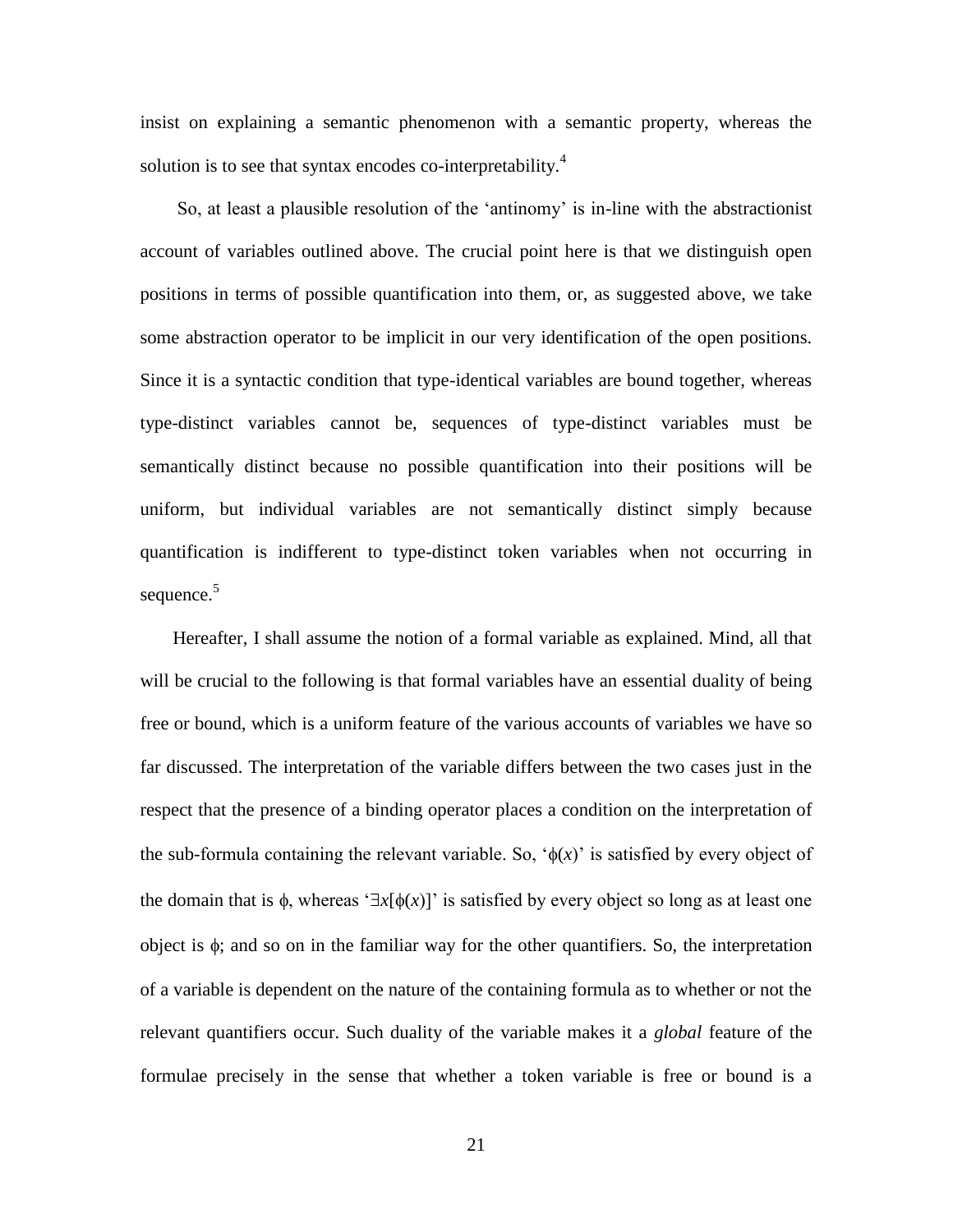insist on explaining a semantic phenomenon with a semantic property, whereas the solution is to see that syntax encodes co-interpretability.[4]

So, at least a plausible resolution of the 'antinomy' is in-line with the abstractionist account of variables outlined above. The crucial point here is that we distinguish open positions in terms of possible quantification into them, or, as suggested above, we take some abstraction operator to be implicit in our very identification of the open positions. Since it is a syntactic condition that type-identical variables are bound together, whereas type-distinct variables cannot be, sequences of type-distinct variables must be semantically distinct because no possible quantification into their positions will be uniform, but individual variables are not semantically distinct simply because quantification is indifferent to type-distinct token variables when not occurring in sequence.[5]

Hereafter, I shall assume the notion of a formal variable as explained. Mind, all that will be crucial to the following is that formal variables have an essential duality of being free or bound, which is a uniform feature of the various accounts of variables we have so far discussed. The interpretation of the variable differs between the two cases just in the respect that the presence of a binding operator places a condition on the interpretation of the sub-formula containing the relevant variable. So, '$\phi(x)$' is satisfied by every object of the domain that is $\phi$, whereas '$\exists x[\phi(x)]$' is satisfied by every object so long as at least one object is $\phi$; and so on in the familiar way for the other quantifiers. So, the interpretation of a variable is dependent on the nature of the containing formula as to whether or not the relevant quantifiers occur. Such duality of the variable makes it a *global* feature of the formulae precisely in the sense that whether a token variable is free or bound is a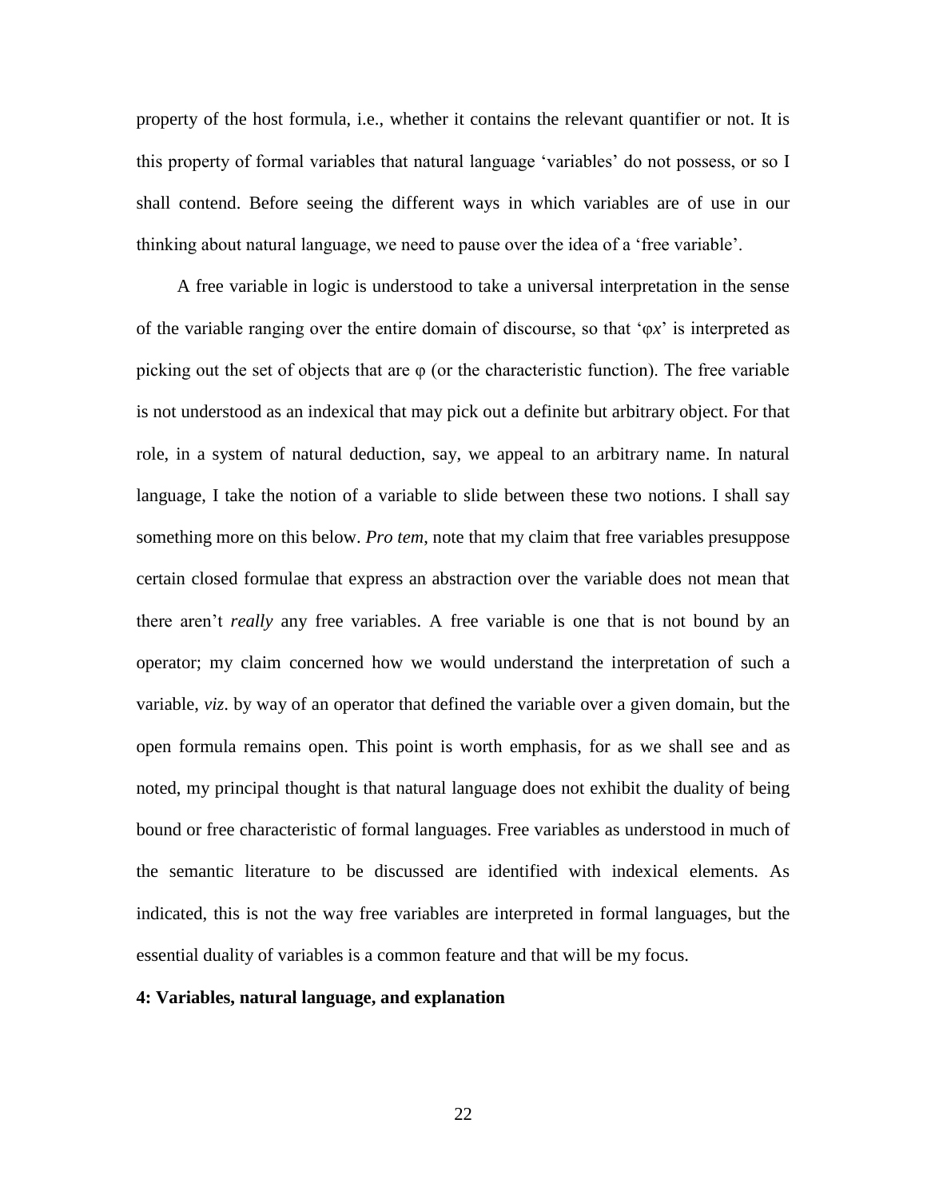property of the host formula, i.e., whether it contains the relevant quantifier or not. It is this property of formal variables that natural language 'variables' do not possess, or so I shall contend. Before seeing the different ways in which variables are of use in our thinking about natural language, we need to pause over the idea of a 'free variable'.

A free variable in logic is understood to take a universal interpretation in the sense of the variable ranging over the entire domain of discourse, so that '$\varphi x$' is interpreted as picking out the set of objects that are $\varphi$ (or the characteristic function). The free variable is not understood as an indexical that may pick out a definite but arbitrary object. For that role, in a system of natural deduction, say, we appeal to an arbitrary name. In natural language, I take the notion of a variable to slide between these two notions. I shall say something more on this below. *Pro tem*, note that my claim that free variables presuppose certain closed formulae that express an abstraction over the variable does not mean that there aren't *really* any free variables. A free variable is one that is not bound by an operator; my claim concerned how we would understand the interpretation of such a variable, *viz*. by way of an operator that defined the variable over a given domain, but the open formula remains open. This point is worth emphasis, for as we shall see and as noted, my principal thought is that natural language does not exhibit the duality of being bound or free characteristic of formal languages. Free variables as understood in much of the semantic literature to be discussed are identified with indexical elements. As indicated, this is not the way free variables are interpreted in formal languages, but the essential duality of variables is a common feature and that will be my focus.

## 4: Variables, natural language, and explanation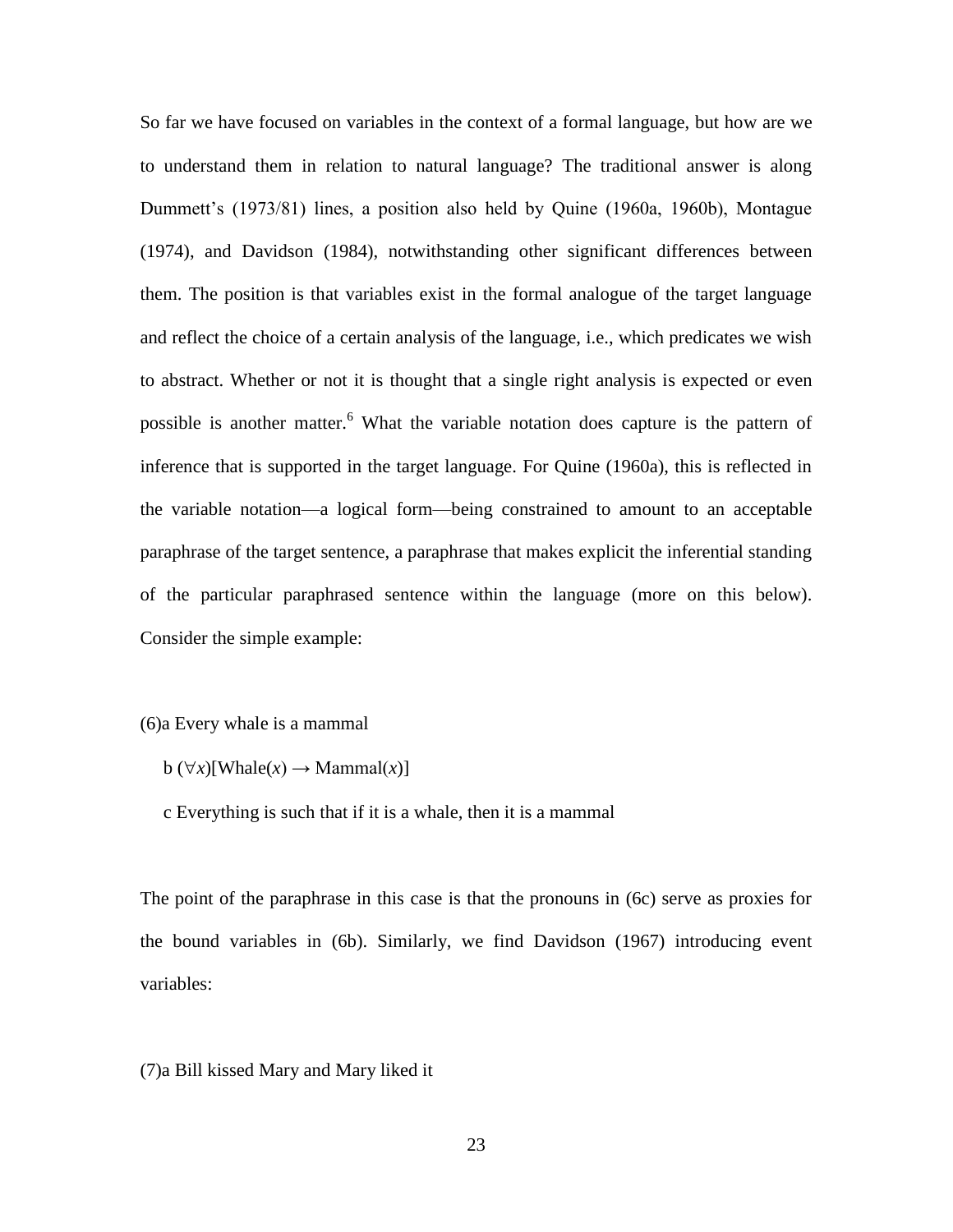So far we have focused on variables in the context of a formal language, but how are we to understand them in relation to natural language? The traditional answer is along Dummett's (1973/81) lines, a position also held by Quine (1960a, 1960b), Montague (1974), and Davidson (1984), notwithstanding other significant differences between them. The position is that variables exist in the formal analogue of the target language and reflect the choice of a certain analysis of the language, i.e., which predicates we wish to abstract. Whether or not it is thought that a single right analysis is expected or even possible is another matter.[6] What the variable notation does capture is the pattern of inference that is supported in the target language. For Quine (1960a), this is reflected in the variable notation—a logical form—being constrained to amount to an acceptable paraphrase of the target sentence, a paraphrase that makes explicit the inferential standing of the particular paraphrased sentence within the language (more on this below). Consider the simple example:

(6)a Every whale is a mammal

b $(\forall x)[\text{Whale}(x) \rightarrow \text{Mammal}(x)]$

c Everything is such that if it is a whale, then it is a mammal

The point of the paraphrase in this case is that the pronouns in (6c) serve as proxies for the bound variables in (6b). Similarly, we find Davidson (1967) introducing event variables:

(7)a Bill kissed Mary and Mary liked it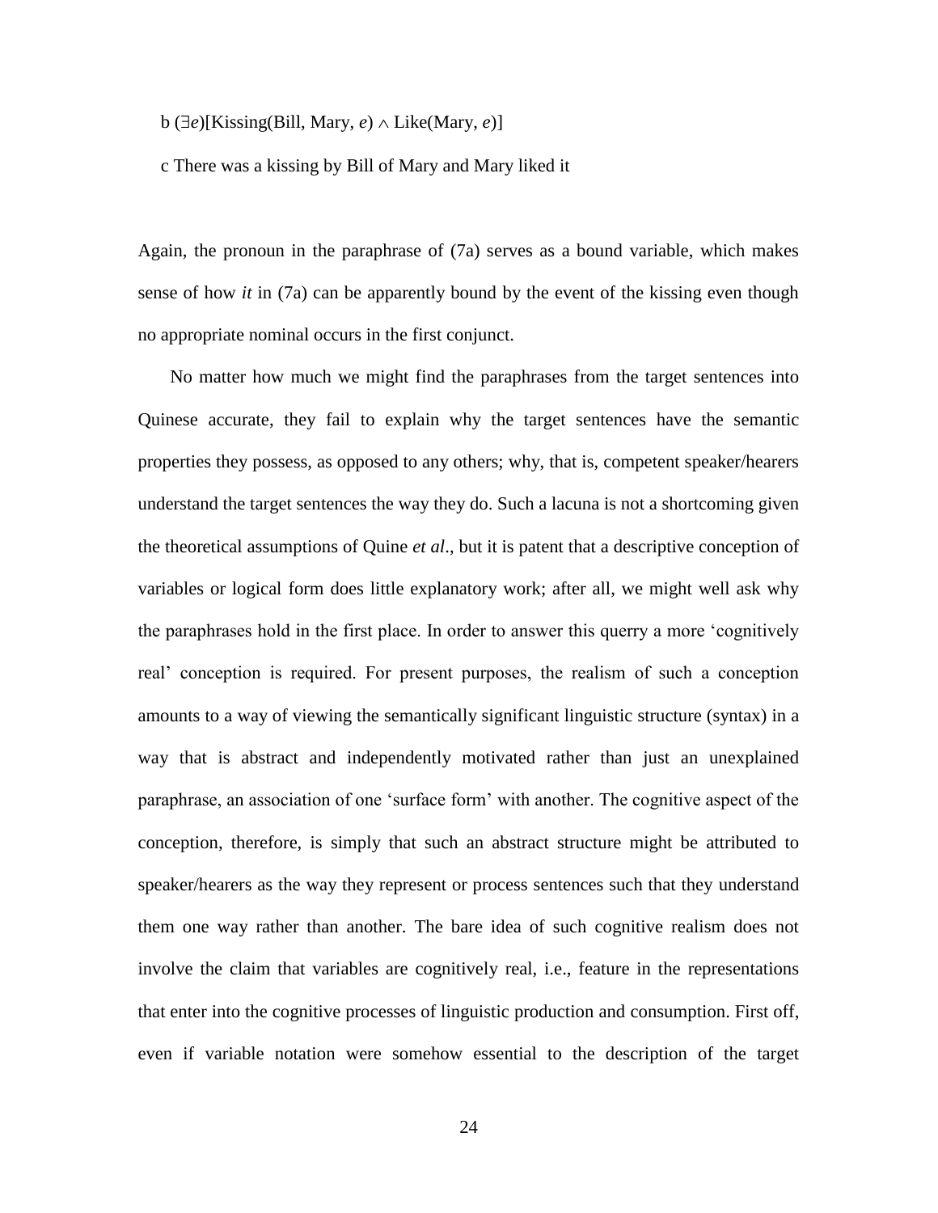b $(\exists e)[\text{Kissing}(\text{Bill}, \text{Mary}, e) \wedge \text{Like}(\text{Mary}, e)]$

c There was a kissing by Bill of Mary and Mary liked it

Again, the pronoun in the paraphrase of (7a) serves as a bound variable, which makes sense of how *it* in (7a) can be apparently bound by the event of the kissing even though no appropriate nominal occurs in the first conjunct.

No matter how much we might find the paraphrases from the target sentences into Quinese accurate, they fail to explain why the target sentences have the semantic properties they possess, as opposed to any others; why, that is, competent speaker/hearers understand the target sentences the way they do. Such a lacuna is not a shortcoming given the theoretical assumptions of Quine *et al*., but it is patent that a descriptive conception of variables or logical form does little explanatory work; after all, we might well ask why the paraphrases hold in the first place. In order to answer this querry a more 'cognitively real' conception is required. For present purposes, the realism of such a conception amounts to a way of viewing the semantically significant linguistic structure (syntax) in a way that is abstract and independently motivated rather than just an unexplained paraphrase, an association of one 'surface form' with another. The cognitive aspect of the conception, therefore, is simply that such an abstract structure might be attributed to speaker/hearers as the way they represent or process sentences such that they understand them one way rather than another. The bare idea of such cognitive realism does not involve the claim that variables are cognitively real, i.e., feature in the representations that enter into the cognitive processes of linguistic production and consumption. First off, even if variable notation were somehow essential to the description of the target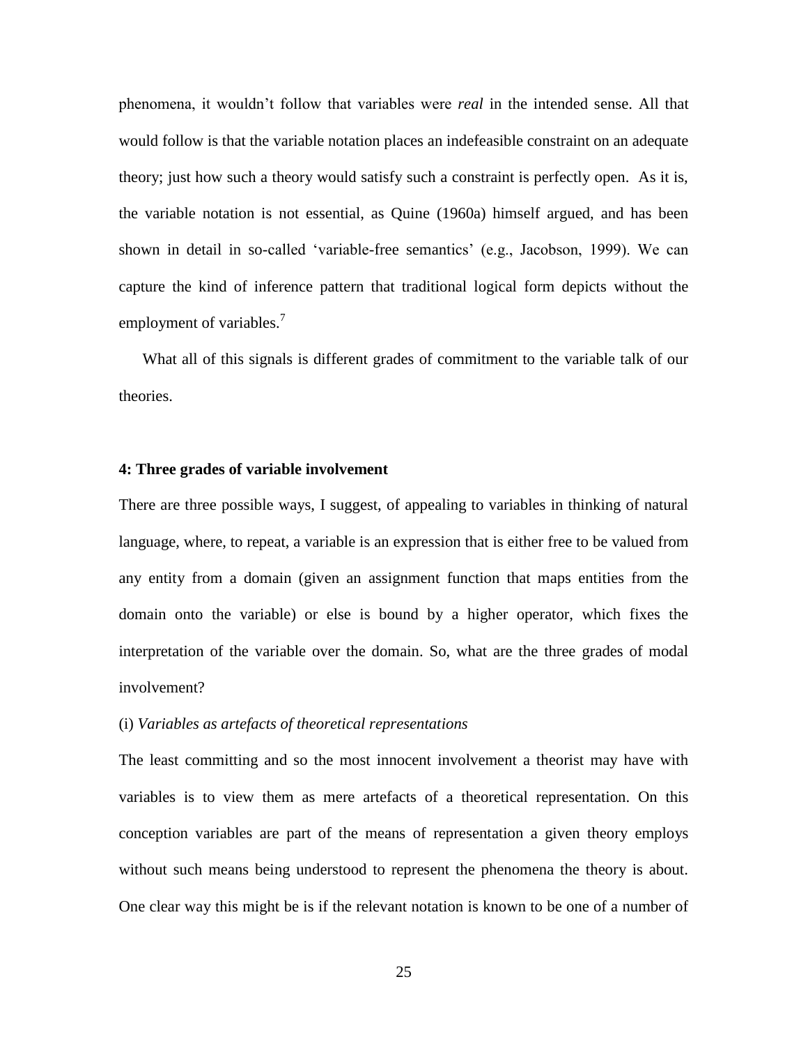phenomena, it wouldn't follow that variables were *real* in the intended sense. All that would follow is that the variable notation places an indefeasible constraint on an adequate theory; just how such a theory would satisfy such a constraint is perfectly open. As it is, the variable notation is not essential, as Quine (1960a) himself argued, and has been shown in detail in so-called 'variable-free semantics' (e.g., Jacobson, 1999). We can capture the kind of inference pattern that traditional logical form depicts without the employment of variables.[7]

What all of this signals is different grades of commitment to the variable talk of our theories.

**4: Three grades of variable involvement**

There are three possible ways, I suggest, of appealing to variables in thinking of natural language, where, to repeat, a variable is an expression that is either free to be valued from any entity from a domain (given an assignment function that maps entities from the domain onto the variable) or else is bound by a higher operator, which fixes the interpretation of the variable over the domain. So, what are the three grades of modal involvement?

(i) *Variables as artefacts of theoretical representations*

The least committing and so the most innocent involvement a theorist may have with variables is to view them as mere artefacts of a theoretical representation. On this conception variables are part of the means of representation a given theory employs without such means being understood to represent the phenomena the theory is about. One clear way this might be is if the relevant notation is known to be one of a number of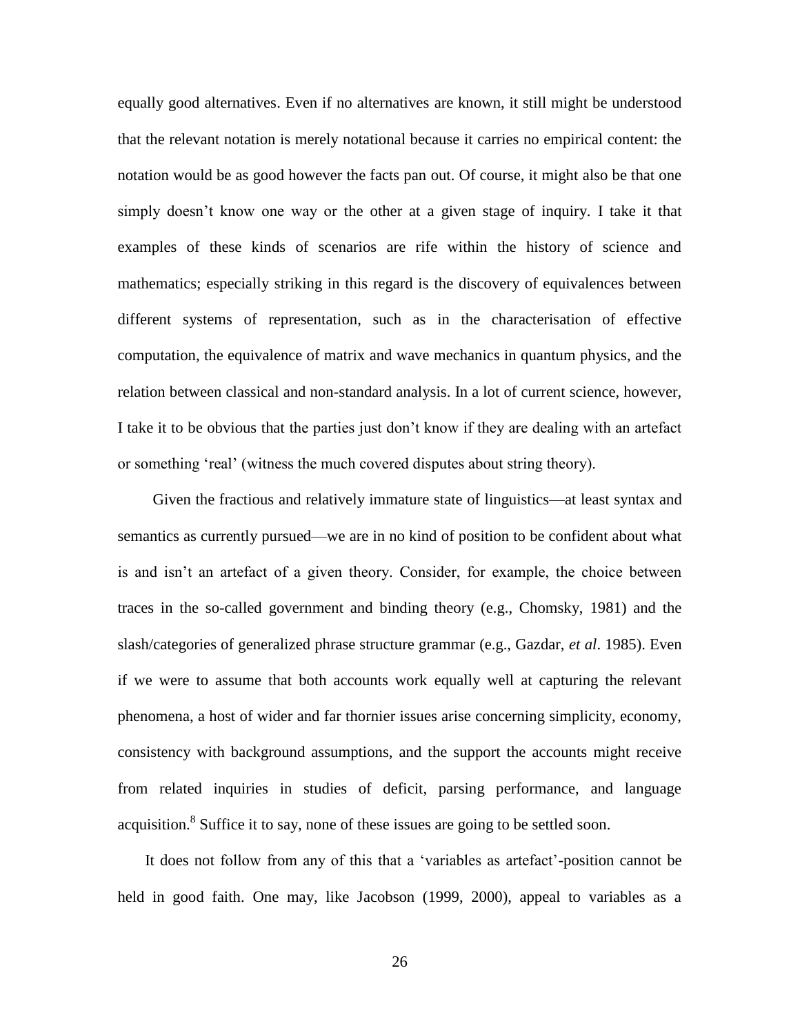equally good alternatives. Even if no alternatives are known, it still might be understood that the relevant notation is merely notational because it carries no empirical content: the notation would be as good however the facts pan out. Of course, it might also be that one simply doesn't know one way or the other at a given stage of inquiry. I take it that examples of these kinds of scenarios are rife within the history of science and mathematics; especially striking in this regard is the discovery of equivalences between different systems of representation, such as in the characterisation of effective computation, the equivalence of matrix and wave mechanics in quantum physics, and the relation between classical and non-standard analysis. In a lot of current science, however, I take it to be obvious that the parties just don't know if they are dealing with an artefact or something 'real' (witness the much covered disputes about string theory).

Given the fractious and relatively immature state of linguistics—at least syntax and semantics as currently pursued—we are in no kind of position to be confident about what is and isn't an artefact of a given theory. Consider, for example, the choice between traces in the so-called government and binding theory (e.g., Chomsky, 1981) and the slash/categories of generalized phrase structure grammar (e.g., Gazdar, *et al*. 1985). Even if we were to assume that both accounts work equally well at capturing the relevant phenomena, a host of wider and far thornier issues arise concerning simplicity, economy, consistency with background assumptions, and the support the accounts might receive from related inquiries in studies of deficit, parsing performance, and language acquisition.[8] Suffice it to say, none of these issues are going to be settled soon.

It does not follow from any of this that a 'variables as artefact'-position cannot be held in good faith. One may, like Jacobson (1999, 2000), appeal to variables as a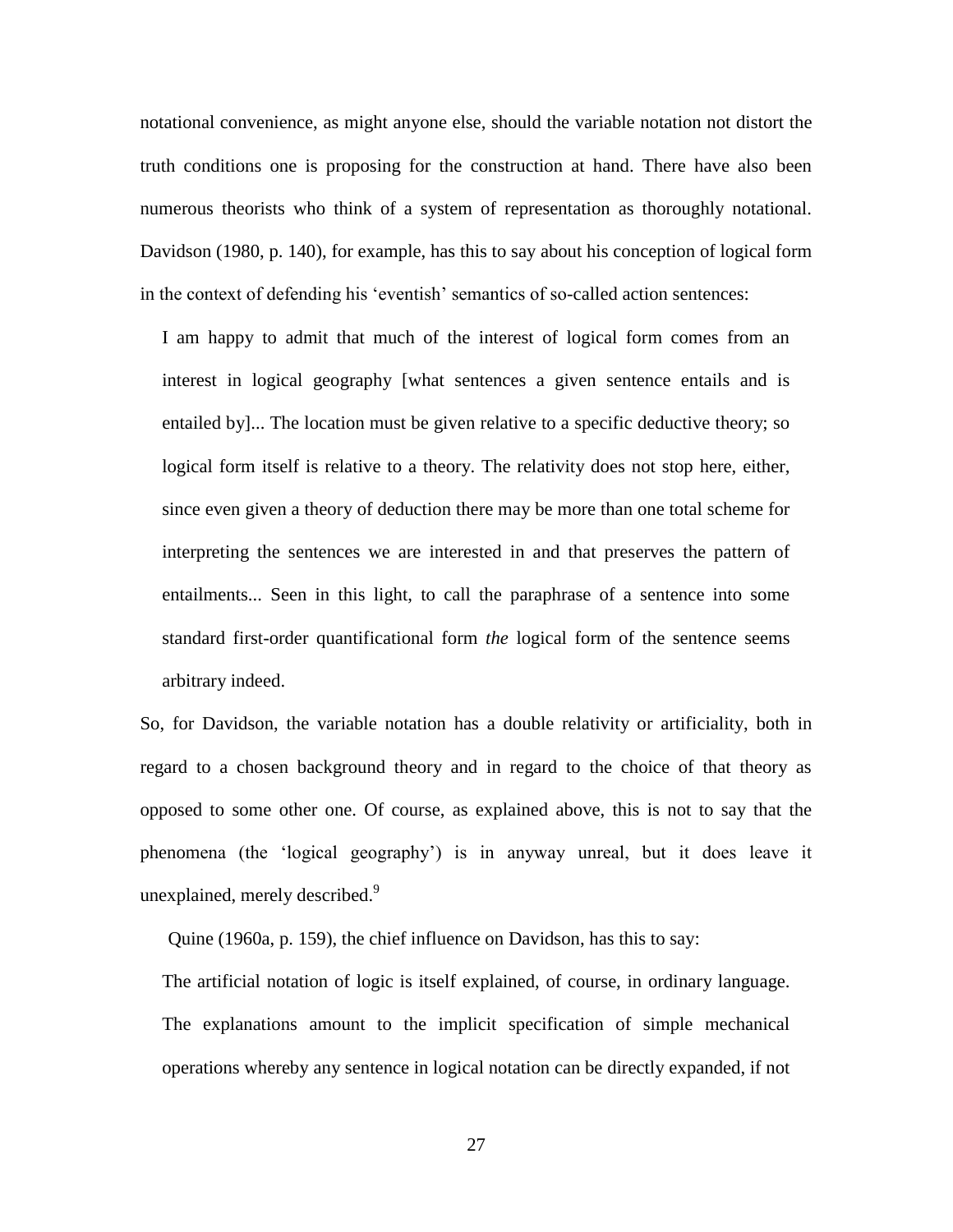notational convenience, as might anyone else, should the variable notation not distort the truth conditions one is proposing for the construction at hand. There have also been numerous theorists who think of a system of representation as thoroughly notational. Davidson (1980, p. 140), for example, has this to say about his conception of logical form in the context of defending his 'eventish' semantics of so-called action sentences:

> I am happy to admit that much of the interest of logical form comes from an interest in logical geography [what sentences a given sentence entails and is entailed by]... The location must be given relative to a specific deductive theory; so logical form itself is relative to a theory. The relativity does not stop here, either, since even given a theory of deduction there may be more than one total scheme for interpreting the sentences we are interested in and that preserves the pattern of entailments... Seen in this light, to call the paraphrase of a sentence into some standard first-order quantificational form *the* logical form of the sentence seems arbitrary indeed.

So, for Davidson, the variable notation has a double relativity or artificiality, both in regard to a chosen background theory and in regard to the choice of that theory as opposed to some other one. Of course, as explained above, this is not to say that the phenomena (the 'logical geography') is in anyway unreal, but it does leave it unexplained, merely described.[9]

Quine (1960a, p. 159), the chief influence on Davidson, has this to say:

> The artificial notation of logic is itself explained, of course, in ordinary language. The explanations amount to the implicit specification of simple mechanical operations whereby any sentence in logical notation can be directly expanded, if not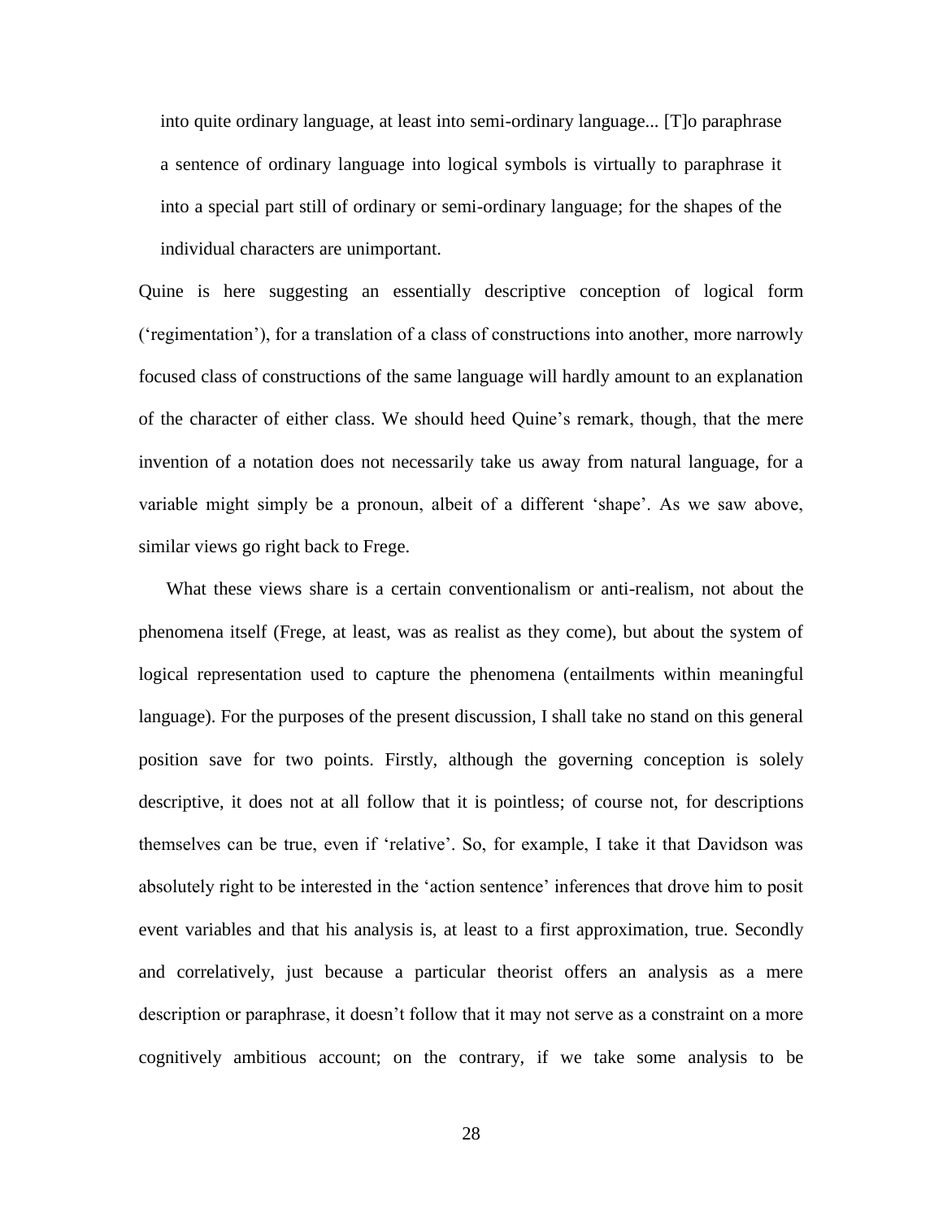> into quite ordinary language, at least into semi-ordinary language... [T]o paraphrase a sentence of ordinary language into logical symbols is virtually to paraphrase it into a special part still of ordinary or semi-ordinary language; for the shapes of the individual characters are unimportant.

Quine is here suggesting an essentially descriptive conception of logical form ('regimentation'), for a translation of a class of constructions into another, more narrowly focused class of constructions of the same language will hardly amount to an explanation of the character of either class. We should heed Quine's remark, though, that the mere invention of a notation does not necessarily take us away from natural language, for a variable might simply be a pronoun, albeit of a different 'shape'. As we saw above, similar views go right back to Frege.

What these views share is a certain conventionalism or anti-realism, not about the phenomena itself (Frege, at least, was as realist as they come), but about the system of logical representation used to capture the phenomena (entailments within meaningful language). For the purposes of the present discussion, I shall take no stand on this general position save for two points. Firstly, although the governing conception is solely descriptive, it does not at all follow that it is pointless; of course not, for descriptions themselves can be true, even if 'relative'. So, for example, I take it that Davidson was absolutely right to be interested in the 'action sentence' inferences that drove him to posit event variables and that his analysis is, at least to a first approximation, true. Secondly and correlatively, just because a particular theorist offers an analysis as a mere description or paraphrase, it doesn't follow that it may not serve as a constraint on a more cognitively ambitious account; on the contrary, if we take some analysis to be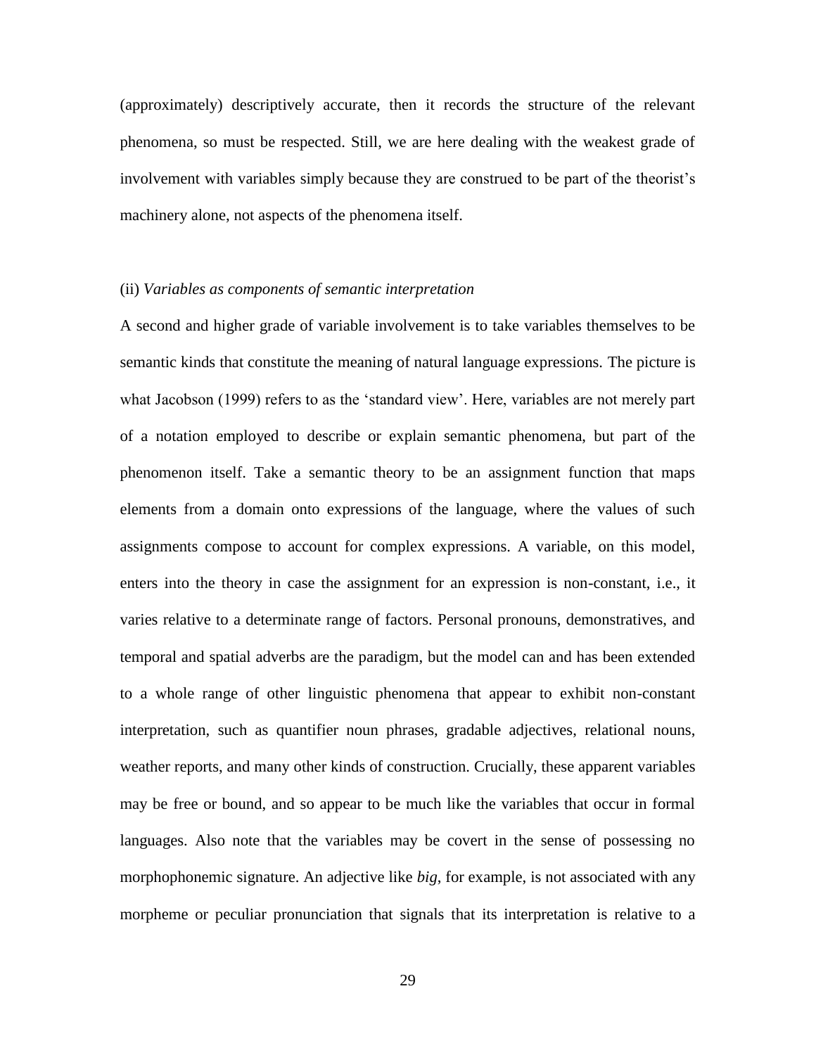(approximately) descriptively accurate, then it records the structure of the relevant phenomena, so must be respected. Still, we are here dealing with the weakest grade of involvement with variables simply because they are construed to be part of the theorist's machinery alone, not aspects of the phenomena itself.

(ii) *Variables as components of semantic interpretation*

A second and higher grade of variable involvement is to take variables themselves to be semantic kinds that constitute the meaning of natural language expressions. The picture is what Jacobson (1999) refers to as the 'standard view'. Here, variables are not merely part of a notation employed to describe or explain semantic phenomena, but part of the phenomenon itself. Take a semantic theory to be an assignment function that maps elements from a domain onto expressions of the language, where the values of such assignments compose to account for complex expressions. A variable, on this model, enters into the theory in case the assignment for an expression is non-constant, i.e., it varies relative to a determinate range of factors. Personal pronouns, demonstratives, and temporal and spatial adverbs are the paradigm, but the model can and has been extended to a whole range of other linguistic phenomena that appear to exhibit non-constant interpretation, such as quantifier noun phrases, gradable adjectives, relational nouns, weather reports, and many other kinds of construction. Crucially, these apparent variables may be free or bound, and so appear to be much like the variables that occur in formal languages. Also note that the variables may be covert in the sense of possessing no morphophonemic signature. An adjective like *big*, for example, is not associated with any morpheme or peculiar pronunciation that signals that its interpretation is relative to a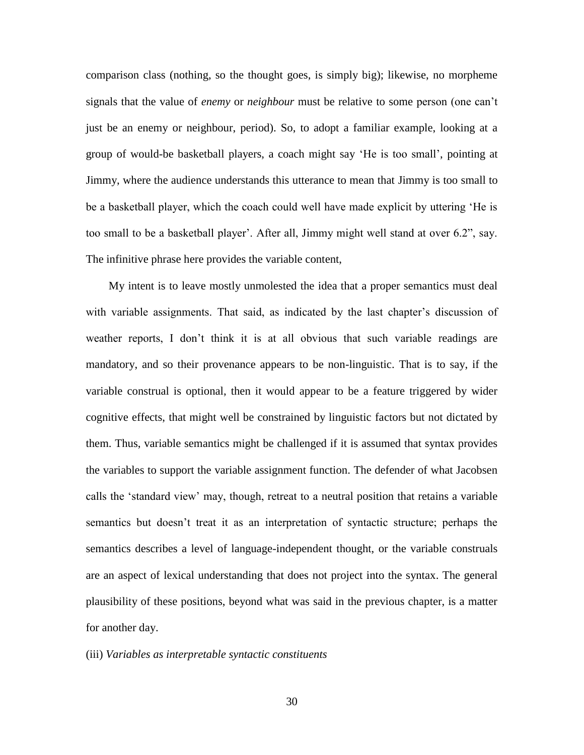comparison class (nothing, so the thought goes, is simply big); likewise, no morpheme signals that the value of *enemy* or *neighbour* must be relative to some person (one can't just be an enemy or neighbour, period). So, to adopt a familiar example, looking at a group of would-be basketball players, a coach might say 'He is too small', pointing at Jimmy, where the audience understands this utterance to mean that Jimmy is too small to be a basketball player, which the coach could well have made explicit by uttering 'He is too small to be a basketball player'. After all, Jimmy might well stand at over 6.2", say. The infinitive phrase here provides the variable content,

My intent is to leave mostly unmolested the idea that a proper semantics must deal with variable assignments. That said, as indicated by the last chapter's discussion of weather reports, I don't think it is at all obvious that such variable readings are mandatory, and so their provenance appears to be non-linguistic. That is to say, if the variable construal is optional, then it would appear to be a feature triggered by wider cognitive effects, that might well be constrained by linguistic factors but not dictated by them. Thus, variable semantics might be challenged if it is assumed that syntax provides the variables to support the variable assignment function. The defender of what Jacobsen calls the 'standard view' may, though, retreat to a neutral position that retains a variable semantics but doesn't treat it as an interpretation of syntactic structure; perhaps the semantics describes a level of language-independent thought, or the variable construals are an aspect of lexical understanding that does not project into the syntax. The general plausibility of these positions, beyond what was said in the previous chapter, is a matter for another day.

(iii) *Variables as interpretable syntactic constituents*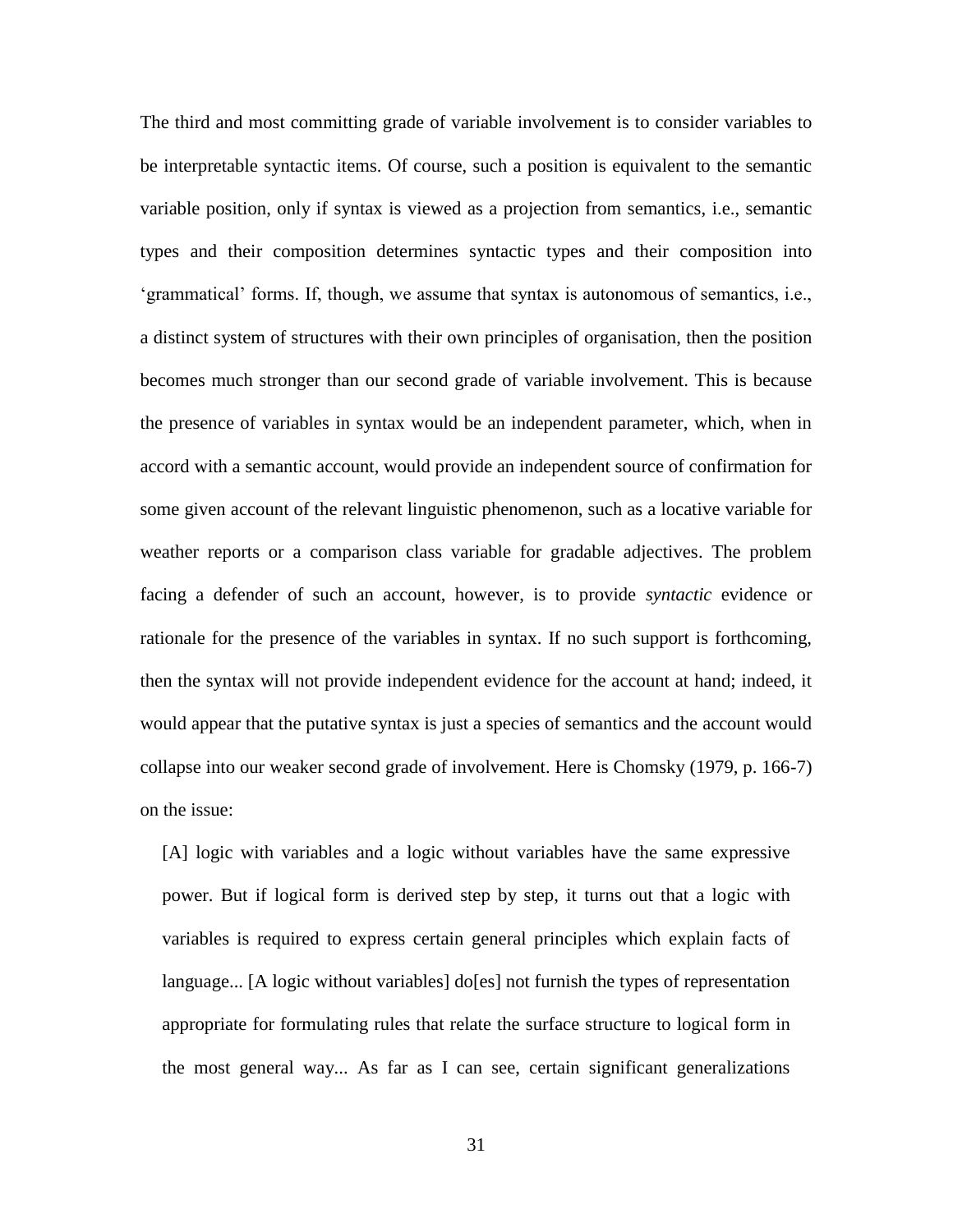The third and most committing grade of variable involvement is to consider variables to be interpretable syntactic items. Of course, such a position is equivalent to the semantic variable position, only if syntax is viewed as a projection from semantics, i.e., semantic types and their composition determines syntactic types and their composition into 'grammatical' forms. If, though, we assume that syntax is autonomous of semantics, i.e., a distinct system of structures with their own principles of organisation, then the position becomes much stronger than our second grade of variable involvement. This is because the presence of variables in syntax would be an independent parameter, which, when in accord with a semantic account, would provide an independent source of confirmation for some given account of the relevant linguistic phenomenon, such as a locative variable for weather reports or a comparison class variable for gradable adjectives. The problem facing a defender of such an account, however, is to provide *syntactic* evidence or rationale for the presence of the variables in syntax. If no such support is forthcoming, then the syntax will not provide independent evidence for the account at hand; indeed, it would appear that the putative syntax is just a species of semantics and the account would collapse into our weaker second grade of involvement. Here is Chomsky (1979, p. 166-7) on the issue:

> [A] logic with variables and a logic without variables have the same expressive power. But if logical form is derived step by step, it turns out that a logic with variables is required to express certain general principles which explain facts of language... [A logic without variables] do[es] not furnish the types of representation appropriate for formulating rules that relate the surface structure to logical form in the most general way... As far as I can see, certain significant generalizations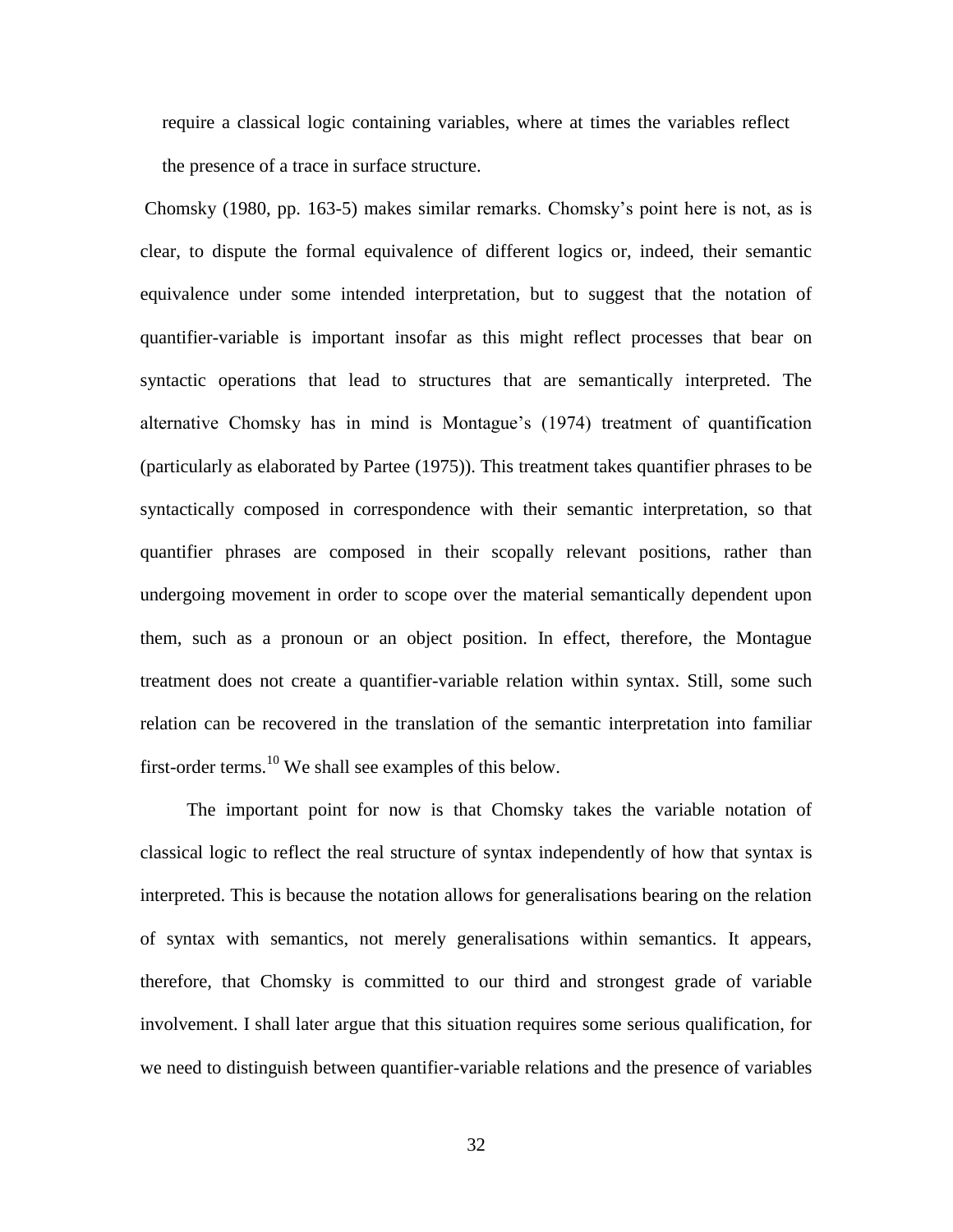require a classical logic containing variables, where at times the variables reflect the presence of a trace in surface structure.

Chomsky (1980, pp. 163-5) makes similar remarks. Chomsky's point here is not, as is clear, to dispute the formal equivalence of different logics or, indeed, their semantic equivalence under some intended interpretation, but to suggest that the notation of quantifier-variable is important insofar as this might reflect processes that bear on syntactic operations that lead to structures that are semantically interpreted. The alternative Chomsky has in mind is Montague's (1974) treatment of quantification (particularly as elaborated by Partee (1975)). This treatment takes quantifier phrases to be syntactically composed in correspondence with their semantic interpretation, so that quantifier phrases are composed in their scopally relevant positions, rather than undergoing movement in order to scope over the material semantically dependent upon them, such as a pronoun or an object position. In effect, therefore, the Montague treatment does not create a quantifier-variable relation within syntax. Still, some such relation can be recovered in the translation of the semantic interpretation into familiar first-order terms.[10] We shall see examples of this below.

The important point for now is that Chomsky takes the variable notation of classical logic to reflect the real structure of syntax independently of how that syntax is interpreted. This is because the notation allows for generalisations bearing on the relation of syntax with semantics, not merely generalisations within semantics. It appears, therefore, that Chomsky is committed to our third and strongest grade of variable involvement. I shall later argue that this situation requires some serious qualification, for we need to distinguish between quantifier-variable relations and the presence of variables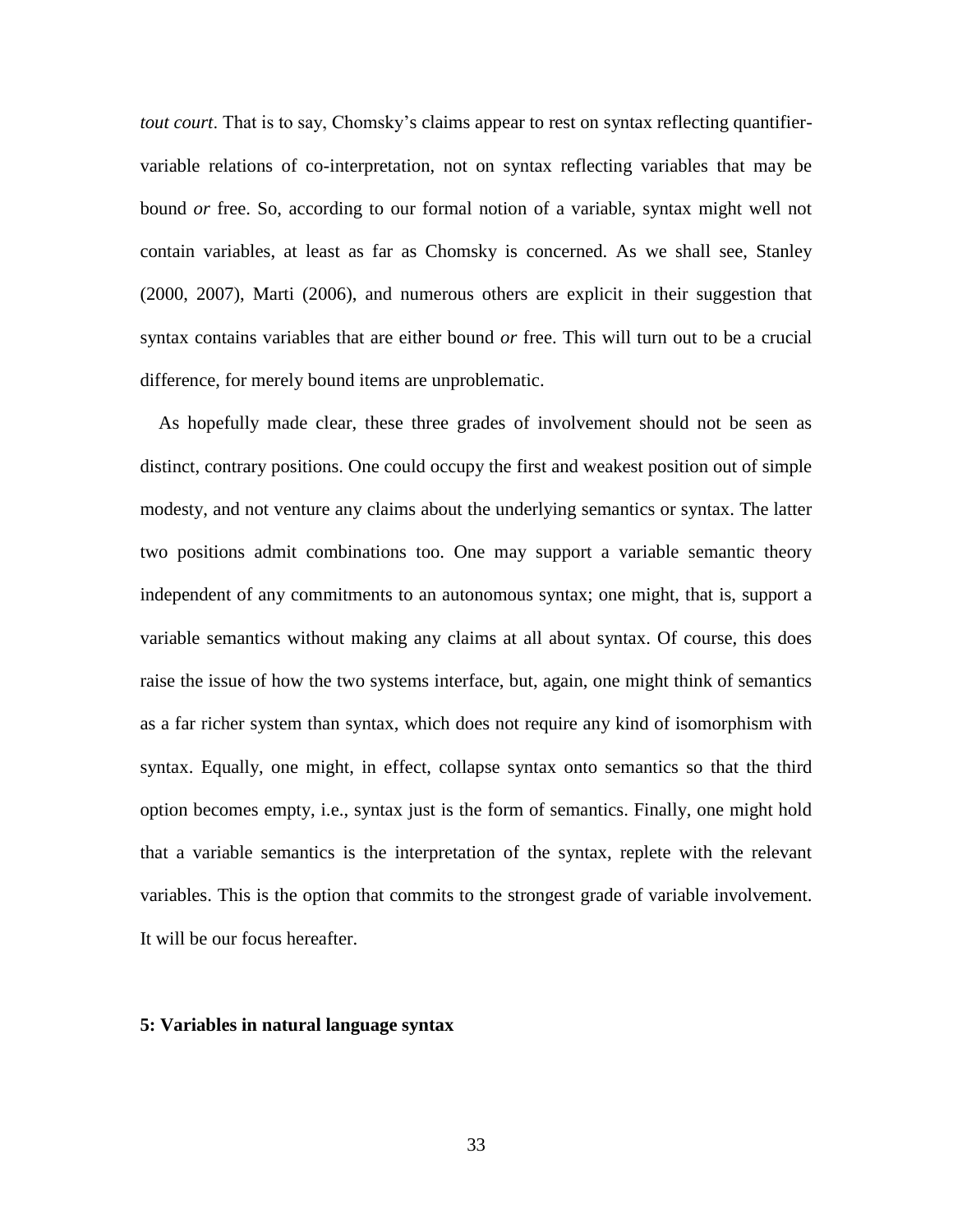*tout court*. That is to say, Chomsky's claims appear to rest on syntax reflecting quantifier-variable relations of co-interpretation, not on syntax reflecting variables that may be bound *or* free. So, according to our formal notion of a variable, syntax might well not contain variables, at least as far as Chomsky is concerned. As we shall see, Stanley (2000, 2007), Marti (2006), and numerous others are explicit in their suggestion that syntax contains variables that are either bound *or* free. This will turn out to be a crucial difference, for merely bound items are unproblematic.

As hopefully made clear, these three grades of involvement should not be seen as distinct, contrary positions. One could occupy the first and weakest position out of simple modesty, and not venture any claims about the underlying semantics or syntax. The latter two positions admit combinations too. One may support a variable semantic theory independent of any commitments to an autonomous syntax; one might, that is, support a variable semantics without making any claims at all about syntax. Of course, this does raise the issue of how the two systems interface, but, again, one might think of semantics as a far richer system than syntax, which does not require any kind of isomorphism with syntax. Equally, one might, in effect, collapse syntax onto semantics so that the third option becomes empty, i.e., syntax just is the form of semantics. Finally, one might hold that a variable semantics is the interpretation of the syntax, replete with the relevant variables. This is the option that commits to the strongest grade of variable involvement. It will be our focus hereafter.

## 5: Variables in natural language syntax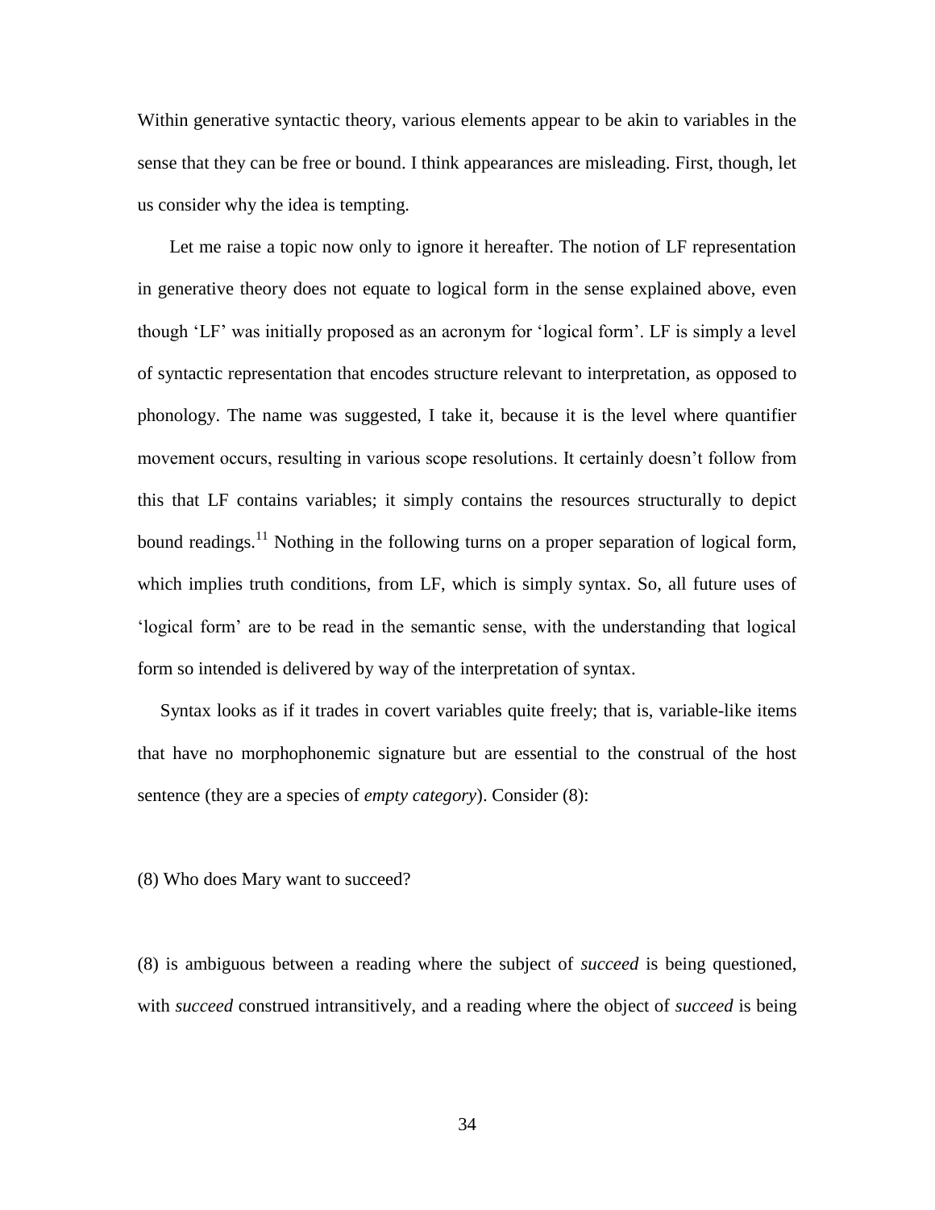Within generative syntactic theory, various elements appear to be akin to variables in the sense that they can be free or bound. I think appearances are misleading. First, though, let us consider why the idea is tempting.

Let me raise a topic now only to ignore it hereafter. The notion of LF representation in generative theory does not equate to logical form in the sense explained above, even though 'LF' was initially proposed as an acronym for 'logical form'. LF is simply a level of syntactic representation that encodes structure relevant to interpretation, as opposed to phonology. The name was suggested, I take it, because it is the level where quantifier movement occurs, resulting in various scope resolutions. It certainly doesn't follow from this that LF contains variables; it simply contains the resources structurally to depict bound readings.[11] Nothing in the following turns on a proper separation of logical form, which implies truth conditions, from LF, which is simply syntax. So, all future uses of 'logical form' are to be read in the semantic sense, with the understanding that logical form so intended is delivered by way of the interpretation of syntax.

Syntax looks as if it trades in covert variables quite freely; that is, variable-like items that have no morphophonemic signature but are essential to the construal of the host sentence (they are a species of *empty category*). Consider (8):

(8) Who does Mary want to succeed?

(8) is ambiguous between a reading where the subject of *succeed* is being questioned, with *succeed* construed intransitively, and a reading where the object of *succeed* is being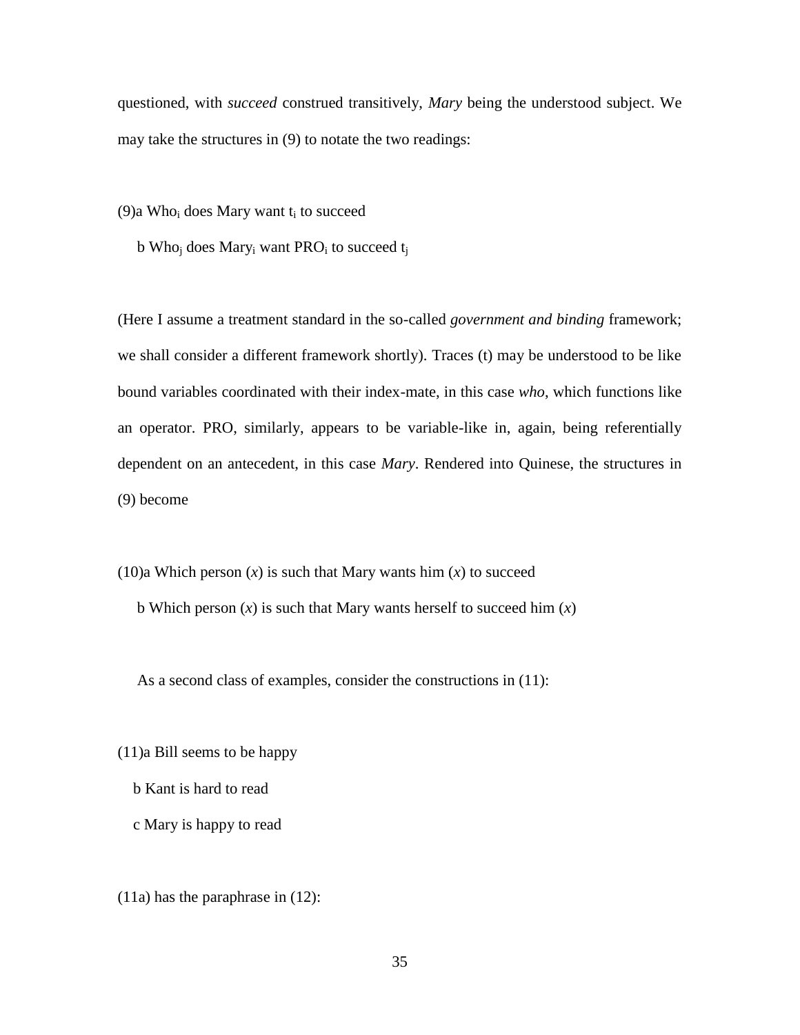questioned, with *succeed* construed transitively, *Mary* being the understood subject. We may take the structures in (9) to notate the two readings:

(9)a Who$_i$ does Mary want t$_i$ to succeed

b Who$_j$ does Mary$_i$ want PRO$_i$ to succeed t$_j$

(Here I assume a treatment standard in the so-called *government and binding* framework; we shall consider a different framework shortly). Traces (t) may be understood to be like bound variables coordinated with their index-mate, in this case *who*, which functions like an operator. PRO, similarly, appears to be variable-like in, again, being referentially dependent on an antecedent, in this case *Mary*. Rendered into Quinese, the structures in (9) become

(10)a Which person (*x*) is such that Mary wants him (*x*) to succeed

b Which person (*x*) is such that Mary wants herself to succeed him (*x*)

As a second class of examples, consider the constructions in (11):

(11)a Bill seems to be happy

b Kant is hard to read

c Mary is happy to read

(11a) has the paraphrase in (12):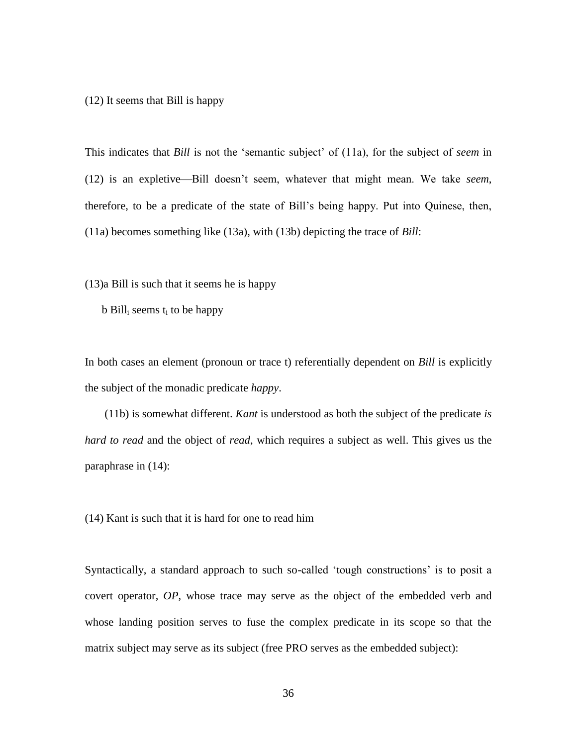(12) It seems that Bill is happy

This indicates that *Bill* is not the 'semantic subject' of (11a), for the subject of *seem* in (12) is an expletive—Bill doesn't seem, whatever that might mean. We take *seem*, therefore, to be a predicate of the state of Bill's being happy. Put into Quinese, then, (11a) becomes something like (13a), with (13b) depicting the trace of *Bill*:

(13)a Bill is such that it seems he is happy

b $Bill_i$ seems $t_i$ to be happy

In both cases an element (pronoun or trace t) referentially dependent on *Bill* is explicitly the subject of the monadic predicate *happy*.

(11b) is somewhat different. *Kant* is understood as both the subject of the predicate *is hard to read* and the object of *read*, which requires a subject as well. This gives us the paraphrase in (14):

(14) Kant is such that it is hard for one to read him

Syntactically, a standard approach to such so-called 'tough constructions' is to posit a covert operator, *OP*, whose trace may serve as the object of the embedded verb and whose landing position serves to fuse the complex predicate in its scope so that the matrix subject may serve as its subject (free PRO serves as the embedded subject):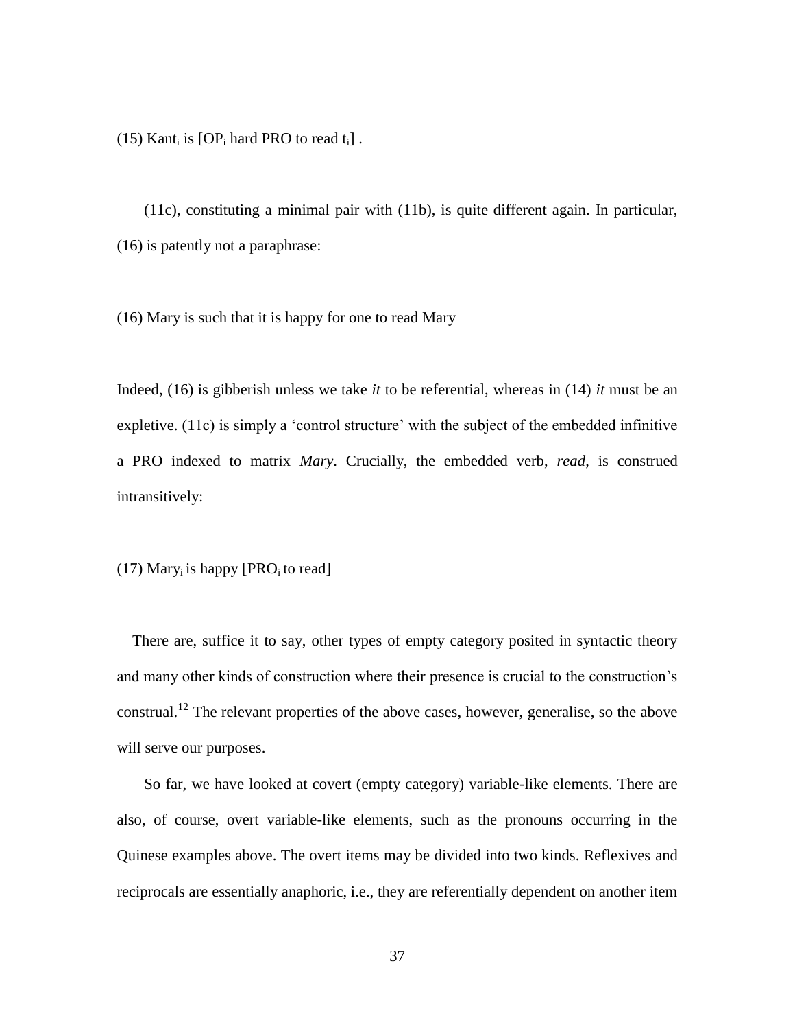(15) $\text{Kant}_i$ is [$\text{OP}_i$ hard PRO to read $t_i$] .

(11c), constituting a minimal pair with (11b), is quite different again. In particular, (16) is patently not a paraphrase:

(16) Mary is such that it is happy for one to read Mary

Indeed, (16) is gibberish unless we take *it* to be referential, whereas in (14) *it* must be an expletive. (11c) is simply a 'control structure' with the subject of the embedded infinitive a PRO indexed to matrix *Mary*. Crucially, the embedded verb, *read*, is construed intransitively:

(17) $\text{Mary}_i$ is happy [$\text{PRO}_i$ to read]

There are, suffice it to say, other types of empty category posited in syntactic theory and many other kinds of construction where their presence is crucial to the construction's construal.[12] The relevant properties of the above cases, however, generalise, so the above will serve our purposes.

So far, we have looked at covert (empty category) variable-like elements. There are also, of course, overt variable-like elements, such as the pronouns occurring in the Quinese examples above. The overt items may be divided into two kinds. Reflexives and reciprocals are essentially anaphoric, i.e., they are referentially dependent on another item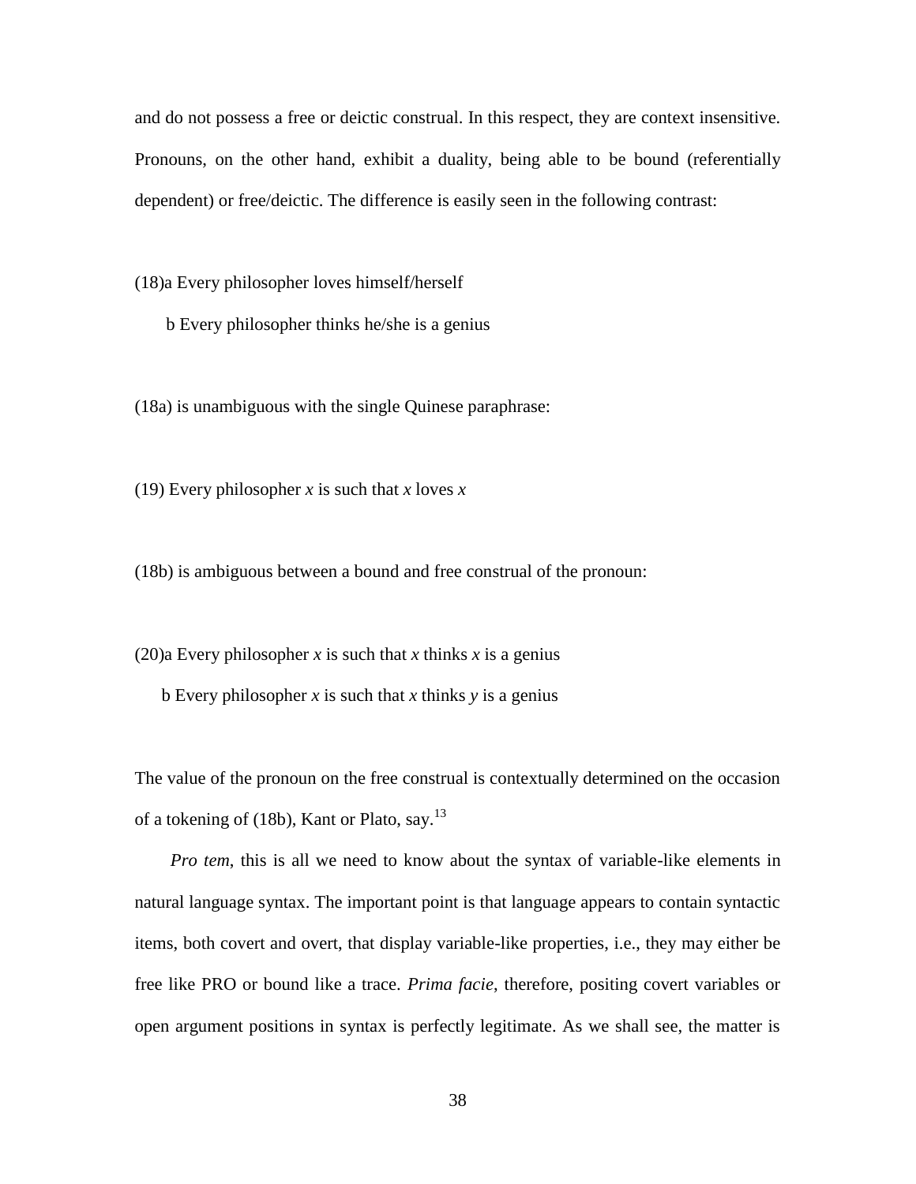and do not possess a free or deictic construal. In this respect, they are context insensitive. Pronouns, on the other hand, exhibit a duality, being able to be bound (referentially dependent) or free/deictic. The difference is easily seen in the following contrast:

(18)a Every philosopher loves himself/herself

b Every philosopher thinks he/she is a genius

(18a) is unambiguous with the single Quinese paraphrase:

(19) Every philosopher $x$ is such that $x$ loves $x$

(18b) is ambiguous between a bound and free construal of the pronoun:

(20)a Every philosopher $x$ is such that $x$ thinks $x$ is a genius

b Every philosopher $x$ is such that $x$ thinks $y$ is a genius

The value of the pronoun on the free construal is contextually determined on the occasion of a tokening of (18b), Kant or Plato, say.[13]

*Pro tem*, this is all we need to know about the syntax of variable-like elements in natural language syntax. The important point is that language appears to contain syntactic items, both covert and overt, that display variable-like properties, i.e., they may either be free like PRO or bound like a trace. *Prima facie*, therefore, positing covert variables or open argument positions in syntax is perfectly legitimate. As we shall see, the matter is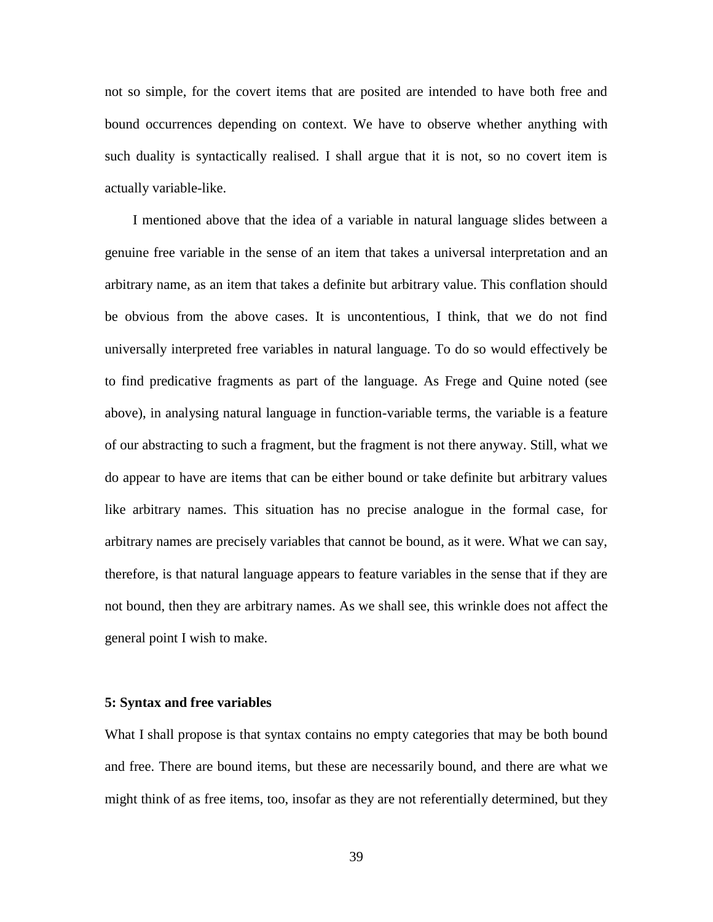not so simple, for the covert items that are posited are intended to have both free and bound occurrences depending on context. We have to observe whether anything with such duality is syntactically realised. I shall argue that it is not, so no covert item is actually variable-like.

I mentioned above that the idea of a variable in natural language slides between a genuine free variable in the sense of an item that takes a universal interpretation and an arbitrary name, as an item that takes a definite but arbitrary value. This conflation should be obvious from the above cases. It is uncontentious, I think, that we do not find universally interpreted free variables in natural language. To do so would effectively be to find predicative fragments as part of the language. As Frege and Quine noted (see above), in analysing natural language in function-variable terms, the variable is a feature of our abstracting to such a fragment, but the fragment is not there anyway. Still, what we do appear to have are items that can be either bound or take definite but arbitrary values like arbitrary names. This situation has no precise analogue in the formal case, for arbitrary names are precisely variables that cannot be bound, as it were. What we can say, therefore, is that natural language appears to feature variables in the sense that if they are not bound, then they are arbitrary names. As we shall see, this wrinkle does not affect the general point I wish to make.

## 5: Syntax and free variables

What I shall propose is that syntax contains no empty categories that may be both bound and free. There are bound items, but these are necessarily bound, and there are what we might think of as free items, too, insofar as they are not referentially determined, but they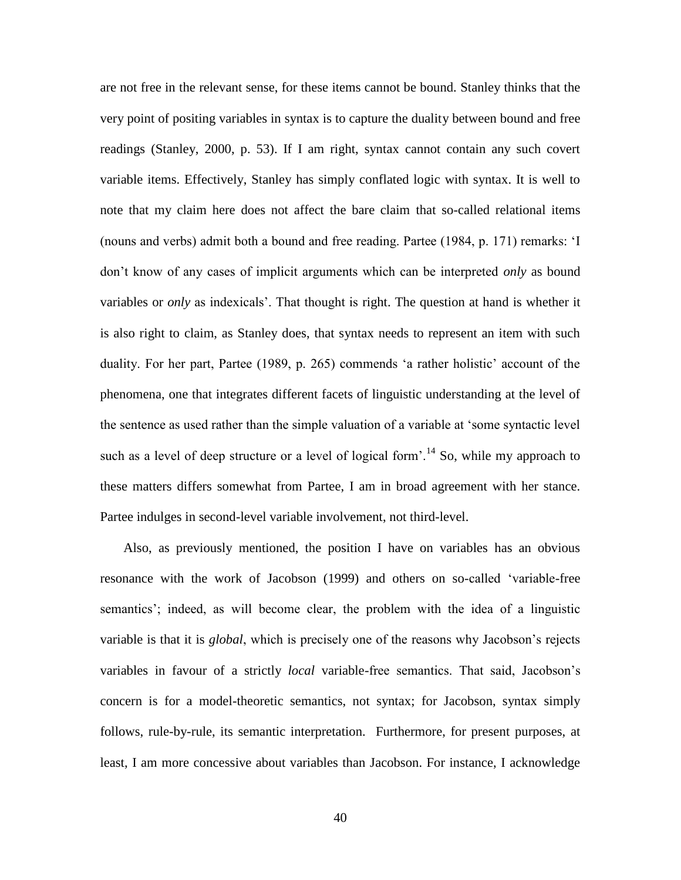are not free in the relevant sense, for these items cannot be bound. Stanley thinks that the very point of positing variables in syntax is to capture the duality between bound and free readings (Stanley, 2000, p. 53). If I am right, syntax cannot contain any such covert variable items. Effectively, Stanley has simply conflated logic with syntax. It is well to note that my claim here does not affect the bare claim that so-called relational items (nouns and verbs) admit both a bound and free reading. Partee (1984, p. 171) remarks: 'I don't know of any cases of implicit arguments which can be interpreted *only* as bound variables or *only* as indexicals'. That thought is right. The question at hand is whether it is also right to claim, as Stanley does, that syntax needs to represent an item with such duality. For her part, Partee (1989, p. 265) commends 'a rather holistic' account of the phenomena, one that integrates different facets of linguistic understanding at the level of the sentence as used rather than the simple valuation of a variable at 'some syntactic level such as a level of deep structure or a level of logical form'.[14] So, while my approach to these matters differs somewhat from Partee, I am in broad agreement with her stance. Partee indulges in second-level variable involvement, not third-level.

Also, as previously mentioned, the position I have on variables has an obvious resonance with the work of Jacobson (1999) and others on so-called 'variable-free semantics'; indeed, as will become clear, the problem with the idea of a linguistic variable is that it is *global*, which is precisely one of the reasons why Jacobson's rejects variables in favour of a strictly *local* variable-free semantics. That said, Jacobson's concern is for a model-theoretic semantics, not syntax; for Jacobson, syntax simply follows, rule-by-rule, its semantic interpretation. Furthermore, for present purposes, at least, I am more concessive about variables than Jacobson. For instance, I acknowledge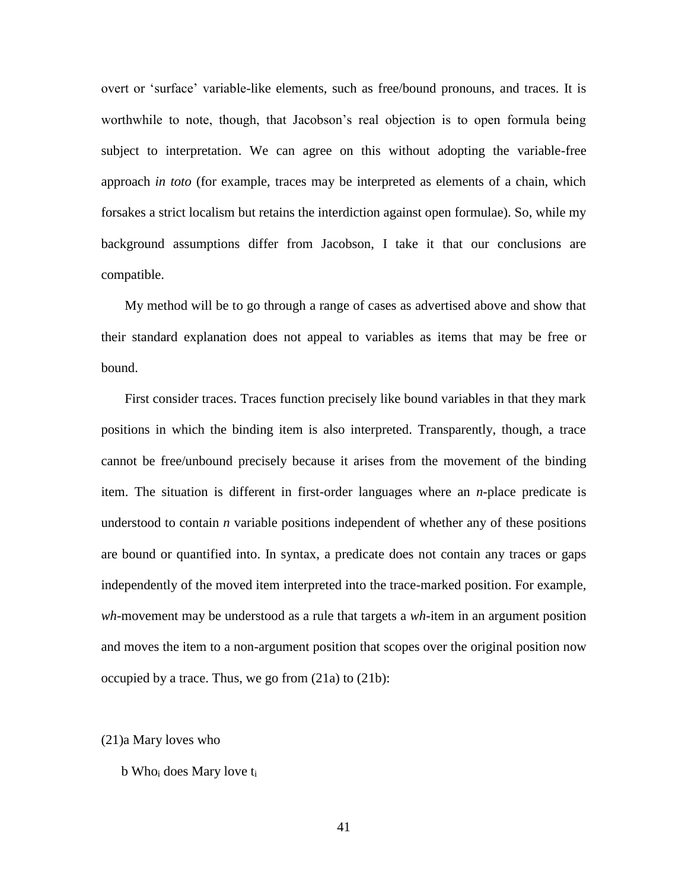overt or 'surface' variable-like elements, such as free/bound pronouns, and traces. It is worthwhile to note, though, that Jacobson's real objection is to open formula being subject to interpretation. We can agree on this without adopting the variable-free approach *in toto* (for example, traces may be interpreted as elements of a chain, which forsakes a strict localism but retains the interdiction against open formulae). So, while my background assumptions differ from Jacobson, I take it that our conclusions are compatible.

My method will be to go through a range of cases as advertised above and show that their standard explanation does not appeal to variables as items that may be free or bound.

First consider traces. Traces function precisely like bound variables in that they mark positions in which the binding item is also interpreted. Transparently, though, a trace cannot be free/unbound precisely because it arises from the movement of the binding item. The situation is different in first-order languages where an *n*-place predicate is understood to contain *n* variable positions independent of whether any of these positions are bound or quantified into. In syntax, a predicate does not contain any traces or gaps independently of the moved item interpreted into the trace-marked position. For example, *wh*-movement may be understood as a rule that targets a *wh*-item in an argument position and moves the item to a non-argument position that scopes over the original position now occupied by a trace. Thus, we go from (21a) to (21b):

(21)a Mary loves who

b Who$_i$ does Mary love t$_i$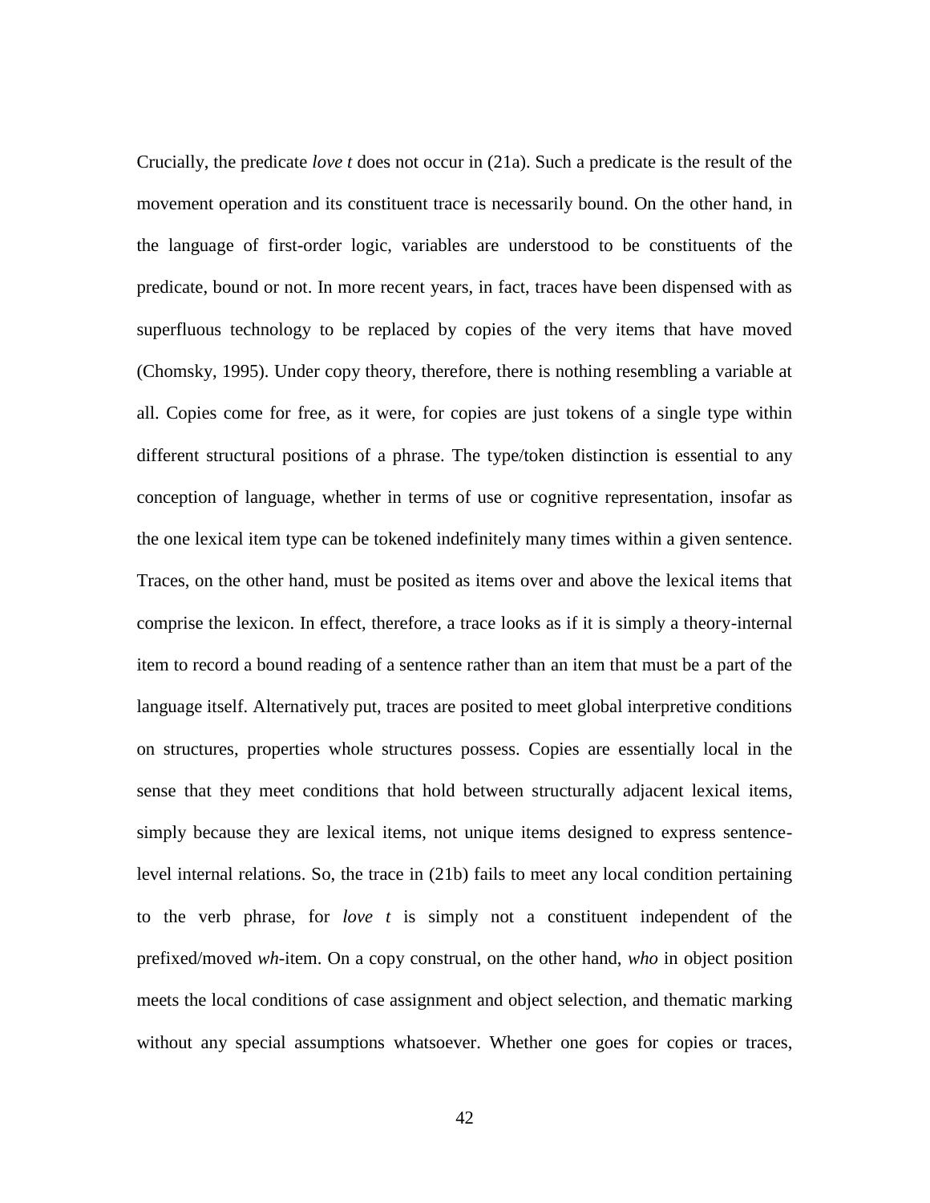Crucially, the predicate *love t* does not occur in (21a). Such a predicate is the result of the movement operation and its constituent trace is necessarily bound. On the other hand, in the language of first-order logic, variables are understood to be constituents of the predicate, bound or not. In more recent years, in fact, traces have been dispensed with as superfluous technology to be replaced by copies of the very items that have moved (Chomsky, 1995). Under copy theory, therefore, there is nothing resembling a variable at all. Copies come for free, as it were, for copies are just tokens of a single type within different structural positions of a phrase. The type/token distinction is essential to any conception of language, whether in terms of use or cognitive representation, insofar as the one lexical item type can be tokened indefinitely many times within a given sentence. Traces, on the other hand, must be posited as items over and above the lexical items that comprise the lexicon. In effect, therefore, a trace looks as if it is simply a theory-internal item to record a bound reading of a sentence rather than an item that must be a part of the language itself. Alternatively put, traces are posited to meet global interpretive conditions on structures, properties whole structures possess. Copies are essentially local in the sense that they meet conditions that hold between structurally adjacent lexical items, simply because they are lexical items, not unique items designed to express sentence-level internal relations. So, the trace in (21b) fails to meet any local condition pertaining to the verb phrase, for *love t* is simply not a constituent independent of the prefixed/moved *wh*-item. On a copy construal, on the other hand, *who* in object position meets the local conditions of case assignment and object selection, and thematic marking without any special assumptions whatsoever. Whether one goes for copies or traces,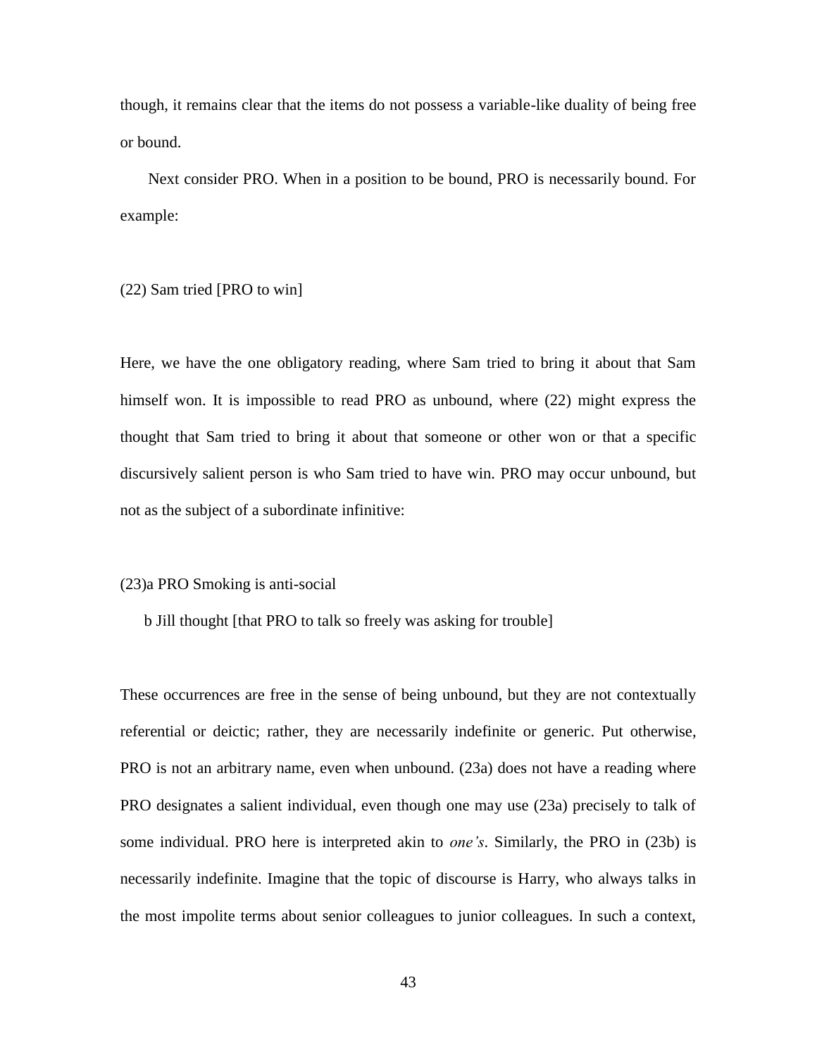though, it remains clear that the items do not possess a variable-like duality of being free or bound.

Next consider PRO. When in a position to be bound, PRO is necessarily bound. For example:

(22) Sam tried [PRO to win]

Here, we have the one obligatory reading, where Sam tried to bring it about that Sam himself won. It is impossible to read PRO as unbound, where (22) might express the thought that Sam tried to bring it about that someone or other won or that a specific discursively salient person is who Sam tried to have win. PRO may occur unbound, but not as the subject of a subordinate infinitive:

(23)a PRO Smoking is anti-social

b Jill thought [that PRO to talk so freely was asking for trouble]

These occurrences are free in the sense of being unbound, but they are not contextually referential or deictic; rather, they are necessarily indefinite or generic. Put otherwise, PRO is not an arbitrary name, even when unbound. (23a) does not have a reading where PRO designates a salient individual, even though one may use (23a) precisely to talk of some individual. PRO here is interpreted akin to *one's*. Similarly, the PRO in (23b) is necessarily indefinite. Imagine that the topic of discourse is Harry, who always talks in the most impolite terms about senior colleagues to junior colleagues. In such a context,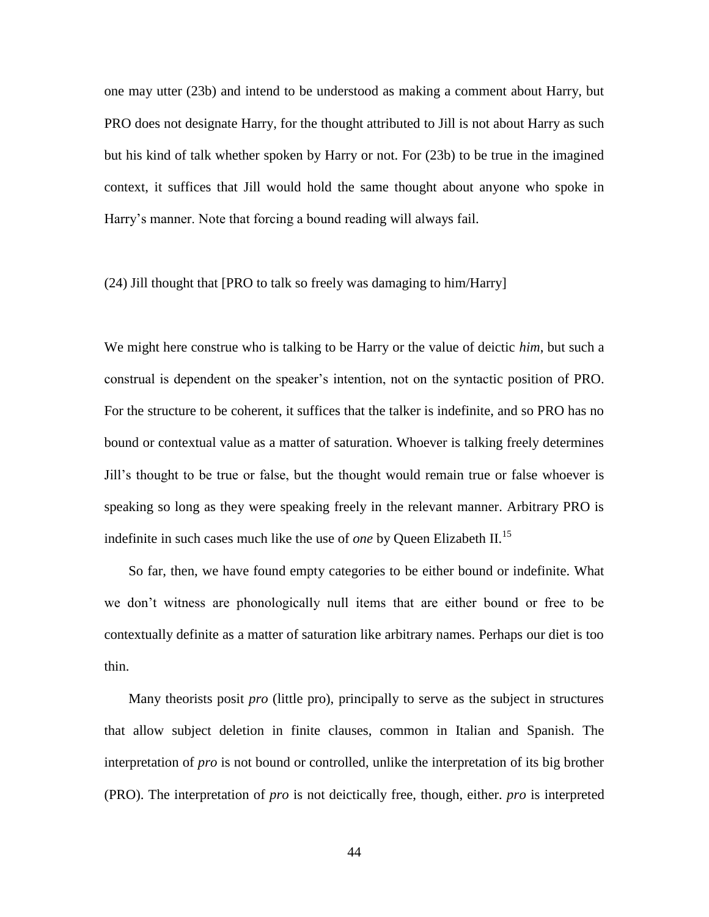one may utter (23b) and intend to be understood as making a comment about Harry, but PRO does not designate Harry, for the thought attributed to Jill is not about Harry as such but his kind of talk whether spoken by Harry or not. For (23b) to be true in the imagined context, it suffices that Jill would hold the same thought about anyone who spoke in Harry's manner. Note that forcing a bound reading will always fail.

(24) Jill thought that [PRO to talk so freely was damaging to him/Harry]

We might here construe who is talking to be Harry or the value of deictic *him*, but such a construal is dependent on the speaker's intention, not on the syntactic position of PRO. For the structure to be coherent, it suffices that the talker is indefinite, and so PRO has no bound or contextual value as a matter of saturation. Whoever is talking freely determines Jill's thought to be true or false, but the thought would remain true or false whoever is speaking so long as they were speaking freely in the relevant manner. Arbitrary PRO is indefinite in such cases much like the use of *one* by Queen Elizabeth II.[15]

So far, then, we have found empty categories to be either bound or indefinite. What we don't witness are phonologically null items that are either bound or free to be contextually definite as a matter of saturation like arbitrary names. Perhaps our diet is too thin.

Many theorists posit *pro* (little pro), principally to serve as the subject in structures that allow subject deletion in finite clauses, common in Italian and Spanish. The interpretation of *pro* is not bound or controlled, unlike the interpretation of its big brother (PRO). The interpretation of *pro* is not deictically free, though, either. *pro* is interpreted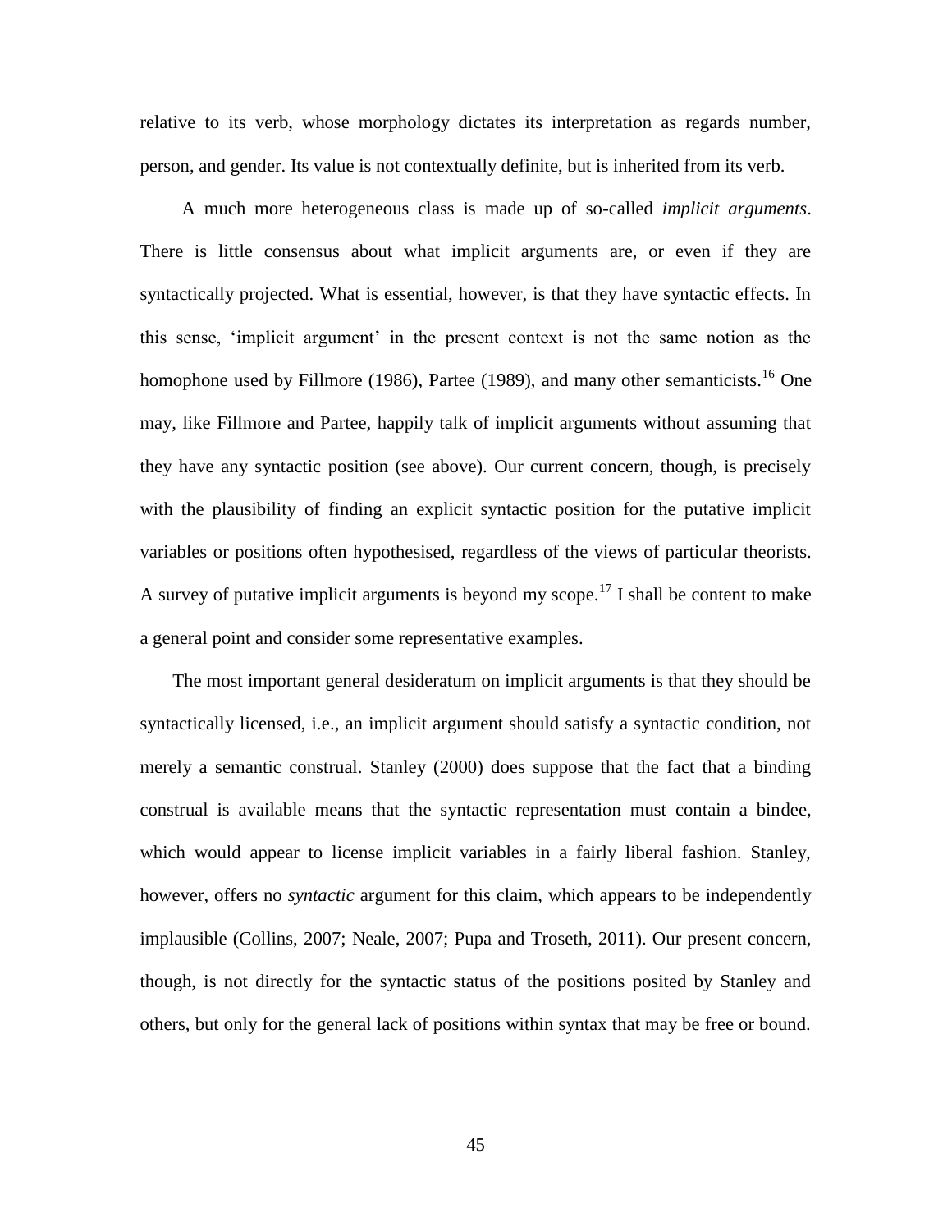relative to its verb, whose morphology dictates its interpretation as regards number, person, and gender. Its value is not contextually definite, but is inherited from its verb.

A much more heterogeneous class is made up of so-called *implicit arguments*. There is little consensus about what implicit arguments are, or even if they are syntactically projected. What is essential, however, is that they have syntactic effects. In this sense, 'implicit argument' in the present context is not the same notion as the homophone used by Fillmore (1986), Partee (1989), and many other semanticists.[16] One may, like Fillmore and Partee, happily talk of implicit arguments without assuming that they have any syntactic position (see above). Our current concern, though, is precisely with the plausibility of finding an explicit syntactic position for the putative implicit variables or positions often hypothesised, regardless of the views of particular theorists. A survey of putative implicit arguments is beyond my scope.[17] I shall be content to make a general point and consider some representative examples.

The most important general desideratum on implicit arguments is that they should be syntactically licensed, i.e., an implicit argument should satisfy a syntactic condition, not merely a semantic construal. Stanley (2000) does suppose that the fact that a binding construal is available means that the syntactic representation must contain a bindee, which would appear to license implicit variables in a fairly liberal fashion. Stanley, however, offers no *syntactic* argument for this claim, which appears to be independently implausible (Collins, 2007; Neale, 2007; Pupa and Troseth, 2011). Our present concern, though, is not directly for the syntactic status of the positions posited by Stanley and others, but only for the general lack of positions within syntax that may be free or bound.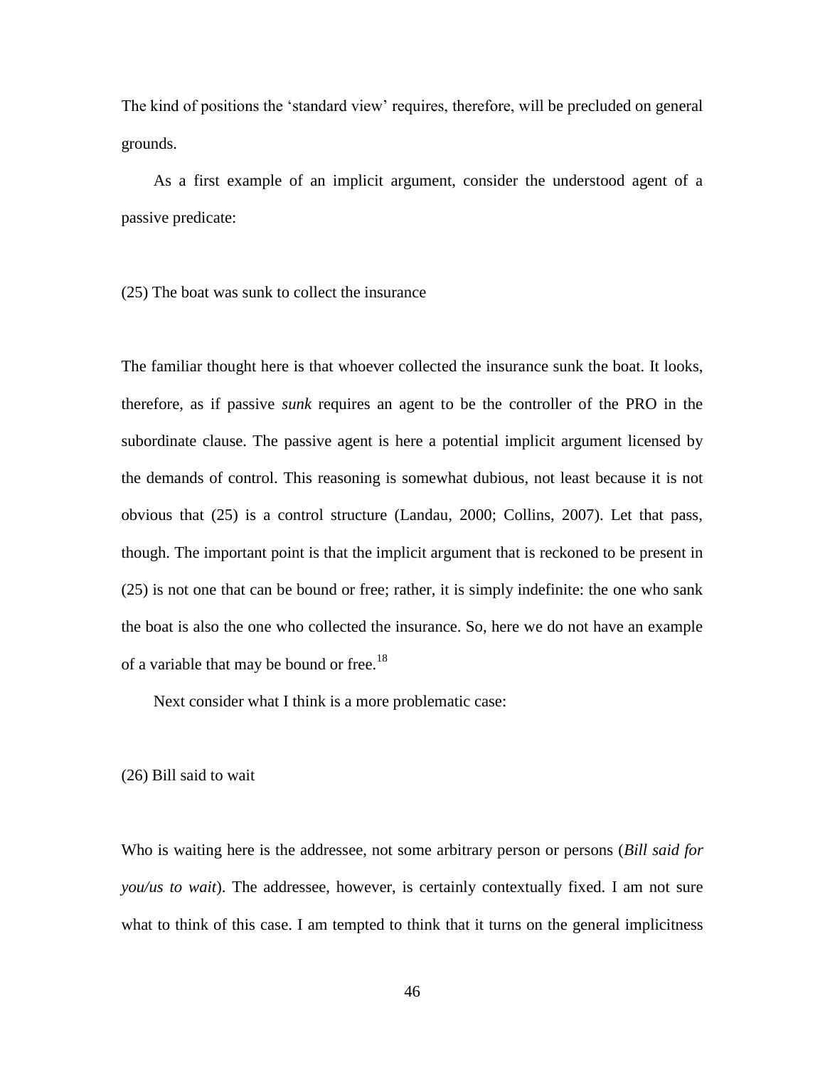The kind of positions the 'standard view' requires, therefore, will be precluded on general grounds.

As a first example of an implicit argument, consider the understood agent of a passive predicate:

(25) The boat was sunk to collect the insurance

The familiar thought here is that whoever collected the insurance sunk the boat. It looks, therefore, as if passive *sunk* requires an agent to be the controller of the PRO in the subordinate clause. The passive agent is here a potential implicit argument licensed by the demands of control. This reasoning is somewhat dubious, not least because it is not obvious that (25) is a control structure (Landau, 2000; Collins, 2007). Let that pass, though. The important point is that the implicit argument that is reckoned to be present in (25) is not one that can be bound or free; rather, it is simply indefinite: the one who sank the boat is also the one who collected the insurance. So, here we do not have an example of a variable that may be bound or free.[18]

Next consider what I think is a more problematic case:

(26) Bill said to wait

Who is waiting here is the addressee, not some arbitrary person or persons (*Bill said for you/us to wait*). The addressee, however, is certainly contextually fixed. I am not sure what to think of this case. I am tempted to think that it turns on the general implicitness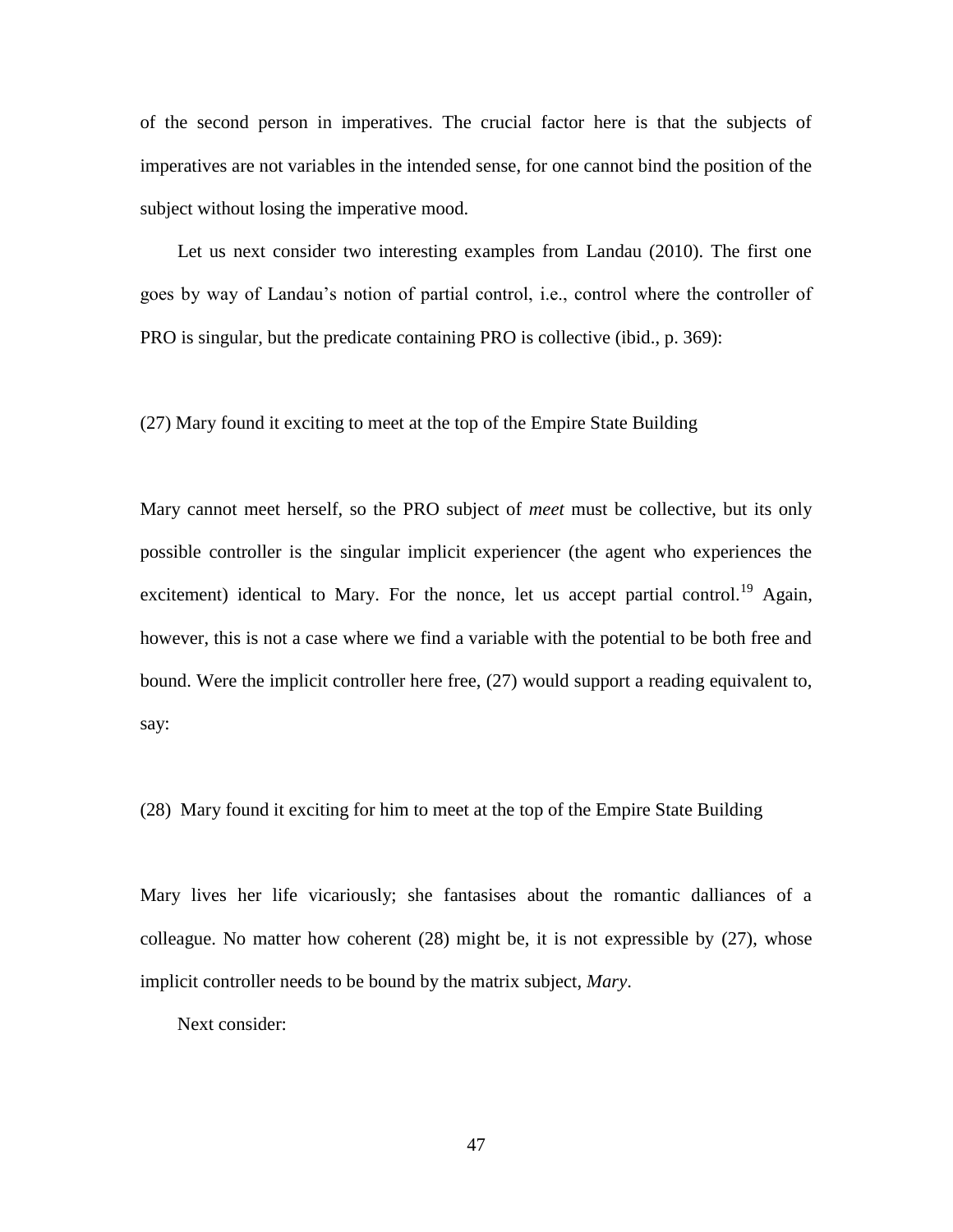of the second person in imperatives. The crucial factor here is that the subjects of imperatives are not variables in the intended sense, for one cannot bind the position of the subject without losing the imperative mood.

Let us next consider two interesting examples from Landau (2010). The first one goes by way of Landau's notion of partial control, i.e., control where the controller of PRO is singular, but the predicate containing PRO is collective (ibid., p. 369):

(27) Mary found it exciting to meet at the top of the Empire State Building

Mary cannot meet herself, so the PRO subject of *meet* must be collective, but its only possible controller is the singular implicit experiencer (the agent who experiences the excitement) identical to Mary. For the nonce, let us accept partial control.[19] Again, however, this is not a case where we find a variable with the potential to be both free and bound. Were the implicit controller here free, (27) would support a reading equivalent to, say:

(28) Mary found it exciting for him to meet at the top of the Empire State Building

Mary lives her life vicariously; she fantasises about the romantic dalliances of a colleague. No matter how coherent (28) might be, it is not expressible by (27), whose implicit controller needs to be bound by the matrix subject, *Mary*.

Next consider: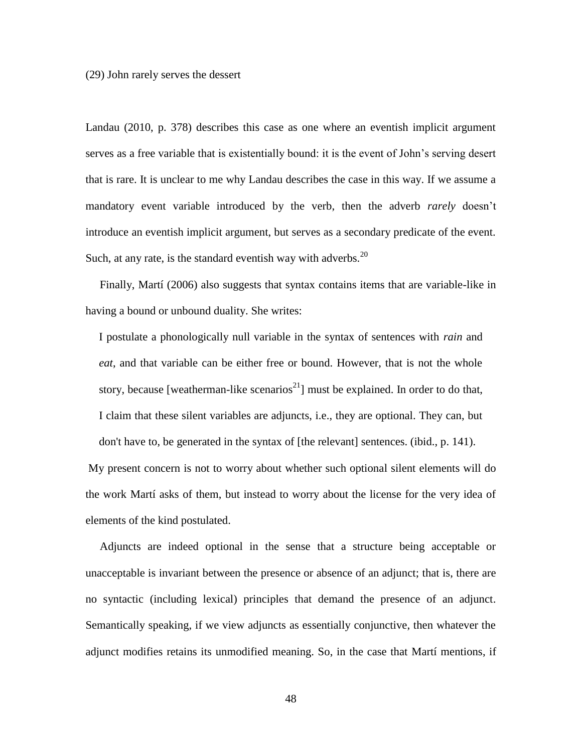(29) John rarely serves the dessert

Landau (2010, p. 378) describes this case as one where an eventish implicit argument serves as a free variable that is existentially bound: it is the event of John's serving desert that is rare. It is unclear to me why Landau describes the case in this way. If we assume a mandatory event variable introduced by the verb, then the adverb *rarely* doesn't introduce an eventish implicit argument, but serves as a secondary predicate of the event. Such, at any rate, is the standard eventish way with adverbs.[20]

Finally, Martí (2006) also suggests that syntax contains items that are variable-like in having a bound or unbound duality. She writes:

> I postulate a phonologically null variable in the syntax of sentences with *rain* and *eat*, and that variable can be either free or bound. However, that is not the whole story, because [weatherman-like scenarios[21]] must be explained. In order to do that, I claim that these silent variables are adjuncts, i.e., they are optional. They can, but don't have to, be generated in the syntax of [the relevant] sentences. (ibid., p. 141).

My present concern is not to worry about whether such optional silent elements will do the work Martí asks of them, but instead to worry about the license for the very idea of elements of the kind postulated.

Adjuncts are indeed optional in the sense that a structure being acceptable or unacceptable is invariant between the presence or absence of an adjunct; that is, there are no syntactic (including lexical) principles that demand the presence of an adjunct. Semantically speaking, if we view adjuncts as essentially conjunctive, then whatever the adjunct modifies retains its unmodified meaning. So, in the case that Martí mentions, if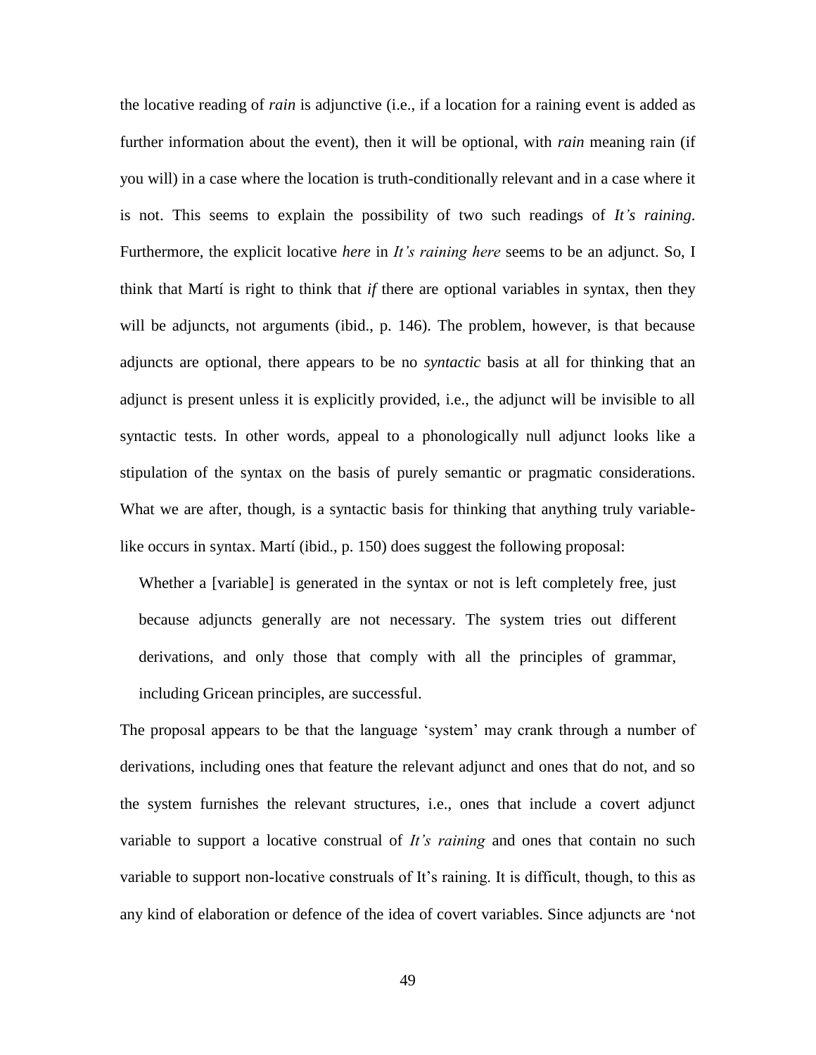the locative reading of *rain* is adjunctive (i.e., if a location for a raining event is added as further information about the event), then it will be optional, with *rain* meaning rain (if you will) in a case where the location is truth-conditionally relevant and in a case where it is not. This seems to explain the possibility of two such readings of *It's raining*. Furthermore, the explicit locative *here* in *It's raining here* seems to be an adjunct. So, I think that Martí is right to think that *if* there are optional variables in syntax, then they will be adjuncts, not arguments (ibid., p. 146). The problem, however, is that because adjuncts are optional, there appears to be no *syntactic* basis at all for thinking that an adjunct is present unless it is explicitly provided, i.e., the adjunct will be invisible to all syntactic tests. In other words, appeal to a phonologically null adjunct looks like a stipulation of the syntax on the basis of purely semantic or pragmatic considerations. What we are after, though, is a syntactic basis for thinking that anything truly variable-like occurs in syntax. Martí (ibid., p. 150) does suggest the following proposal:

> Whether a [variable] is generated in the syntax or not is left completely free, just because adjuncts generally are not necessary. The system tries out different derivations, and only those that comply with all the principles of grammar, including Gricean principles, are successful.

The proposal appears to be that the language 'system' may crank through a number of derivations, including ones that feature the relevant adjunct and ones that do not, and so the system furnishes the relevant structures, i.e., ones that include a covert adjunct variable to support a locative construal of *It's raining* and ones that contain no such variable to support non-locative construals of It's raining. It is difficult, though, to this as any kind of elaboration or defence of the idea of covert variables. Since adjuncts are 'not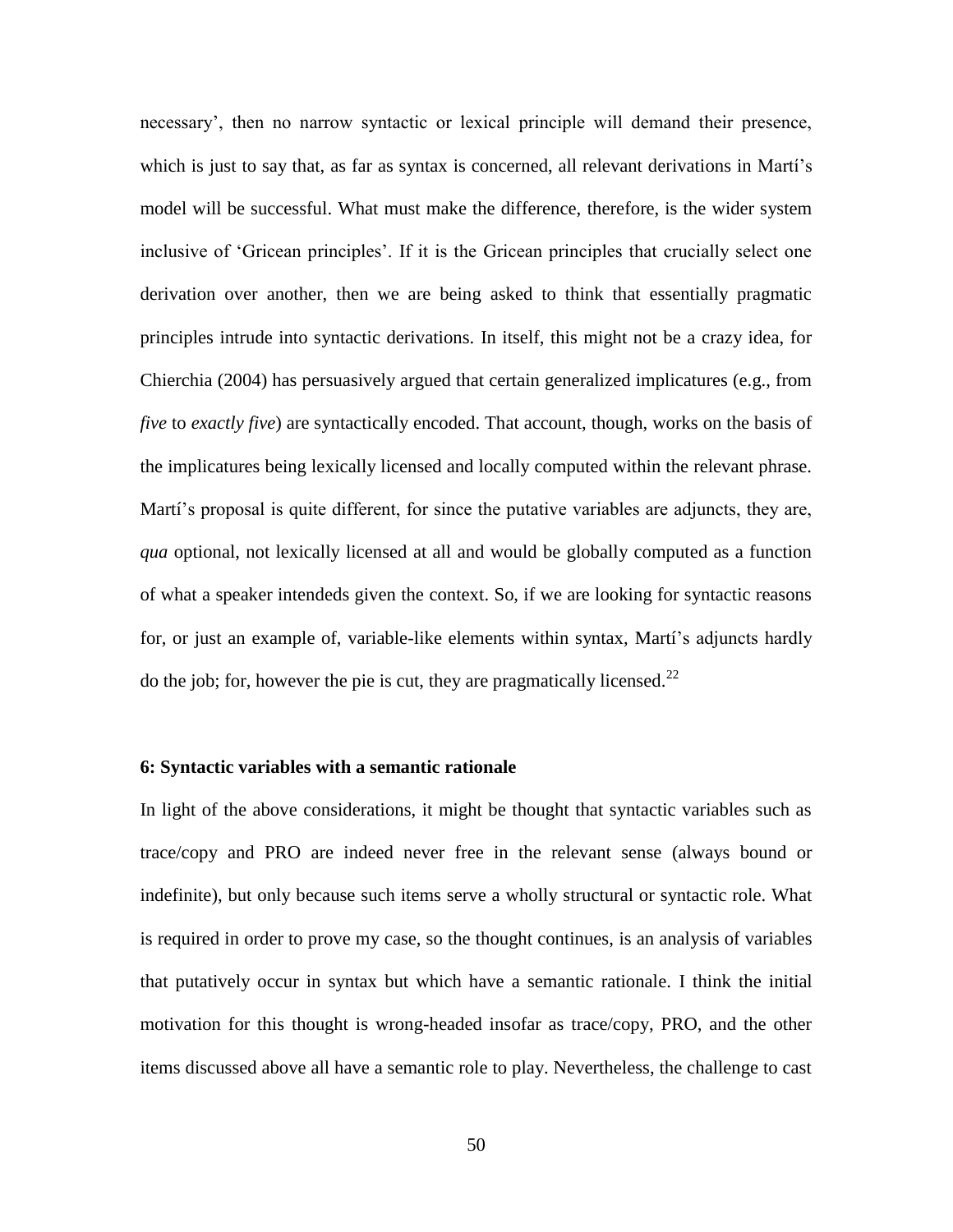necessary', then no narrow syntactic or lexical principle will demand their presence, which is just to say that, as far as syntax is concerned, all relevant derivations in Martí's model will be successful. What must make the difference, therefore, is the wider system inclusive of 'Gricean principles'. If it is the Gricean principles that crucially select one derivation over another, then we are being asked to think that essentially pragmatic principles intrude into syntactic derivations. In itself, this might not be a crazy idea, for Chierchia (2004) has persuasively argued that certain generalized implicatures (e.g., from *five* to *exactly five*) are syntactically encoded. That account, though, works on the basis of the implicatures being lexically licensed and locally computed within the relevant phrase. Martí's proposal is quite different, for since the putative variables are adjuncts, they are, *qua* optional, not lexically licensed at all and would be globally computed as a function of what a speaker intendeds given the context. So, if we are looking for syntactic reasons for, or just an example of, variable-like elements within syntax, Martí's adjuncts hardly do the job; for, however the pie is cut, they are pragmatically licensed.[22]

### 6: Syntactic variables with a semantic rationale

In light of the above considerations, it might be thought that syntactic variables such as trace/copy and PRO are indeed never free in the relevant sense (always bound or indefinite), but only because such items serve a wholly structural or syntactic role. What is required in order to prove my case, so the thought continues, is an analysis of variables that putatively occur in syntax but which have a semantic rationale. I think the initial motivation for this thought is wrong-headed insofar as trace/copy, PRO, and the other items discussed above all have a semantic role to play. Nevertheless, the challenge to cast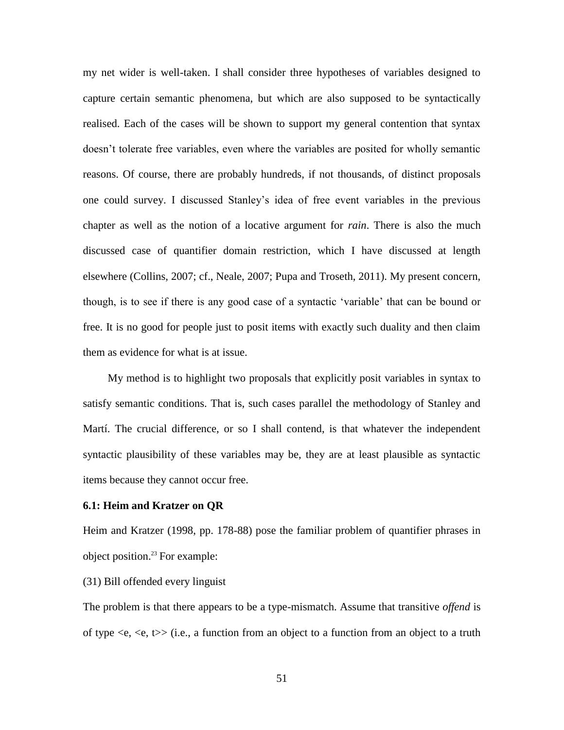my net wider is well-taken. I shall consider three hypotheses of variables designed to capture certain semantic phenomena, but which are also supposed to be syntactically realised. Each of the cases will be shown to support my general contention that syntax doesn't tolerate free variables, even where the variables are posited for wholly semantic reasons. Of course, there are probably hundreds, if not thousands, of distinct proposals one could survey. I discussed Stanley's idea of free event variables in the previous chapter as well as the notion of a locative argument for *rain*. There is also the much discussed case of quantifier domain restriction, which I have discussed at length elsewhere (Collins, 2007; cf., Neale, 2007; Pupa and Troseth, 2011). My present concern, though, is to see if there is any good case of a syntactic 'variable' that can be bound or free. It is no good for people just to posit items with exactly such duality and then claim them as evidence for what is at issue.

My method is to highlight two proposals that explicitly posit variables in syntax to satisfy semantic conditions. That is, such cases parallel the methodology of Stanley and Martí. The crucial difference, or so I shall contend, is that whatever the independent syntactic plausibility of these variables may be, they are at least plausible as syntactic items because they cannot occur free.

**6.1: Heim and Kratzer on QR**

Heim and Kratzer (1998, pp. 178-88) pose the familiar problem of quantifier phrases in object position.[23] For example:

(31) Bill offended every linguist

The problem is that there appears to be a type-mismatch. Assume that transitive *offend* is of type <e, <e, t>> (i.e., a function from an object to a function from an object to a truth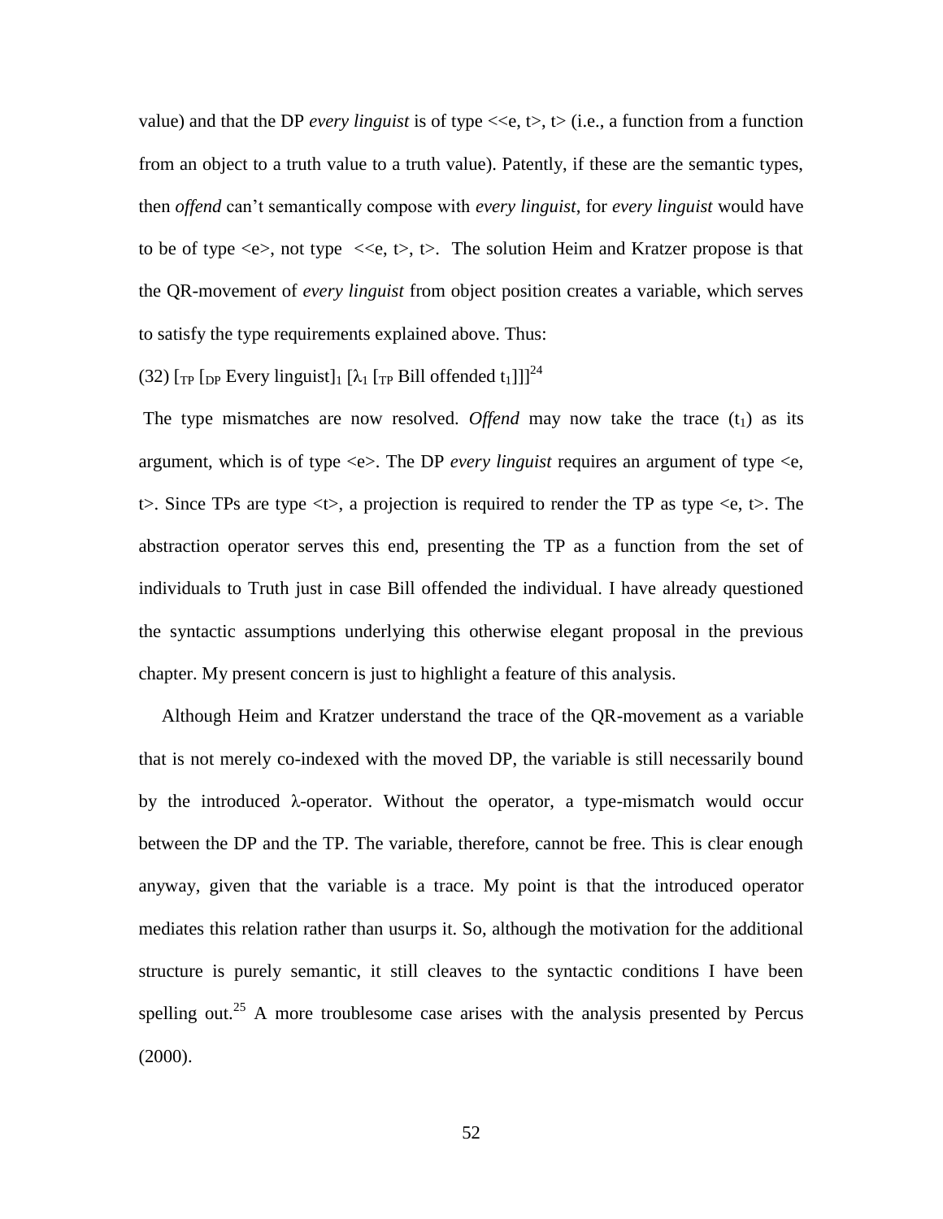value) and that the DP *every linguist* is of type <<e, t>, t> (i.e., a function from a function from an object to a truth value to a truth value). Patently, if these are the semantic types, then *offend* can't semantically compose with *every linguist*, for *every linguist* would have to be of type <e>, not type <<e, t>, t>. The solution Heim and Kratzer propose is that the QR-movement of *every linguist* from object position creates a variable, which serves to satisfy the type requirements explained above. Thus:

(32) $[_{TP}$ $[_{DP}$ Every linguist$]_1$ $[\lambda_1$ $[_{TP}$ Bill offended $t_1]]]$[24]

The type mismatches are now resolved. *Offend* may now take the trace ($t_1$) as its argument, which is of type <e>. The DP *every linguist* requires an argument of type <e, t>. Since TPs are type <t>, a projection is required to render the TP as type <e, t>. The abstraction operator serves this end, presenting the TP as a function from the set of individuals to Truth just in case Bill offended the individual. I have already questioned the syntactic assumptions underlying this otherwise elegant proposal in the previous chapter. My present concern is just to highlight a feature of this analysis.

Although Heim and Kratzer understand the trace of the QR-movement as a variable that is not merely co-indexed with the moved DP, the variable is still necessarily bound by the introduced $\lambda$-operator. Without the operator, a type-mismatch would occur between the DP and the TP. The variable, therefore, cannot be free. This is clear enough anyway, given that the variable is a trace. My point is that the introduced operator mediates this relation rather than usurps it. So, although the motivation for the additional structure is purely semantic, it still cleaves to the syntactic conditions I have been spelling out.[25] A more troublesome case arises with the analysis presented by Percus (2000).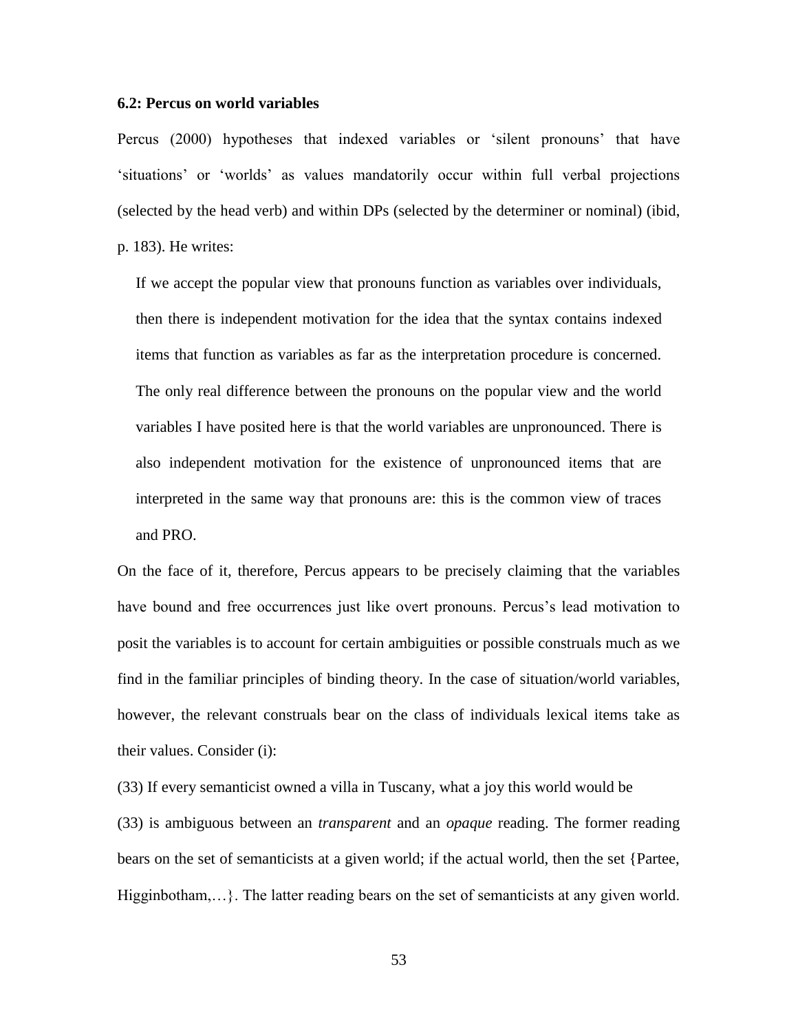### 6.2: Percus on world variables

Percus (2000) hypotheses that indexed variables or 'silent pronouns' that have 'situations' or 'worlds' as values mandatorily occur within full verbal projections (selected by the head verb) and within DPs (selected by the determiner or nominal) (ibid, p. 183). He writes:

> If we accept the popular view that pronouns function as variables over individuals, then there is independent motivation for the idea that the syntax contains indexed items that function as variables as far as the interpretation procedure is concerned. The only real difference between the pronouns on the popular view and the world variables I have posited here is that the world variables are unpronounced. There is also independent motivation for the existence of unpronounced items that are interpreted in the same way that pronouns are: this is the common view of traces and PRO.

On the face of it, therefore, Percus appears to be precisely claiming that the variables have bound and free occurrences just like overt pronouns. Percus's lead motivation to posit the variables is to account for certain ambiguities or possible construals much as we find in the familiar principles of binding theory. In the case of situation/world variables, however, the relevant construals bear on the class of individuals lexical items take as their values. Consider (i):

(33) If every semanticist owned a villa in Tuscany, what a joy this world would be

(33) is ambiguous between an *transparent* and an *opaque* reading. The former reading bears on the set of semanticists at a given world; if the actual world, then the set {Partee, Higginbotham,…}. The latter reading bears on the set of semanticists at any given world.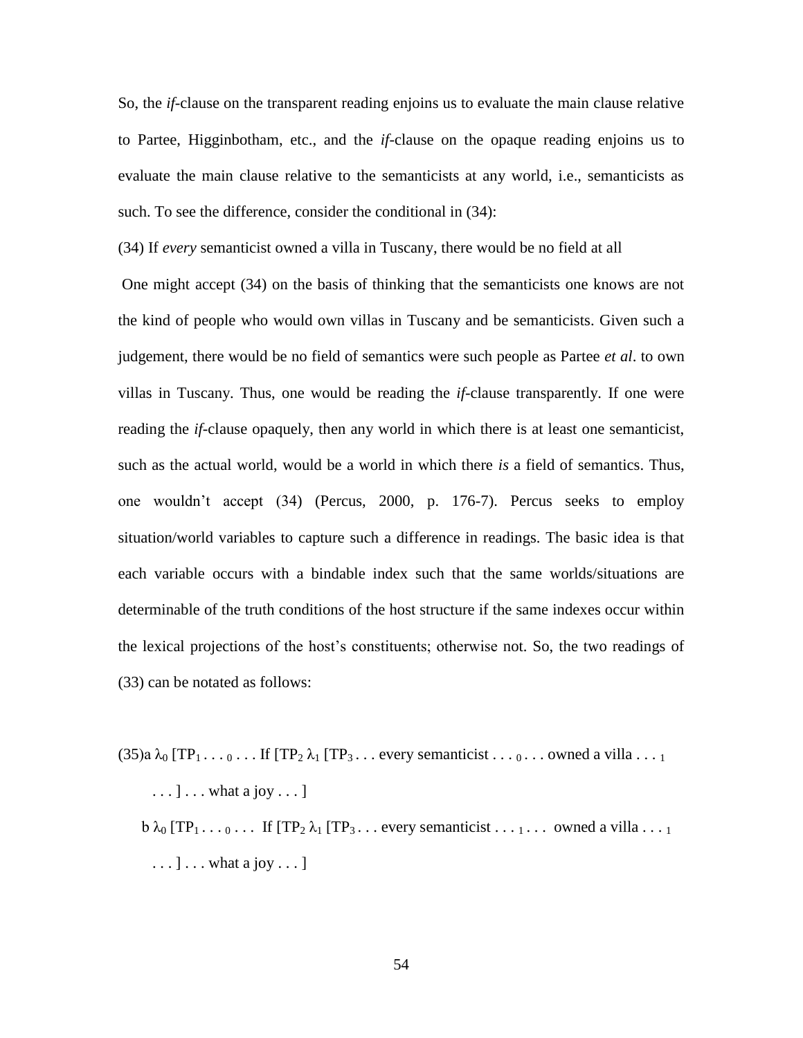So, the *if*-clause on the transparent reading enjoins us to evaluate the main clause relative to Partee, Higginbotham, etc., and the *if*-clause on the opaque reading enjoins us to evaluate the main clause relative to the semanticists at any world, i.e., semanticists as such. To see the difference, consider the conditional in (34):

(34) If *every* semanticist owned a villa in Tuscany, there would be no field at all

One might accept (34) on the basis of thinking that the semanticists one knows are not the kind of people who would own villas in Tuscany and be semanticists. Given such a judgement, there would be no field of semantics were such people as Partee *et al*. to own villas in Tuscany. Thus, one would be reading the *if*-clause transparently. If one were reading the *if*-clause opaquely, then any world in which there is at least one semanticist, such as the actual world, would be a world in which there *is* a field of semantics. Thus, one wouldn't accept (34) (Percus, 2000, p. 176-7). Percus seeks to employ situation/world variables to capture such a difference in readings. The basic idea is that each variable occurs with a bindable index such that the same worlds/situations are determinable of the truth conditions of the host structure if the same indexes occur within the lexical projections of the host's constituents; otherwise not. So, the two readings of (33) can be notated as follows:

(35)a $\lambda_0$ [TP$_1$ . . . $_0$ . . . If [TP$_2$ $\lambda_1$ [TP$_3$ . . . every semanticist . . . $_0$ . . . owned a villa . . . $_1$ . . . ] . . . what a joy . . . ]

b $\lambda_0$ [TP$_1$ . . . $_0$ . . . If [TP$_2$ $\lambda_1$ [TP$_3$ . . . every semanticist . . . $_1$ . . . owned a villa . . . $_1$ . . . ] . . . what a joy . . . ]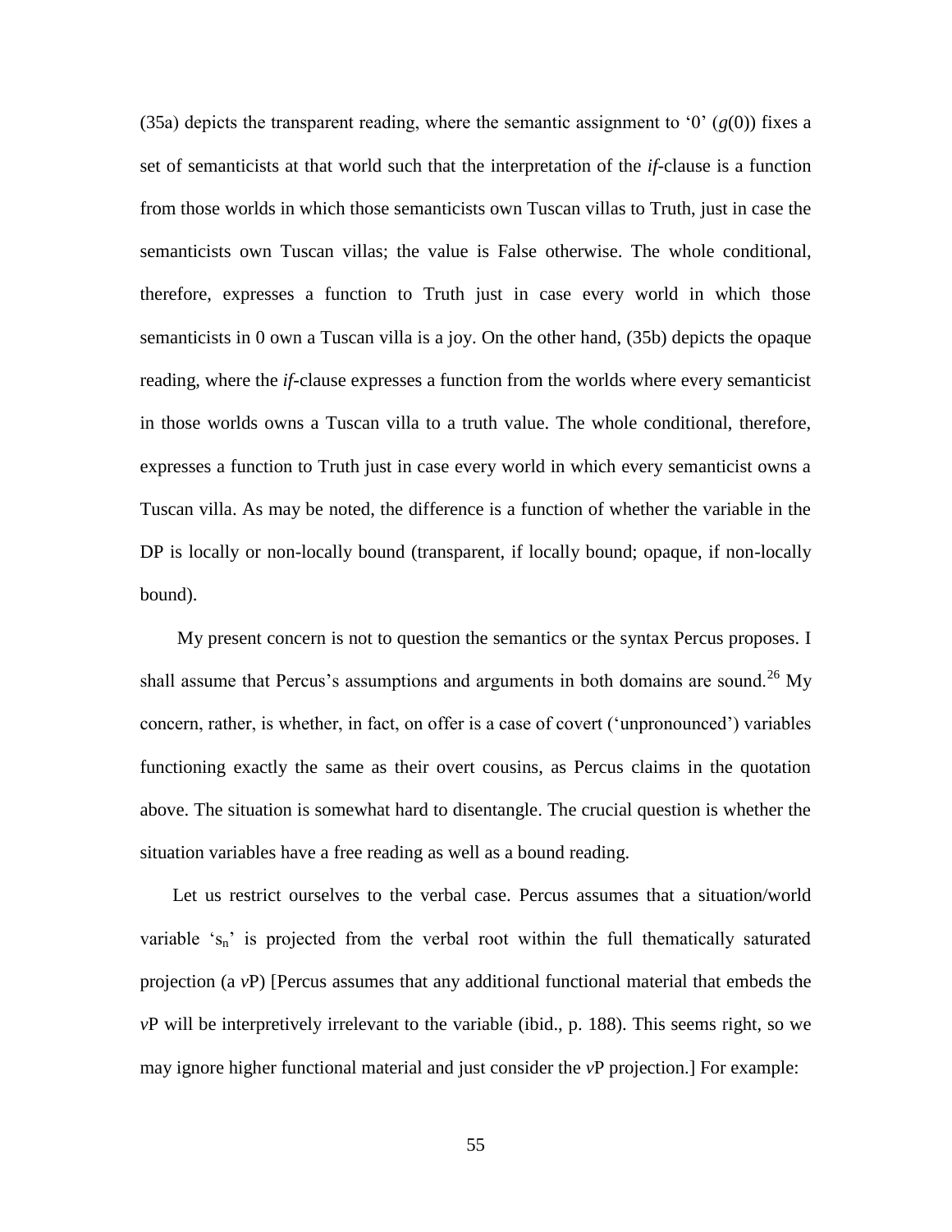(35a) depicts the transparent reading, where the semantic assignment to '0' ($g$(0)) fixes a set of semanticists at that world such that the interpretation of the *if*-clause is a function from those worlds in which those semanticists own Tuscan villas to Truth, just in case the semanticists own Tuscan villas; the value is False otherwise. The whole conditional, therefore, expresses a function to Truth just in case every world in which those semanticists in 0 own a Tuscan villa is a joy. On the other hand, (35b) depicts the opaque reading, where the *if*-clause expresses a function from the worlds where every semanticist in those worlds owns a Tuscan villa to a truth value. The whole conditional, therefore, expresses a function to Truth just in case every world in which every semanticist owns a Tuscan villa. As may be noted, the difference is a function of whether the variable in the DP is locally or non-locally bound (transparent, if locally bound; opaque, if non-locally bound).

My present concern is not to question the semantics or the syntax Percus proposes. I shall assume that Percus's assumptions and arguments in both domains are sound.[26] My concern, rather, is whether, in fact, on offer is a case of covert ('unpronounced') variables functioning exactly the same as their overt cousins, as Percus claims in the quotation above. The situation is somewhat hard to disentangle. The crucial question is whether the situation variables have a free reading as well as a bound reading.

Let us restrict ourselves to the verbal case. Percus assumes that a situation/world variable '$s_n$' is projected from the verbal root within the full thematically saturated projection (a *v*P) [Percus assumes that any additional functional material that embeds the *v*P will be interpretively irrelevant to the variable (ibid., p. 188). This seems right, so we may ignore higher functional material and just consider the *v*P projection.] For example: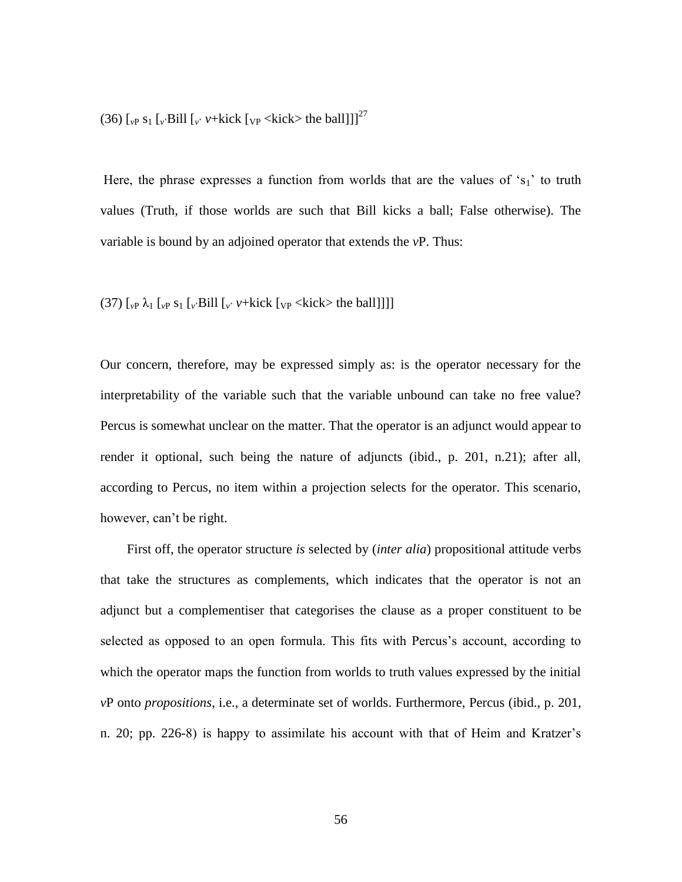(36) [$_{vP}$ s$_1$ [$_{v'}$Bill [$_{v'}$ *v*+kick [$_{VP}$ <kick> the ball]]]][27]

Here, the phrase expresses a function from worlds that are the values of '$s_1$' to truth values (Truth, if those worlds are such that Bill kicks a ball; False otherwise). The variable is bound by an adjoined operator that extends the *v*P. Thus:

(37) [$_{vP}$ $\lambda_1$ [$_{vP}$ s$_1$ [$_{v'}$Bill [$_{v'}$ *v*+kick [$_{VP}$ <kick> the ball]]]]]

Our concern, therefore, may be expressed simply as: is the operator necessary for the interpretability of the variable such that the variable unbound can take no free value? Percus is somewhat unclear on the matter. That the operator is an adjunct would appear to render it optional, such being the nature of adjuncts (ibid., p. 201, n.21); after all, according to Percus, no item within a projection selects for the operator. This scenario, however, can't be right.

First off, the operator structure *is* selected by (*inter alia*) propositional attitude verbs that take the structures as complements, which indicates that the operator is not an adjunct but a complementiser that categorises the clause as a proper constituent to be selected as opposed to an open formula. This fits with Percus's account, according to which the operator maps the function from worlds to truth values expressed by the initial *v*P onto *propositions*, i.e., a determinate set of worlds. Furthermore, Percus (ibid., p. 201, n. 20; pp. 226-8) is happy to assimilate his account with that of Heim and Kratzer's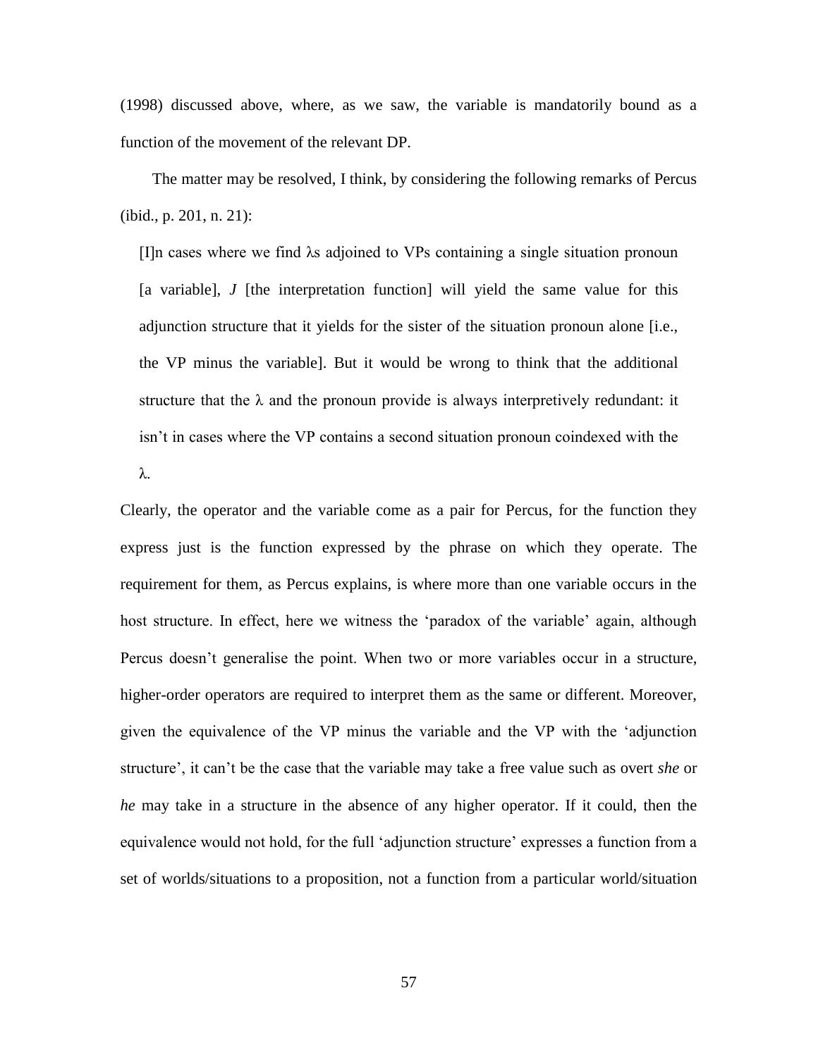(1998) discussed above, where, as we saw, the variable is mandatorily bound as a function of the movement of the relevant DP.

The matter may be resolved, I think, by considering the following remarks of Percus (ibid., p. 201, n. 21):

> [I]n cases where we find λs adjoined to VPs containing a single situation pronoun [a variable], *J* [the interpretation function] will yield the same value for this adjunction structure that it yields for the sister of the situation pronoun alone [i.e., the VP minus the variable]. But it would be wrong to think that the additional structure that the λ and the pronoun provide is always interpretively redundant: it isn't in cases where the VP contains a second situation pronoun coindexed with the λ.

Clearly, the operator and the variable come as a pair for Percus, for the function they express just is the function expressed by the phrase on which they operate. The requirement for them, as Percus explains, is where more than one variable occurs in the host structure. In effect, here we witness the 'paradox of the variable' again, although Percus doesn't generalise the point. When two or more variables occur in a structure, higher-order operators are required to interpret them as the same or different. Moreover, given the equivalence of the VP minus the variable and the VP with the 'adjunction structure', it can't be the case that the variable may take a free value such as overt *she* or *he* may take in a structure in the absence of any higher operator. If it could, then the equivalence would not hold, for the full 'adjunction structure' expresses a function from a set of worlds/situations to a proposition, not a function from a particular world/situation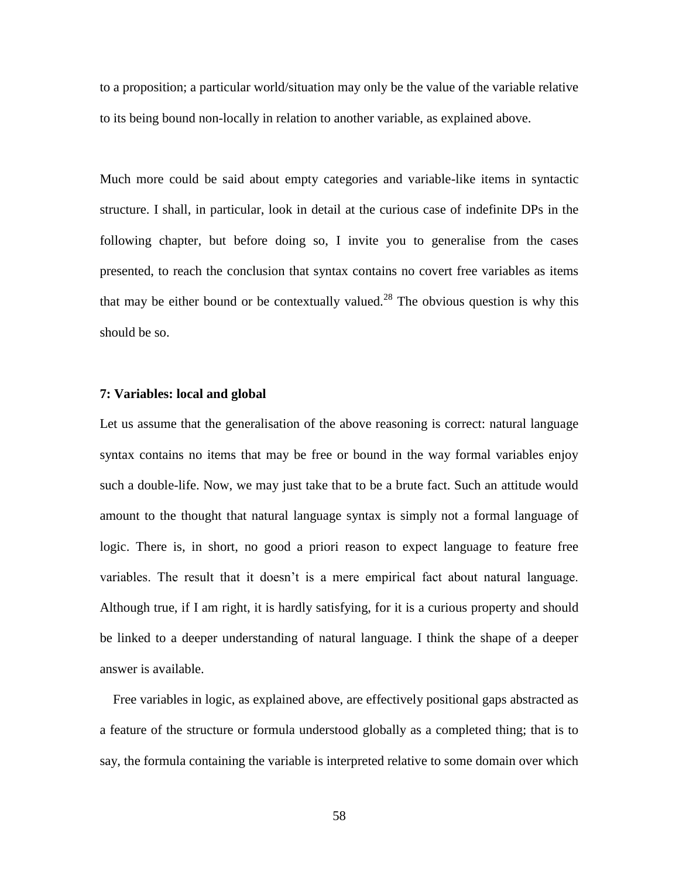to a proposition; a particular world/situation may only be the value of the variable relative to its being bound non-locally in relation to another variable, as explained above.

Much more could be said about empty categories and variable-like items in syntactic structure. I shall, in particular, look in detail at the curious case of indefinite DPs in the following chapter, but before doing so, I invite you to generalise from the cases presented, to reach the conclusion that syntax contains no covert free variables as items that may be either bound or be contextually valued.[28] The obvious question is why this should be so.

**7: Variables: local and global**

Let us assume that the generalisation of the above reasoning is correct: natural language syntax contains no items that may be free or bound in the way formal variables enjoy such a double-life. Now, we may just take that to be a brute fact. Such an attitude would amount to the thought that natural language syntax is simply not a formal language of logic. There is, in short, no good a priori reason to expect language to feature free variables. The result that it doesn't is a mere empirical fact about natural language. Although true, if I am right, it is hardly satisfying, for it is a curious property and should be linked to a deeper understanding of natural language. I think the shape of a deeper answer is available.

Free variables in logic, as explained above, are effectively positional gaps abstracted as a feature of the structure or formula understood globally as a completed thing; that is to say, the formula containing the variable is interpreted relative to some domain over which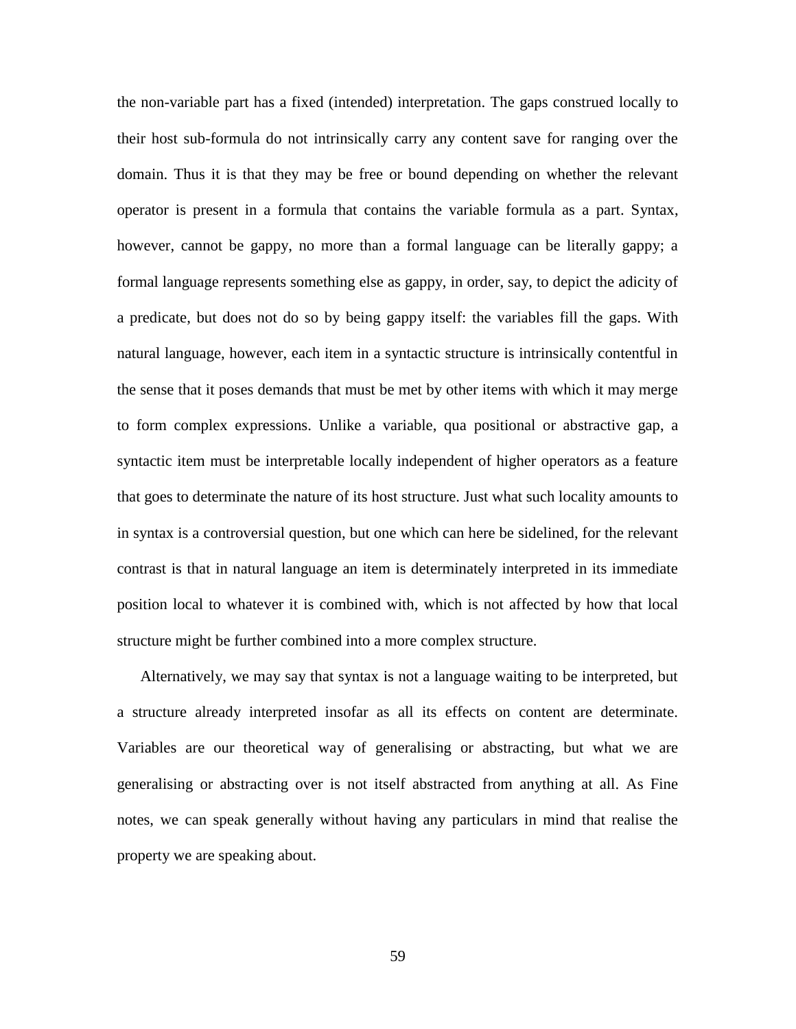the non-variable part has a fixed (intended) interpretation. The gaps construed locally to their host sub-formula do not intrinsically carry any content save for ranging over the domain. Thus it is that they may be free or bound depending on whether the relevant operator is present in a formula that contains the variable formula as a part. Syntax, however, cannot be gappy, no more than a formal language can be literally gappy; a formal language represents something else as gappy, in order, say, to depict the adicity of a predicate, but does not do so by being gappy itself: the variables fill the gaps. With natural language, however, each item in a syntactic structure is intrinsically contentful in the sense that it poses demands that must be met by other items with which it may merge to form complex expressions. Unlike a variable, qua positional or abstractive gap, a syntactic item must be interpretable locally independent of higher operators as a feature that goes to determinate the nature of its host structure. Just what such locality amounts to in syntax is a controversial question, but one which can here be sidelined, for the relevant contrast is that in natural language an item is determinately interpreted in its immediate position local to whatever it is combined with, which is not affected by how that local structure might be further combined into a more complex structure.

Alternatively, we may say that syntax is not a language waiting to be interpreted, but a structure already interpreted insofar as all its effects on content are determinate. Variables are our theoretical way of generalising or abstracting, but what we are generalising or abstracting over is not itself abstracted from anything at all. As Fine notes, we can speak generally without having any particulars in mind that realise the property we are speaking about.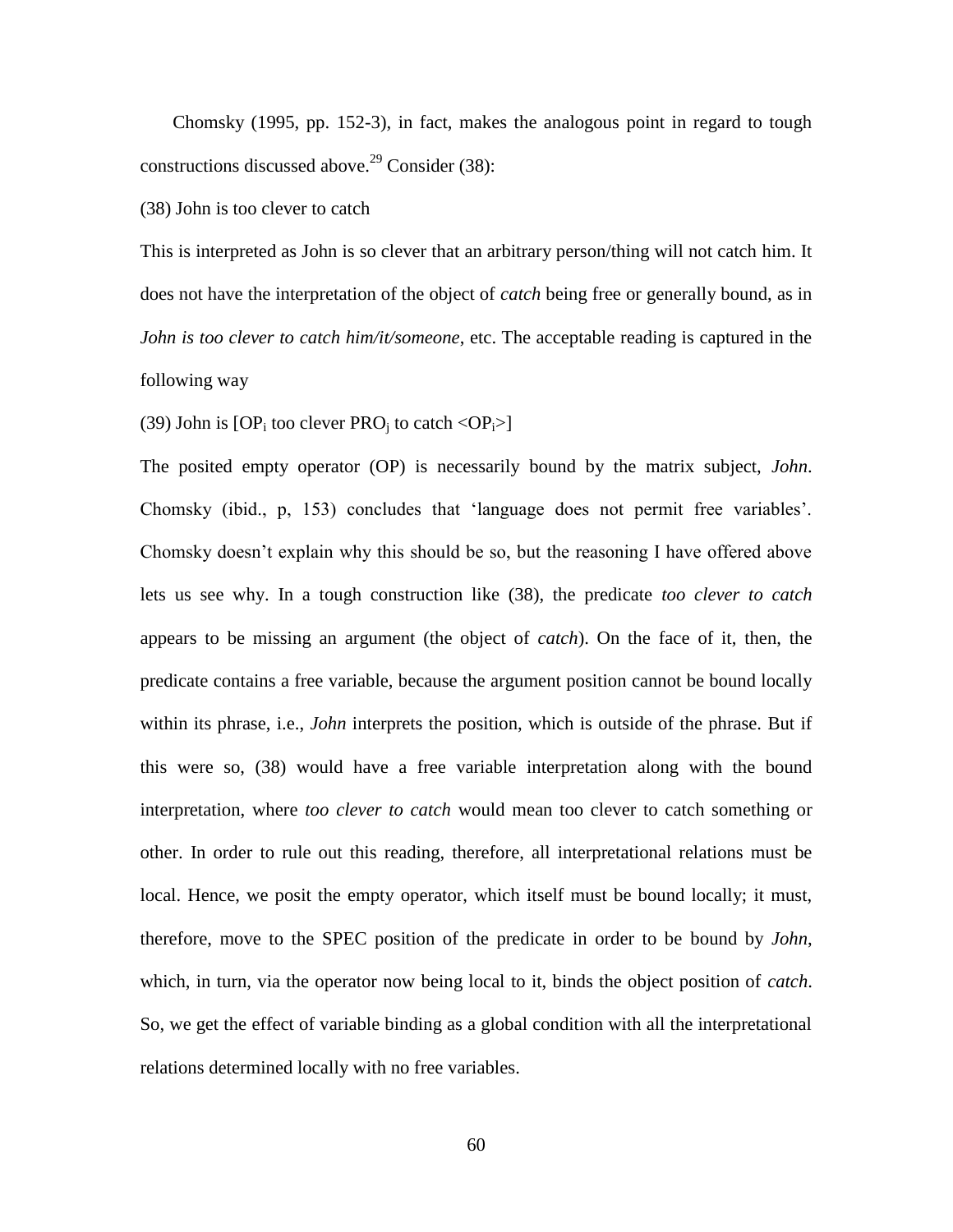Chomsky (1995, pp. 152-3), in fact, makes the analogous point in regard to tough constructions discussed above.[29] Consider (38):

(38) John is too clever to catch

This is interpreted as John is so clever that an arbitrary person/thing will not catch him. It does not have the interpretation of the object of *catch* being free or generally bound, as in *John is too clever to catch him/it/someone*, etc. The acceptable reading is captured in the following way

(39) John is [$OP_i$ too clever $PRO_j$ to catch <$OP_i$>]

The posited empty operator (OP) is necessarily bound by the matrix subject, *John*. Chomsky (ibid., p, 153) concludes that 'language does not permit free variables'. Chomsky doesn't explain why this should be so, but the reasoning I have offered above lets us see why. In a tough construction like (38), the predicate *too clever to catch* appears to be missing an argument (the object of *catch*). On the face of it, then, the predicate contains a free variable, because the argument position cannot be bound locally within its phrase, i.e., *John* interprets the position, which is outside of the phrase. But if this were so, (38) would have a free variable interpretation along with the bound interpretation, where *too clever to catch* would mean too clever to catch something or other. In order to rule out this reading, therefore, all interpretational relations must be local. Hence, we posit the empty operator, which itself must be bound locally; it must, therefore, move to the SPEC position of the predicate in order to be bound by *John*, which, in turn, via the operator now being local to it, binds the object position of *catch*. So, we get the effect of variable binding as a global condition with all the interpretational relations determined locally with no free variables.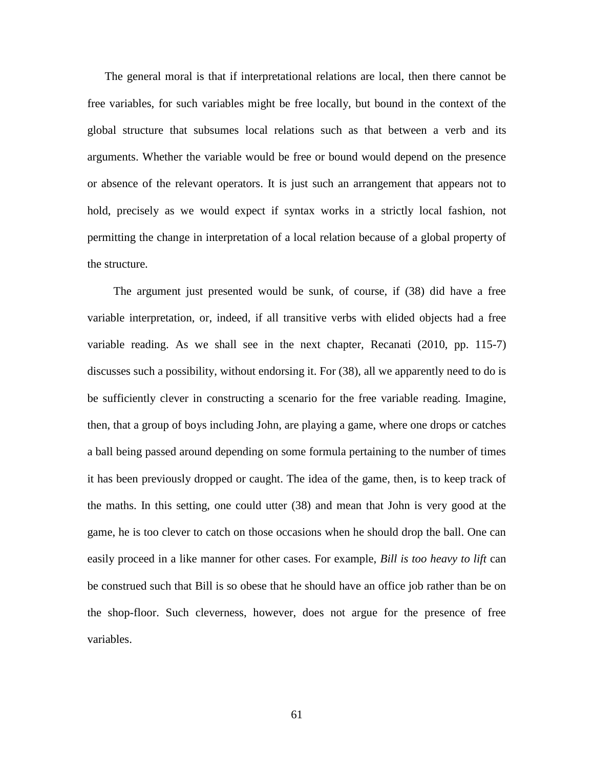The general moral is that if interpretational relations are local, then there cannot be free variables, for such variables might be free locally, but bound in the context of the global structure that subsumes local relations such as that between a verb and its arguments. Whether the variable would be free or bound would depend on the presence or absence of the relevant operators. It is just such an arrangement that appears not to hold, precisely as we would expect if syntax works in a strictly local fashion, not permitting the change in interpretation of a local relation because of a global property of the structure.

The argument just presented would be sunk, of course, if (38) did have a free variable interpretation, or, indeed, if all transitive verbs with elided objects had a free variable reading. As we shall see in the next chapter, Recanati (2010, pp. 115-7) discusses such a possibility, without endorsing it. For (38), all we apparently need to do is be sufficiently clever in constructing a scenario for the free variable reading. Imagine, then, that a group of boys including John, are playing a game, where one drops or catches a ball being passed around depending on some formula pertaining to the number of times it has been previously dropped or caught. The idea of the game, then, is to keep track of the maths. In this setting, one could utter (38) and mean that John is very good at the game, he is too clever to catch on those occasions when he should drop the ball. One can easily proceed in a like manner for other cases. For example, *Bill is too heavy to lift* can be construed such that Bill is so obese that he should have an office job rather than be on the shop-floor. Such cleverness, however, does not argue for the presence of free variables.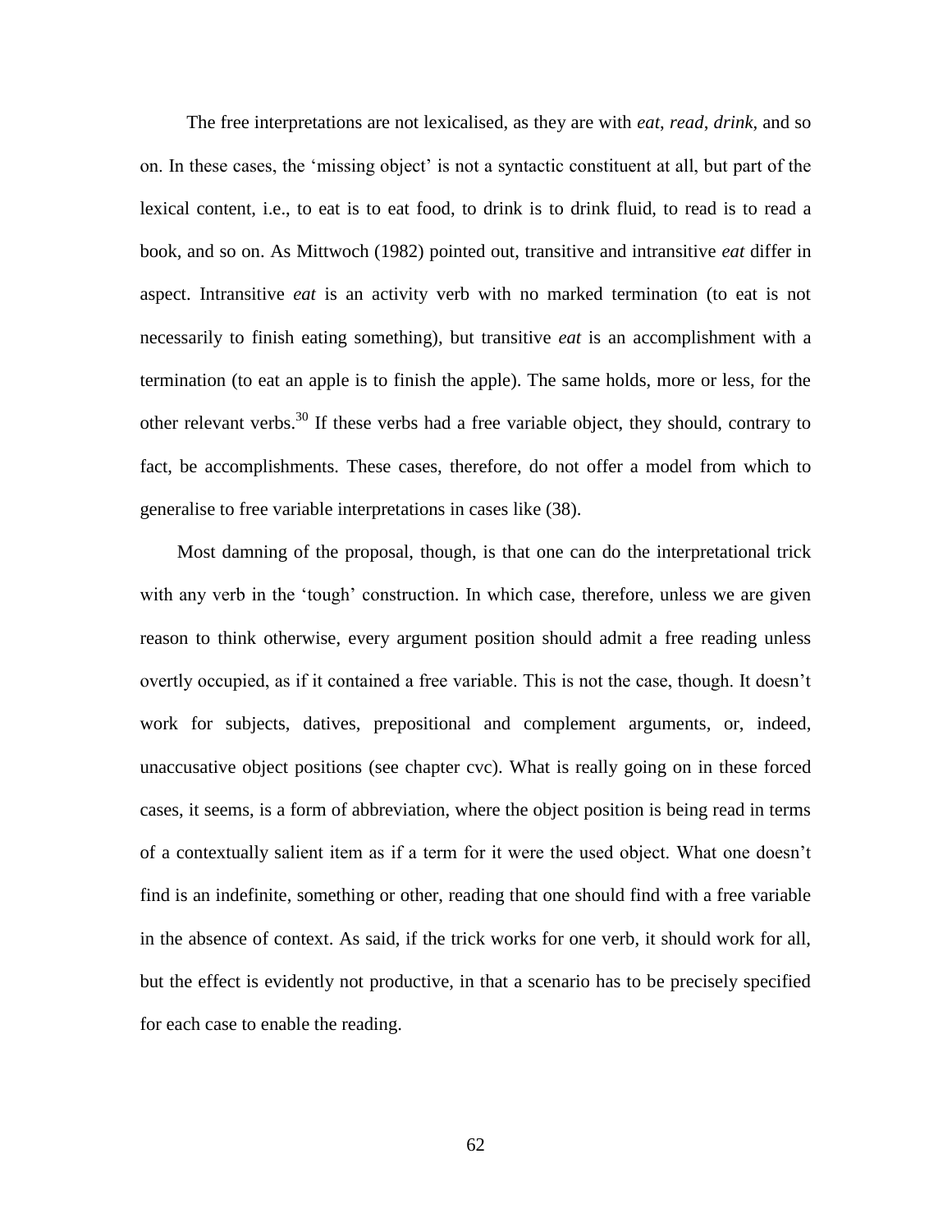The free interpretations are not lexicalised, as they are with *eat*, *read*, *drink*, and so on. In these cases, the 'missing object' is not a syntactic constituent at all, but part of the lexical content, i.e., to eat is to eat food, to drink is to drink fluid, to read is to read a book, and so on. As Mittwoch (1982) pointed out, transitive and intransitive *eat* differ in aspect. Intransitive *eat* is an activity verb with no marked termination (to eat is not necessarily to finish eating something), but transitive *eat* is an accomplishment with a termination (to eat an apple is to finish the apple). The same holds, more or less, for the other relevant verbs.[30] If these verbs had a free variable object, they should, contrary to fact, be accomplishments. These cases, therefore, do not offer a model from which to generalise to free variable interpretations in cases like (38).

Most damning of the proposal, though, is that one can do the interpretational trick with any verb in the 'tough' construction. In which case, therefore, unless we are given reason to think otherwise, every argument position should admit a free reading unless overtly occupied, as if it contained a free variable. This is not the case, though. It doesn't work for subjects, datives, prepositional and complement arguments, or, indeed, unaccusative object positions (see chapter cvc). What is really going on in these forced cases, it seems, is a form of abbreviation, where the object position is being read in terms of a contextually salient item as if a term for it were the used object. What one doesn't find is an indefinite, something or other, reading that one should find with a free variable in the absence of context. As said, if the trick works for one verb, it should work for all, but the effect is evidently not productive, in that a scenario has to be precisely specified for each case to enable the reading.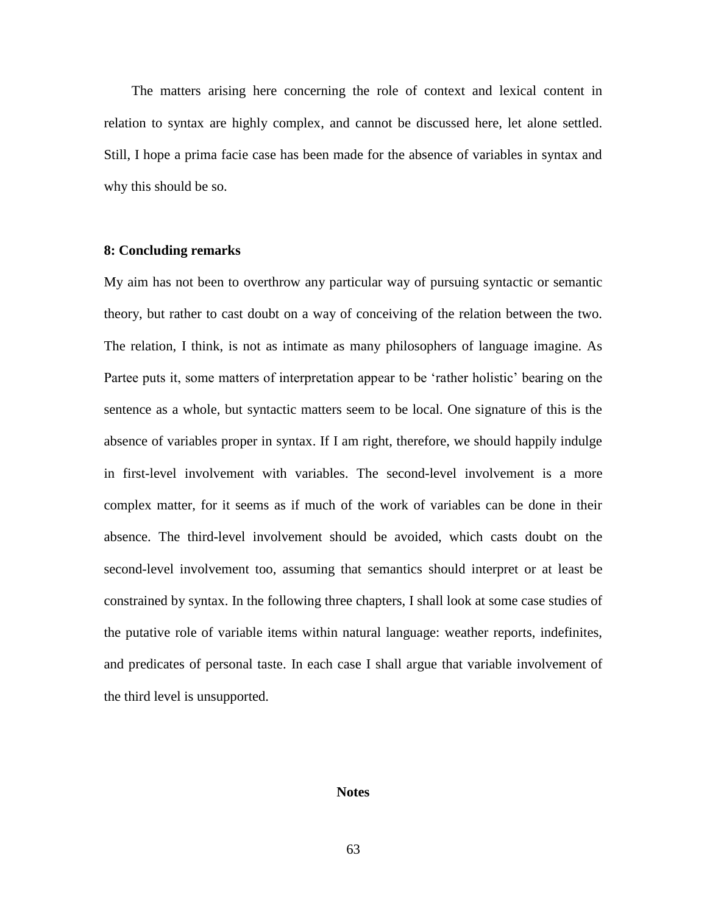The matters arising here concerning the role of context and lexical content in relation to syntax are highly complex, and cannot be discussed here, let alone settled. Still, I hope a prima facie case has been made for the absence of variables in syntax and why this should be so.

**8: Concluding remarks**

My aim has not been to overthrow any particular way of pursuing syntactic or semantic theory, but rather to cast doubt on a way of conceiving of the relation between the two. The relation, I think, is not as intimate as many philosophers of language imagine. As Partee puts it, some matters of interpretation appear to be 'rather holistic' bearing on the sentence as a whole, but syntactic matters seem to be local. One signature of this is the absence of variables proper in syntax. If I am right, therefore, we should happily indulge in first-level involvement with variables. The second-level involvement is a more complex matter, for it seems as if much of the work of variables can be done in their absence. The third-level involvement should be avoided, which casts doubt on the second-level involvement too, assuming that semantics should interpret or at least be constrained by syntax. In the following three chapters, I shall look at some case studies of the putative role of variable items within natural language: weather reports, indefinites, and predicates of personal taste. In each case I shall argue that variable involvement of the third level is unsupported.

**Notes**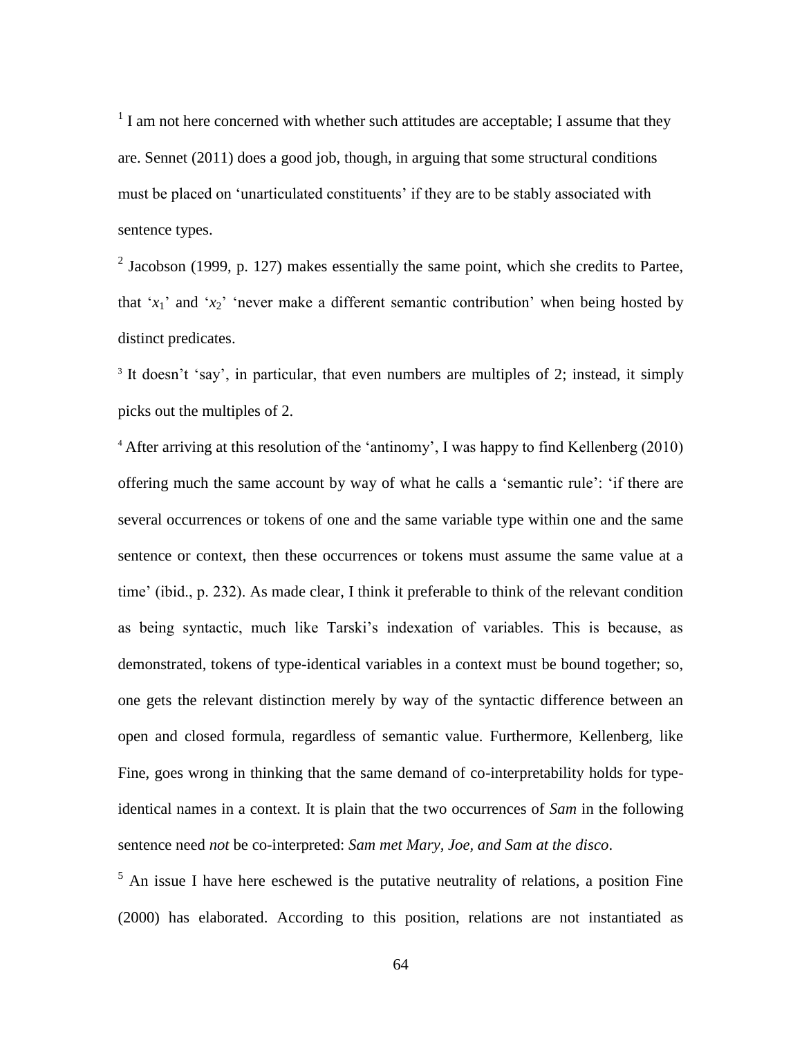[1] I am not here concerned with whether such attitudes are acceptable; I assume that they are. Sennet (2011) does a good job, though, in arguing that some structural conditions must be placed on 'unarticulated constituents' if they are to be stably associated with sentence types.

[2] Jacobson (1999, p. 127) makes essentially the same point, which she credits to Partee, that '$x_1$' and '$x_2$' 'never make a different semantic contribution' when being hosted by distinct predicates.

[3] It doesn't 'say', in particular, that even numbers are multiples of 2; instead, it simply picks out the multiples of 2.

[4] After arriving at this resolution of the 'antinomy', I was happy to find Kellenberg (2010) offering much the same account by way of what he calls a 'semantic rule': 'if there are several occurrences or tokens of one and the same variable type within one and the same sentence or context, then these occurrences or tokens must assume the same value at a time' (ibid., p. 232). As made clear, I think it preferable to think of the relevant condition as being syntactic, much like Tarski's indexation of variables. This is because, as demonstrated, tokens of type-identical variables in a context must be bound together; so, one gets the relevant distinction merely by way of the syntactic difference between an open and closed formula, regardless of semantic value. Furthermore, Kellenberg, like Fine, goes wrong in thinking that the same demand of co-interpretability holds for type-identical names in a context. It is plain that the two occurrences of *Sam* in the following sentence need *not* be co-interpreted: *Sam met Mary, Joe, and Sam at the disco*.

[5] An issue I have here eschewed is the putative neutrality of relations, a position Fine (2000) has elaborated. According to this position, relations are not instantiated as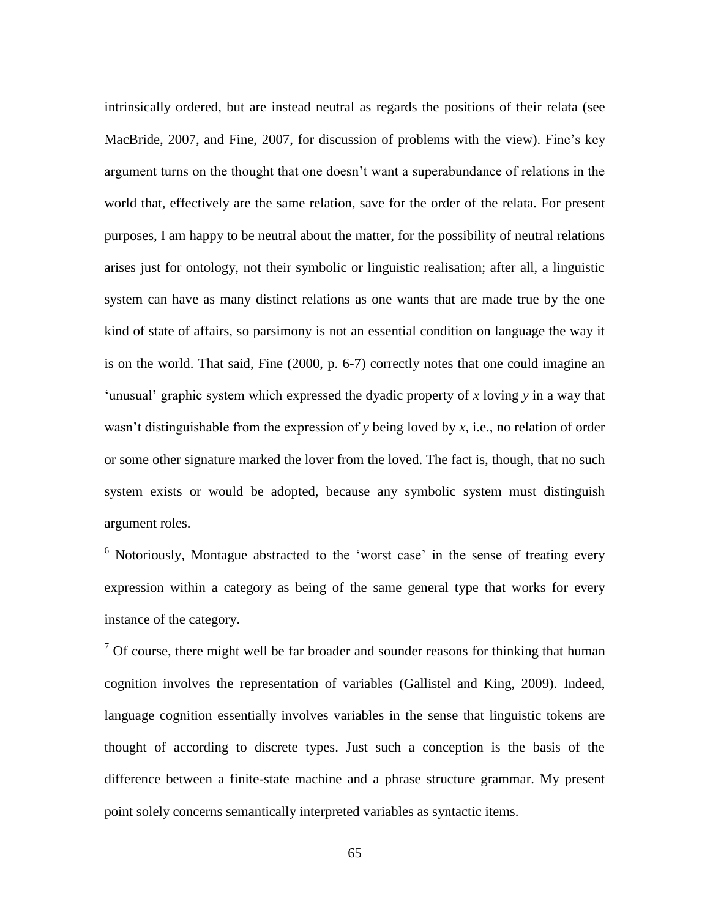intrinsically ordered, but are instead neutral as regards the positions of their relata (see MacBride, 2007, and Fine, 2007, for discussion of problems with the view). Fine's key argument turns on the thought that one doesn't want a superabundance of relations in the world that, effectively are the same relation, save for the order of the relata. For present purposes, I am happy to be neutral about the matter, for the possibility of neutral relations arises just for ontology, not their symbolic or linguistic realisation; after all, a linguistic system can have as many distinct relations as one wants that are made true by the one kind of state of affairs, so parsimony is not an essential condition on language the way it is on the world. That said, Fine (2000, p. 6-7) correctly notes that one could imagine an 'unusual' graphic system which expressed the dyadic property of *x* loving *y* in a way that wasn't distinguishable from the expression of *y* being loved by *x*, i.e., no relation of order or some other signature marked the lover from the loved. The fact is, though, that no such system exists or would be adopted, because any symbolic system must distinguish argument roles.

[6] Notoriously, Montague abstracted to the 'worst case' in the sense of treating every expression within a category as being of the same general type that works for every instance of the category.

[7] Of course, there might well be far broader and sounder reasons for thinking that human cognition involves the representation of variables (Gallistel and King, 2009). Indeed, language cognition essentially involves variables in the sense that linguistic tokens are thought of according to discrete types. Just such a conception is the basis of the difference between a finite-state machine and a phrase structure grammar. My present point solely concerns semantically interpreted variables as syntactic items.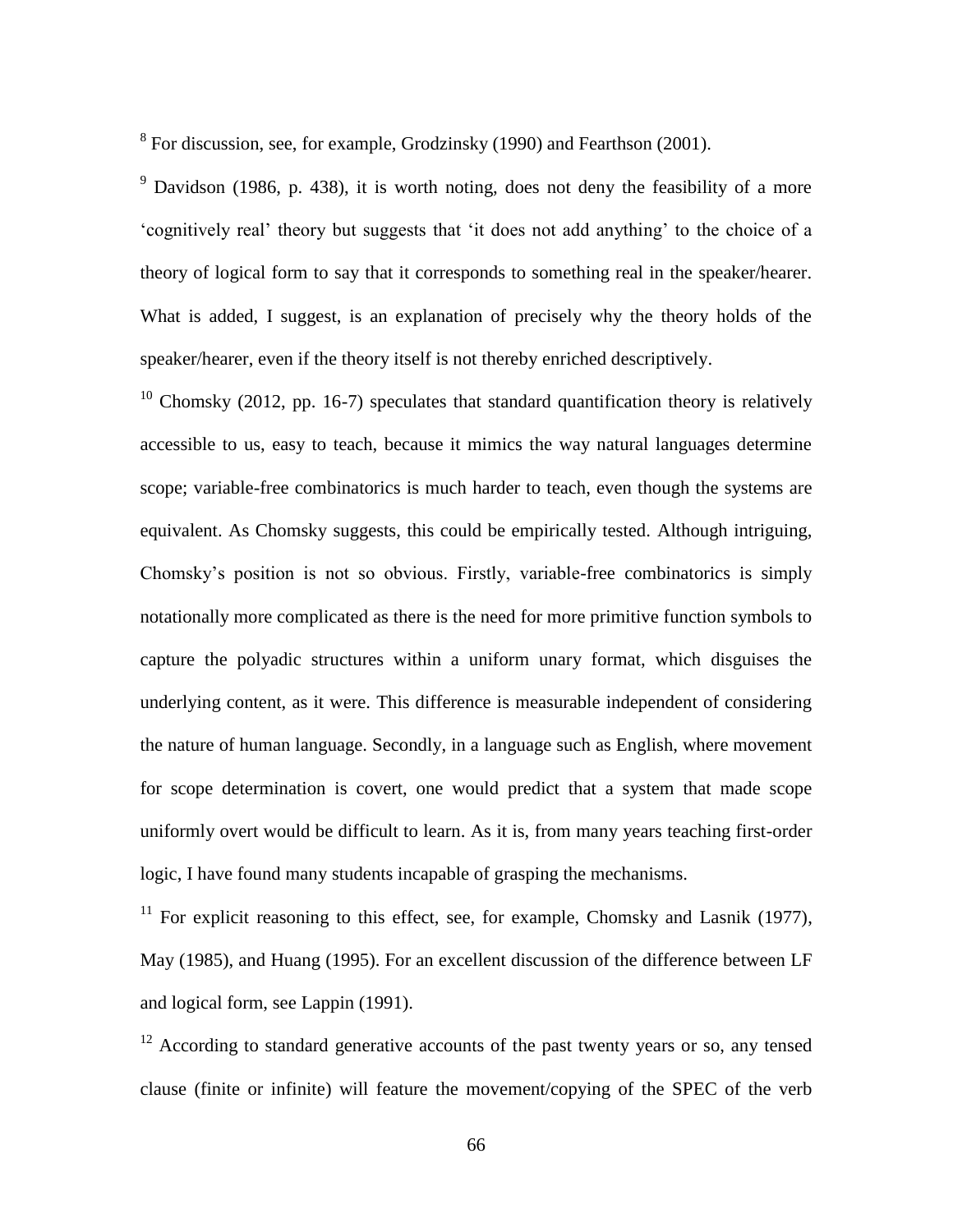[8] For discussion, see, for example, Grodzinsky (1990) and Fearthson (2001).

[9] Davidson (1986, p. 438), it is worth noting, does not deny the feasibility of a more 'cognitively real' theory but suggests that 'it does not add anything' to the choice of a theory of logical form to say that it corresponds to something real in the speaker/hearer. What is added, I suggest, is an explanation of precisely why the theory holds of the speaker/hearer, even if the theory itself is not thereby enriched descriptively.

[10] Chomsky (2012, pp. 16-7) speculates that standard quantification theory is relatively accessible to us, easy to teach, because it mimics the way natural languages determine scope; variable-free combinatorics is much harder to teach, even though the systems are equivalent. As Chomsky suggests, this could be empirically tested. Although intriguing, Chomsky's position is not so obvious. Firstly, variable-free combinatorics is simply notationally more complicated as there is the need for more primitive function symbols to capture the polyadic structures within a uniform unary format, which disguises the underlying content, as it were. This difference is measurable independent of considering the nature of human language. Secondly, in a language such as English, where movement for scope determination is covert, one would predict that a system that made scope uniformly overt would be difficult to learn. As it is, from many years teaching first-order logic, I have found many students incapable of grasping the mechanisms.

[11] For explicit reasoning to this effect, see, for example, Chomsky and Lasnik (1977), May (1985), and Huang (1995). For an excellent discussion of the difference between LF and logical form, see Lappin (1991).

[12] According to standard generative accounts of the past twenty years or so, any tensed clause (finite or infinite) will feature the movement/copying of the SPEC of the verb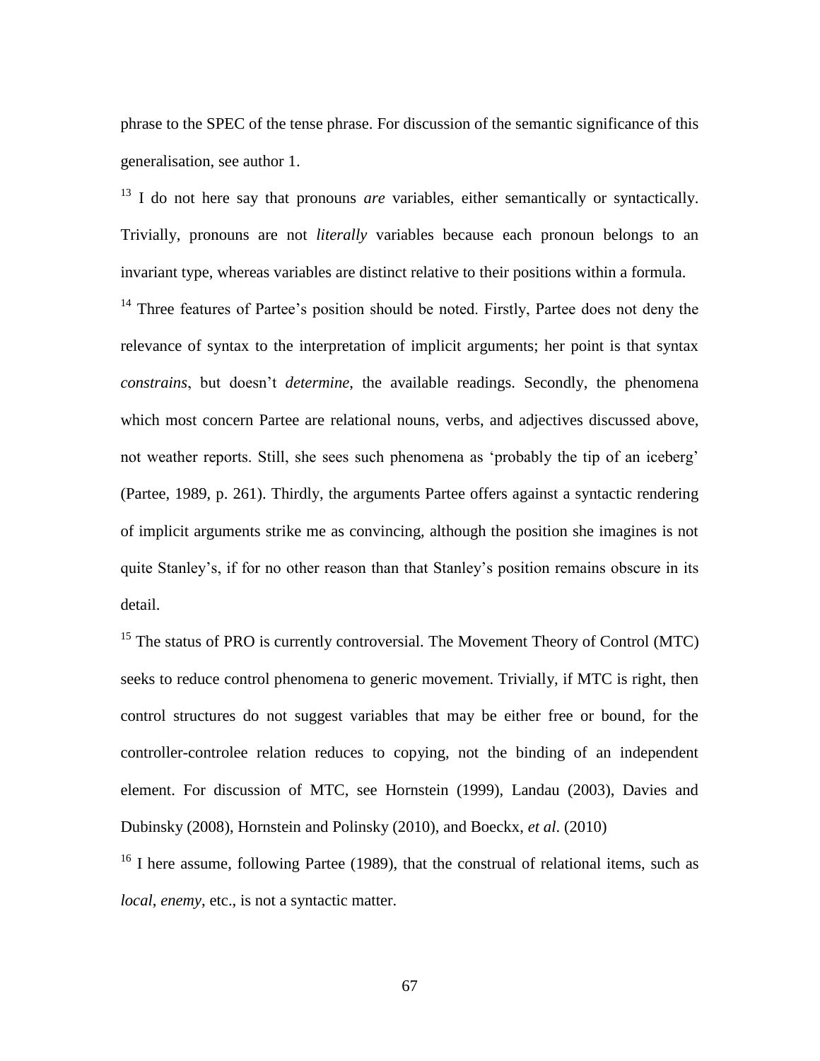phrase to the SPEC of the tense phrase. For discussion of the semantic significance of this generalisation, see author 1.

[13] I do not here say that pronouns *are* variables, either semantically or syntactically. Trivially, pronouns are not *literally* variables because each pronoun belongs to an invariant type, whereas variables are distinct relative to their positions within a formula.

[14] Three features of Partee's position should be noted. Firstly, Partee does not deny the relevance of syntax to the interpretation of implicit arguments; her point is that syntax *constrains*, but doesn't *determine*, the available readings. Secondly, the phenomena which most concern Partee are relational nouns, verbs, and adjectives discussed above, not weather reports. Still, she sees such phenomena as 'probably the tip of an iceberg' (Partee, 1989, p. 261). Thirdly, the arguments Partee offers against a syntactic rendering of implicit arguments strike me as convincing, although the position she imagines is not quite Stanley's, if for no other reason than that Stanley's position remains obscure in its detail.

[15] The status of PRO is currently controversial. The Movement Theory of Control (MTC) seeks to reduce control phenomena to generic movement. Trivially, if MTC is right, then control structures do not suggest variables that may be either free or bound, for the controller-controlee relation reduces to copying, not the binding of an independent element. For discussion of MTC, see Hornstein (1999), Landau (2003), Davies and Dubinsky (2008), Hornstein and Polinsky (2010), and Boeckx, *et al*. (2010)

[16] I here assume, following Partee (1989), that the construal of relational items, such as *local*, *enemy*, etc., is not a syntactic matter.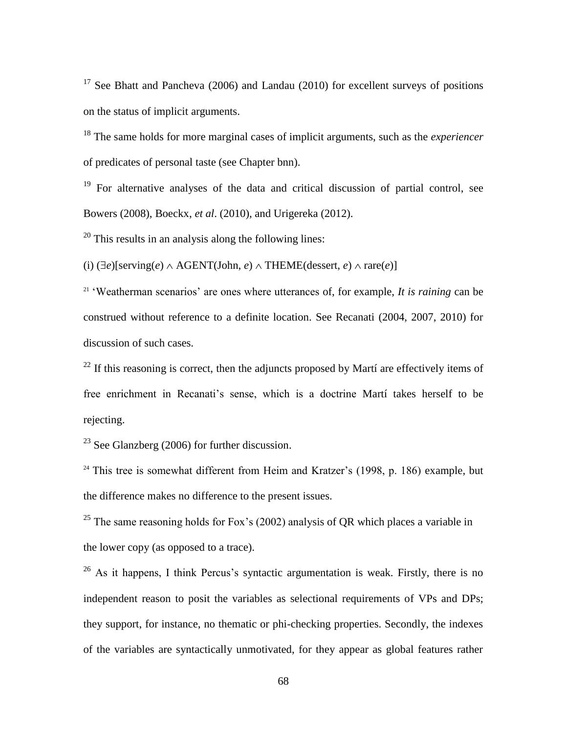[17] See Bhatt and Pancheva (2006) and Landau (2010) for excellent surveys of positions on the status of implicit arguments.

[18] The same holds for more marginal cases of implicit arguments, such as the *experiencer* of predicates of personal taste (see Chapter bnn).

[19] For alternative analyses of the data and critical discussion of partial control, see Bowers (2008), Boeckx, *et al*. (2010), and Urigereka (2012).

[20] This results in an analysis along the following lines:

(i) $(\exists e)[\text{serving}(e) \wedge \text{AGENT}(\text{John}, e) \wedge \text{THEME}(\text{dessert}, e) \wedge \text{rare}(e)]$

[21] 'Weatherman scenarios' are ones where utterances of, for example, *It is raining* can be construed without reference to a definite location. See Recanati (2004, 2007, 2010) for discussion of such cases.

[22] If this reasoning is correct, then the adjuncts proposed by Martí are effectively items of free enrichment in Recanati's sense, which is a doctrine Martí takes herself to be rejecting.

[23] See Glanzberg (2006) for further discussion.

[24] This tree is somewhat different from Heim and Kratzer's (1998, p. 186) example, but the difference makes no difference to the present issues.

[25] The same reasoning holds for Fox's (2002) analysis of QR which places a variable in the lower copy (as opposed to a trace).

[26] As it happens, I think Percus's syntactic argumentation is weak. Firstly, there is no independent reason to posit the variables as selectional requirements of VPs and DPs; they support, for instance, no thematic or phi-checking properties. Secondly, the indexes of the variables are syntactically unmotivated, for they appear as global features rather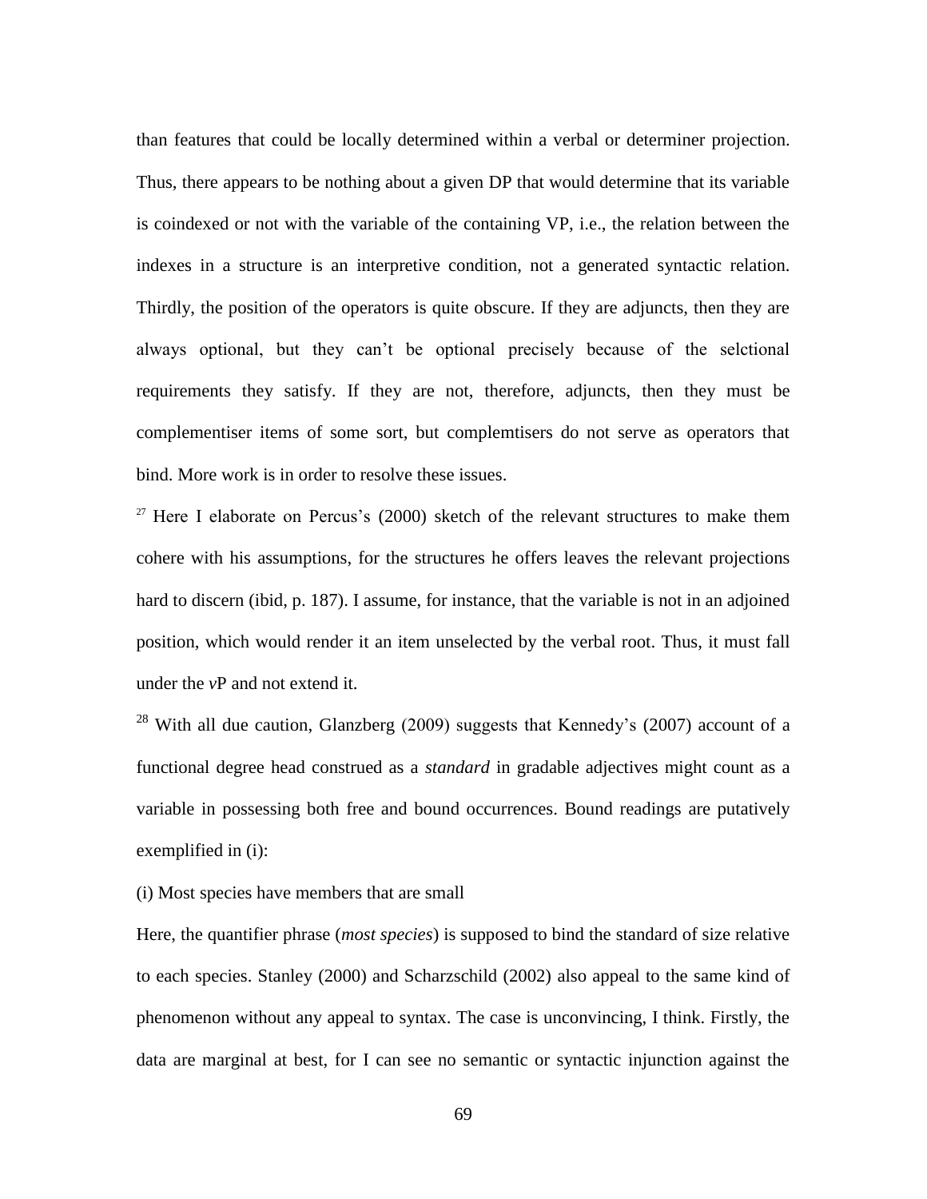than features that could be locally determined within a verbal or determiner projection. Thus, there appears to be nothing about a given DP that would determine that its variable is coindexed or not with the variable of the containing VP, i.e., the relation between the indexes in a structure is an interpretive condition, not a generated syntactic relation. Thirdly, the position of the operators is quite obscure. If they are adjuncts, then they are always optional, but they can't be optional precisely because of the selctional requirements they satisfy. If they are not, therefore, adjuncts, then they must be complementiser items of some sort, but complemtisers do not serve as operators that bind. More work is in order to resolve these issues.

[27] Here I elaborate on Percus's (2000) sketch of the relevant structures to make them cohere with his assumptions, for the structures he offers leaves the relevant projections hard to discern (ibid, p. 187). I assume, for instance, that the variable is not in an adjoined position, which would render it an item unselected by the verbal root. Thus, it must fall under the *v*P and not extend it.

[28] With all due caution, Glanzberg (2009) suggests that Kennedy's (2007) account of a functional degree head construed as a *standard* in gradable adjectives might count as a variable in possessing both free and bound occurrences. Bound readings are putatively exemplified in (i):

(i) Most species have members that are small

Here, the quantifier phrase (*most species*) is supposed to bind the standard of size relative to each species. Stanley (2000) and Scharzschild (2002) also appeal to the same kind of phenomenon without any appeal to syntax. The case is unconvincing, I think. Firstly, the data are marginal at best, for I can see no semantic or syntactic injunction against the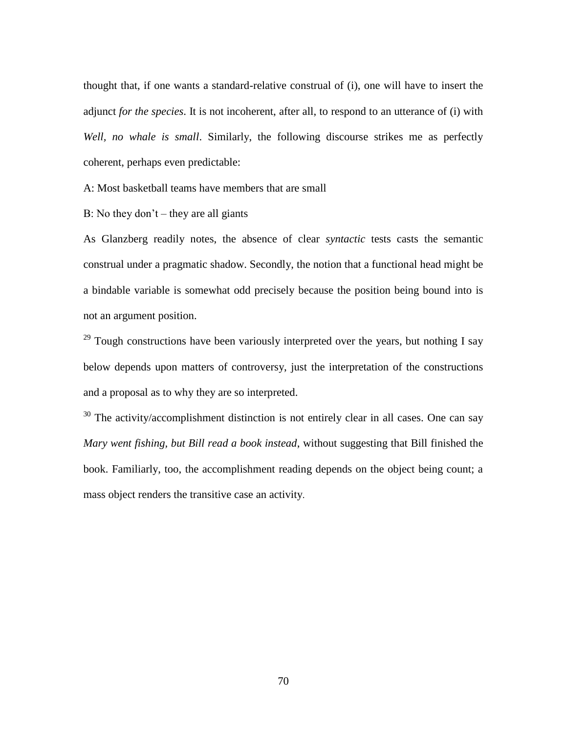thought that, if one wants a standard-relative construal of (i), one will have to insert the adjunct *for the species*. It is not incoherent, after all, to respond to an utterance of (i) with *Well, no whale is small*. Similarly, the following discourse strikes me as perfectly coherent, perhaps even predictable:

A: Most basketball teams have members that are small

B: No they don't – they are all giants

As Glanzberg readily notes, the absence of clear *syntactic* tests casts the semantic construal under a pragmatic shadow. Secondly, the notion that a functional head might be a bindable variable is somewhat odd precisely because the position being bound into is not an argument position.

[29] Tough constructions have been variously interpreted over the years, but nothing I say below depends upon matters of controversy, just the interpretation of the constructions and a proposal as to why they are so interpreted.

[30] The activity/accomplishment distinction is not entirely clear in all cases. One can say *Mary went fishing, but Bill read a book instead*, without suggesting that Bill finished the book. Familiarly, too, the accomplishment reading depends on the object being count; a mass object renders the transitive case an activity.